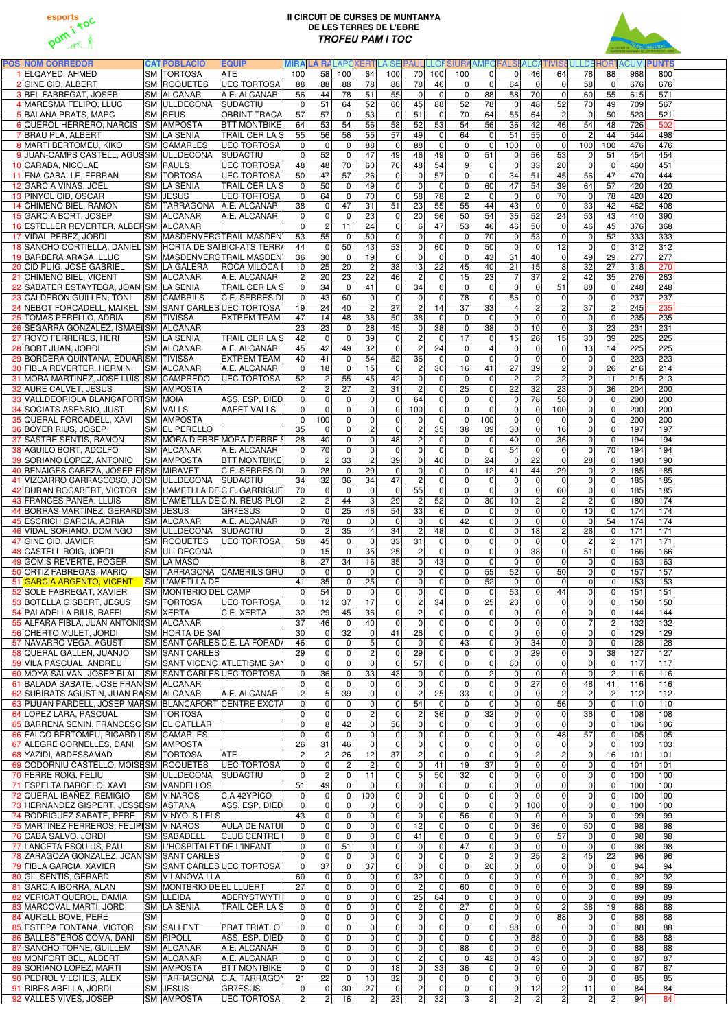# II CIRCUIT DE CURSES DE MUNTANYA DE LES TERRES DE L'EBRE

## *TROFEU PAM I TOC*

| POS | NOM CORREDOR | CAT | POBLACIO | EQUIP | MIRA | LA RA | LAPO | XERT | LA SE | PAUL | LLOR | SIURA | AMPO | FALSE | ALCA | TIVISS | ULLDE | HORT | ACUMU | PUNTS |
|---|---|---|---|---|---|---|---|---|---|---|---|---|---|---|---|---|---|---|---|---|
| 1 | ELQAYED, AHMED | SM | TORTOSA | ATE | 100 | 58 | 100 | 64 | 100 | 70 | 100 | 100 | 0 | 0 | 46 | 64 | 78 | 88 | 968 | 800 |
| 2 | GINE CID, ALBERT | SM | ROQUETES | UEC TORTOSA | 88 | 88 | 88 | 78 | 88 | 78 | 46 | 0 | 0 | 64 | 0 | 0 | 58 | 0 | 676 | 676 |
| 3 | BEL FABREGAT, JOSEP | SM | ALCANAR | A.E. ALCANAR | 56 | 44 | 78 | 51 | 55 | 0 | 0 | 0 | 88 | 58 | 70 | 0 | 60 | 55 | 615 | 571 |
| 4 | MARESMA FELIPO, LLUC | SM | ULLDECONA | SUDACTIU | 0 | 51 | 64 | 52 | 60 | 45 | 88 | 52 | 78 | 0 | 48 | 52 | 70 | 49 | 709 | 567 |
| 5 | BALANA PRATS, MARC | SM | REUS | OBRINT TRAÇA | 57 | 57 | 0 | 53 | 0 | 51 | 0 | 70 | 64 | 55 | 64 | 2 | 0 | 50 | 523 | 521 |
| 6 | QUEROL HERRERO, NARCIS | SM | AMPOSTA | BTT MONTBIKE | 64 | 53 | 54 | 56 | 58 | 52 | 53 | 54 | 56 | 36 | 42 | 46 | 54 | 48 | 726 | 502 |
| 7 | BRAU PLA, ALBERT | SM | LA SENIA | TRAIL CER LA S | 55 | 56 | 56 | 55 | 57 | 49 | 0 | 64 | 0 | 51 | 55 | 0 | 2 | 44 | 544 | 498 |
| 8 | MARTI BERTOMEU, KIKO | SM | CAMARLES | UEC TORTOSA | 0 | 0 | 0 | 88 | 0 | 88 | 0 | 0 | 0 | 100 | 0 | 0 | 100 | 100 | 476 | 476 |
| 9 | JUAN-CAMPS CASTELL, AGUS | SM | ULLDECONA | SUDACTIU | 0 | 52 | 0 | 47 | 49 | 46 | 49 | 0 | 51 | 0 | 56 | 53 | 0 | 51 | 454 | 454 |
| 10 | CARABA, NICOLAE | SM | PAULS | UEC TORTOSA | 48 | 48 | 70 | 60 | 70 | 48 | 54 | 9 | 0 | 0 | 33 | 20 | 0 | 0 | 460 | 451 |
| 11 | ENA CABALLE, FERRAN | SM | TORTOSA | UEC TORTOSA | 50 | 47 | 57 | 26 | 0 | 0 | 57 | 0 | 0 | 34 | 51 | 45 | 56 | 47 | 470 | 444 |
| 12 | GARCIA VINAS, JOEL | SM | LA SENIA | TRAIL CER LA S | 0 | 50 | 0 | 49 | 0 | 0 | 0 | 0 | 60 | 47 | 54 | 39 | 64 | 57 | 420 | 420 |
| 13 | PINYOL CID, OSCAR | SM | JESUS | UEC TORTOSA | 0 | 64 | 0 | 70 | 0 | 58 | 78 | 2 | 0 | 0 | 0 | 70 | 0 | 78 | 420 | 420 |
| 14 | CHIMENO BIEL, RAMON | SM | TARRAGONA | A.E. ALCANAR | 38 | 0 | 47 | 31 | 51 | 23 | 55 | 55 | 44 | 43 | 0 | 0 | 33 | 42 | 462 | 408 |
| 15 | GARCIA BORT, JOSEP | SM | ALCANAR | A.E. ALCANAR | 0 | 0 | 0 | 23 | 0 | 20 | 56 | 50 | 54 | 35 | 52 | 24 | 53 | 43 | 410 | 390 |
| 16 | ESTELLER REVERTER, ALBERT | SM | ALCANAR | | 0 | 2 | 11 | 24 | 0 | 6 | 47 | 53 | 46 | 46 | 50 | 0 | 46 | 45 | 376 | 368 |
| 17 | VIDAL PEREZ, JORDI | SM | MASDENVERG | TRAIL MASDEN | 53 | 55 | 0 | 50 | 0 | 0 | 0 | 0 | 70 | 0 | 53 | 0 | 0 | 52 | 333 | 333 |
| 18 | SANCHO CORTIELLA, DANIEL | SM | HORTA DE SA | BICI-ATS TERR | 44 | 0 | 50 | 43 | 53 | 0 | 60 | 0 | 50 | 0 | 0 | 12 | 0 | 0 | 312 | 312 |
| 19 | BARBERA ARASA, LLUC | SM | MASDENVERG | TRAIL MASDEN | 36 | 30 | 0 | 19 | 0 | 0 | 0 | 0 | 43 | 31 | 40 | 0 | 49 | 29 | 277 | 277 |
| 20 | CID PUIG, JOSE GABRIEL | SM | LA GALERA | ROCA MILOCA | 10 | 25 | 20 | 2 | 38 | 13 | 22 | 45 | 40 | 21 | 15 | 8 | 32 | 27 | 318 | 270 |
| 21 | CHIMENO BIEL, VICENT | SM | ALCANAR | A.E. ALCANAR | 2 | 20 | 23 | 22 | 46 | 2 | 0 | 15 | 23 | 7 | 37 | 2 | 42 | 35 | 276 | 263 |
| 22 | SABATER ESTAYTEGA, JOAN | SM | LA SENIA | TRAIL CER LA S | 0 | 34 | 0 | 41 | 0 | 34 | 0 | 0 | 0 | 0 | 0 | 51 | 88 | 0 | 248 | 248 |
| 23 | CALDERON GUILLEN, TONI | SM | CAMBRILS | C.E. SERRES D | 0 | 43 | 60 | 0 | 0 | 0 | 0 | 78 | 0 | 56 | 0 | 0 | 0 | 0 | 237 | 237 |
| 24 | NEBOT FORCADELL, MAIKEL | SM | SANT CARLES | UEC TORTOSA | 19 | 24 | 40 | 2 | 27 | 2 | 14 | 37 | 33 | 4 | 2 | 2 | 37 | 2 | 245 | 235 |
| 25 | TOMAS PERELLO, ADRIA | SM | TIVISSA | EXTREM TEAM | 47 | 14 | 48 | 38 | 50 | 38 | 0 | 0 | 0 | 0 | 0 | 0 | 0 | 0 | 235 | 235 |
| 26 | SEGARRA GONZALEZ, ISMAEL | SM | ALCANAR | | 23 | 23 | 0 | 28 | 45 | 0 | 38 | 0 | 38 | 0 | 10 | 0 | 3 | 23 | 231 | 231 |
| 27 | ROYO FERRERES, HERI | SM | LA SENIA | TRAIL CER LA S | 42 | 0 | 0 | 39 | 0 | 2 | 0 | 17 | 0 | 15 | 26 | 15 | 30 | 39 | 225 | 225 |
| 28 | BORT JUAN, JORDI | SM | ALCANAR | A.E. ALCANAR | 45 | 42 | 49 | 32 | 0 | 2 | 24 | 0 | 4 | 0 | 0 | 0 | 13 | 14 | 225 | 225 |
| 29 | BORDERA QUINTANA, EDUAR | SM | TIVISSA | EXTREM TEAM | 40 | 41 | 0 | 54 | 52 | 36 | 0 | 0 | 0 | 0 | 0 | 0 | 0 | 0 | 223 | 223 |
| 30 | FIBLA REVERTER, HERMINI | SM | ALCANAR | A.E. ALCANAR | 0 | 18 | 0 | 15 | 0 | 2 | 30 | 16 | 41 | 27 | 39 | 2 | 0 | 26 | 216 | 214 |
| 31 | MORA MARTINEZ, JOSE LUIS | SM | CAMPREDO | UEC TORTOSA | 52 | 2 | 55 | 45 | 42 | 0 | 0 | 0 | 0 | 2 | 2 | 2 | 2 | 11 | 215 | 213 |
| 32 | AURE CALVET, JESUS | SM | AMPOSTA | | 2 | 2 | 27 | 2 | 31 | 2 | 0 | 25 | 0 | 22 | 32 | 23 | 0 | 36 | 204 | 200 |
| 33 | VALLDEORIOLA BLANCAFORT | SM | MOIA | ASS. ESP. DIED | 0 | 0 | 0 | 0 | 0 | 64 | 0 | 0 | 0 | 0 | 78 | 58 | 0 | 0 | 200 | 200 |
| 34 | SOCIATS ASENSIO, JUST | SM | VALLS | AAEET VALLS | 0 | 0 | 0 | 0 | 0 | 100 | 0 | 0 | 0 | 0 | 0 | 100 | 0 | 0 | 200 | 200 |
| 35 | QUERAL FORCADELL, XAVI | SM | AMPOSTA | | 0 | 100 | 0 | 0 | 0 | 0 | 0 | 0 | 100 | 0 | 0 | 0 | 0 | 0 | 200 | 200 |
| 36 | BOYER RIUS, JOSEP | SM | EL PERELLO | | 35 | 0 | 0 | 2 | 0 | 2 | 35 | 38 | 39 | 30 | 0 | 16 | 0 | 0 | 197 | 197 |
| 37 | SASTRE SENTIS, RAMON | SM | MORA D'EBRE | MORA D'EBRE | 28 | 40 | 0 | 0 | 48 | 2 | 0 | 0 | 0 | 40 | 0 | 36 | 0 | 0 | 194 | 194 |
| 38 | AGUILO BORT, ADOLFO | SM | ALCANAR | A.E. ALCANAR | 0 | 70 | 0 | 0 | 0 | 0 | 0 | 0 | 0 | 54 | 0 | 0 | 0 | 70 | 194 | 194 |
| 39 | SORIANO LOPEZ, ANTONIO | SM | AMPOSTA | BTT MONTBIKE | 0 | 2 | 33 | 2 | 39 | 0 | 40 | 0 | 24 | 0 | 22 | 0 | 0 | 28 | 190 | 190 |
| 40 | BENAIGES CABEZA, JOSEP EN | SM | MIRAVET | C.E. SERRES D | 0 | 28 | 0 | 29 | 0 | 0 | 0 | 0 | 12 | 41 | 44 | 29 | 0 | 2 | 185 | 185 |
| 41 | VIZCARRO CARRASCOSO, JOS | SM | ULLDECONA | SUDACTIU | 34 | 32 | 36 | 34 | 47 | 2 | 0 | 0 | 0 | 0 | 0 | 0 | 0 | 0 | 185 | 185 |
| 42 | DURAN ROCABERT, VICTOR | SM | L'AMETLLA DE | C.E. GARRIGUE | 70 | 0 | 0 | 0 | 0 | 55 | 0 | 0 | 0 | 0 | 0 | 60 | 0 | 0 | 185 | 185 |
| 43 | FRANCES PANEA, LLUIS | SM | L'AMETLLA DE | C.N. REUS PLO | 2 | 2 | 44 | 3 | 29 | 2 | 52 | 0 | 30 | 10 | 2 | 2 | 2 | 0 | 180 | 174 |
| 44 | BORRAS MARTINEZ, GERARD | SM | JESUS | GR7ESUS | 0 | 0 | 25 | 46 | 54 | 33 | 6 | 0 | 0 | 0 | 0 | 0 | 10 | 0 | 174 | 174 |
| 45 | ESCRICH GARCIA, ADRIA | SM | ALCANAR | A.E. ALCANAR | 0 | 78 | 0 | 0 | 0 | 0 | 0 | 42 | 0 | 0 | 0 | 0 | 0 | 54 | 174 | 174 |
| 46 | VIDAL SORIANO, DOMINGO | SM | ULLDECONA | SUDACTIU | 0 | 2 | 35 | 4 | 34 | 2 | 48 | 0 | 0 | 0 | 18 | 2 | 26 | 0 | 171 | 171 |
| 47 | GINE CID, JAVIER | SM | ROQUETES | UEC TORTOSA | 58 | 45 | 0 | 0 | 33 | 31 | 0 | 0 | 0 | 0 | 0 | 0 | 2 | 2 | 171 | 171 |
| 48 | CASTELL ROIG, JORDI | SM | ULLDECONA | | 0 | 15 | 0 | 35 | 25 | 2 | 0 | 0 | 0 | 0 | 38 | 0 | 51 | 0 | 166 | 166 |
| 49 | GOMIS REVERTE, ROGER | SM | LA MASO | | 8 | 27 | 34 | 16 | 35 | 0 | 43 | 0 | 0 | 0 | 0 | 0 | 0 | 0 | 163 | 163 |
| 50 | ORTIZ FABREGAS, MARIO | SM | TARRAGONA | CAMBRILS GRU | 0 | 0 | 0 | 0 | 0 | 0 | 0 | 0 | 55 | 52 | 0 | 50 | 0 | 0 | 157 | 157 |
| 51 | GARCIA ARGENTO, VICENT | SM | L'AMETLLA DE | | 41 | 35 | 0 | 25 | 0 | 0 | 0 | 0 | 52 | 0 | 0 | 0 | 0 | 0 | 153 | 153 |
| 52 | SOLE FABREGAT, XAVIER | SM | MONTBRIO DEL CAMP | | 0 | 54 | 0 | 0 | 0 | 0 | 0 | 0 | 0 | 53 | 0 | 44 | 0 | 0 | 151 | 151 |
| 53 | BOTELLA GISBERT, JESUS | SM | TORTOSA | UEC TORTOSA | 0 | 12 | 37 | 17 | 0 | 2 | 34 | 0 | 25 | 23 | 0 | 0 | 0 | 0 | 150 | 150 |
| 54 | PALADELLA RIUS, RAFEL | SM | XERTA | C.E. XERTA | 32 | 29 | 45 | 36 | 0 | 2 | 0 | 0 | 0 | 0 | 0 | 0 | 0 | 0 | 144 | 144 |
| 55 | ALFARA FIBLA, JUAN ANTONI | SM | ALCANAR | | 37 | 46 | 0 | 40 | 0 | 0 | 0 | 0 | 0 | 0 | 0 | 0 | 7 | 2 | 132 | 132 |
| 56 | CHERTO MULET, JORDI | SM | HORTA DE SAI | | 30 | 0 | 32 | 0 | 41 | 26 | 0 | 0 | 0 | 0 | 0 | 0 | 0 | 0 | 129 | 129 |
| 57 | NAVARRO VEGA, AGUSTI | SM | SANT CARLES | C.E. LA FORADA | 46 | 0 | 0 | 5 | 0 | 0 | 0 | 43 | 0 | 0 | 34 | 0 | 0 | 0 | 128 | 128 |
| 58 | QUERAL GALLEN, JUANJO | SM | SANT CARLES | | 29 | 0 | 0 | 2 | 0 | 29 | 0 | 0 | 0 | 0 | 29 | 0 | 0 | 38 | 127 | 127 |
| 59 | VILA PASCUAL, ANDREU | SM | SANT VICENÇ | ATLETISME SAN | 0 | 0 | 0 | 0 | 0 | 57 | 0 | 0 | 0 | 60 | 0 | 0 | 0 | 0 | 117 | 117 |
| 60 | MOYA SALVAN, JOSEP BLAI | SM | SANT CARLES | UEC TORTOSA | 0 | 36 | 0 | 33 | 43 | 0 | 0 | 0 | 2 | 0 | 0 | 0 | 0 | 2 | 116 | 116 |
| 61 | BALADA SABATE, JOSE FRAN | SM | ALCANAR | | 0 | 0 | 0 | 0 | 0 | 0 | 0 | 0 | 0 | 0 | 27 | 0 | 48 | 41 | 116 | 116 |
| 62 | SUBIRATS AGUSTIN, JUAN RA | SM | ALCANAR | A.E. ALCANAR | 2 | 5 | 39 | 0 | 0 | 2 | 25 | 33 | 0 | 0 | 0 | 2 | 2 | 2 | 112 | 112 |
| 63 | PIJUAN PARDELL, JOSEP MAR | SM | BLANCAFORT | CENTRE EXCTA | 0 | 0 | 0 | 0 | 0 | 54 | 0 | 0 | 0 | 0 | 0 | 56 | 0 | 0 | 110 | 110 |
| 64 | LOPEZ LARA, PASCUAL | SM | TORTOSA | | 0 | 0 | 0 | 2 | 0 | 2 | 36 | 0 | 32 | 0 | 0 | 0 | 36 | 0 | 108 | 108 |
| 65 | BARRENA SENIN, FRANCESC | SM | EL CATLLAR | | 0 | 8 | 42 | 0 | 56 | 0 | 0 | 0 | 0 | 0 | 0 | 0 | 0 | 0 | 106 | 106 |
| 66 | FALCO BERTOMEU, RICARD L | SM | CAMARLES | | 0 | 0 | 0 | 0 | 0 | 0 | 0 | 0 | 0 | 0 | 0 | 48 | 57 | 0 | 105 | 105 |
| 67 | ALEGRE CORNELLES, DANI | SM | AMPOSTA | | 26 | 31 | 46 | 0 | 0 | 0 | 0 | 0 | 0 | 0 | 0 | 0 | 0 | 0 | 103 | 103 |
| 68 | YAZIDI, ABDESSAMAD | SM | TORTOSA | ATE | 2 | 2 | 26 | 12 | 37 | 2 | 0 | 0 | 0 | 0 | 2 | 2 | 0 | 16 | 101 | 101 |
| 69 | CODORNIU CASTELLO, MOISES | SM | ROQUETES | UEC TORTOSA | 0 | 0 | 2 | 2 | 0 | 0 | 41 | 19 | 37 | 0 | 0 | 0 | 0 | 0 | 101 | 101 |
| 70 | FERRE ROIG, FELIU | SM | ULLDECONA | SUDACTIU | 0 | 2 | 0 | 11 | 0 | 5 | 50 | 32 | 0 | 0 | 0 | 0 | 0 | 0 | 100 | 100 |
| 71 | ESPELTA BARCELO, XAVI | SM | VANDELLOS | | 51 | 49 | 0 | 0 | 0 | 0 | 0 | 0 | 0 | 0 | 0 | 0 | 0 | 0 | 100 | 100 |
| 72 | QUERAL IBAÑEZ, REMIGIO | SM | VINAROS | C.A 42YPICO | 0 | 0 | 0 | 100 | 0 | 0 | 0 | 0 | 0 | 0 | 0 | 0 | 0 | 0 | 100 | 100 |
| 73 | HERNANDEZ GISPERT, JESSE | SM | ASTANA | ASS. ESP. DIED | 0 | 0 | 0 | 0 | 0 | 0 | 0 | 0 | 0 | 0 | 100 | 0 | 0 | 0 | 100 | 100 |
| 74 | RODRIGUEZ SABATE, PERE | SM | VINYOLS I ELS | | 43 | 0 | 0 | 0 | 0 | 0 | 0 | 56 | 0 | 0 | 0 | 0 | 0 | 0 | 99 | 99 |
| 75 | MARTINEZ FERREROS, FELIPE | SM | VINAROS | AULA DE NATU | 0 | 0 | 0 | 0 | 0 | 12 | 0 | 0 | 0 | 0 | 36 | 0 | 50 | 0 | 98 | 98 |
| 76 | CABA SALVO, JORDI | SM | SABADELL | CLUB CENTRE | 0 | 0 | 0 | 0 | 0 | 41 | 0 | 0 | 0 | 0 | 0 | 57 | 0 | 0 | 98 | 98 |
| 77 | LANCETA ESQUIUS, PAU | SM | L'HOSPITALET DE L'INFANT | | 0 | 0 | 51 | 0 | 0 | 0 | 0 | 47 | 0 | 0 | 0 | 0 | 0 | 0 | 98 | 98 |
| 78 | ZARAGOZA GONZALEZ, JOAN | SM | SANT CARLES | | 0 | 0 | 0 | 0 | 0 | 0 | 0 | 0 | 2 | 0 | 25 | 2 | 45 | 22 | 96 | 96 |
| 79 | FIBLA GARCIA, XAVIER | SM | SANT CARLES | UEC TORTOSA | 0 | 37 | 0 | 37 | 0 | 0 | 0 | 0 | 20 | 0 | 0 | 0 | 0 | 0 | 94 | 94 |
| 80 | GIL SENTIS, GERARD | SM | VILANOVA I LA | | 60 | 0 | 0 | 0 | 0 | 32 | 0 | 0 | 0 | 0 | 0 | 0 | 0 | 0 | 92 | 92 |
| 81 | GARCIA IBORRA, ALAN | SM | MONTBRIO DE | EL LLUERT | 27 | 0 | 0 | 0 | 0 | 2 | 0 | 60 | 0 | 0 | 0 | 0 | 0 | 0 | 89 | 89 |
| 82 | VERICAT QUEROL, DAMIA | SM | LLEIDA | ABERYSTWYTH | 0 | 0 | 0 | 0 | 0 | 25 | 64 | 0 | 0 | 0 | 0 | 0 | 0 | 0 | 89 | 89 |
| 83 | MARCOVAL MARTI, JORDI | SM | LA SENIA | TRAIL CER LA S | 0 | 0 | 0 | 0 | 0 | 2 | 0 | 27 | 0 | 0 | 0 | 2 | 38 | 19 | 88 | 88 |
| 84 | AURELL BOVE, PERE | SM | | | 0 | 0 | 0 | 0 | 0 | 0 | 0 | 0 | 0 | 0 | 0 | 88 | 0 | 0 | 88 | 88 |
| 85 | ESTEPA FONTANA, VICTOR | SM | SALLENT | PRAT TRIATLO | 0 | 0 | 0 | 0 | 0 | 0 | 0 | 0 | 0 | 88 | 0 | 0 | 0 | 0 | 88 | 88 |
| 86 | BALLESTEROS COMA, DANI | SM | RIPOLL | ASS. ESP. DIED | 0 | 0 | 0 | 0 | 0 | 0 | 0 | 0 | 0 | 0 | 88 | 0 | 0 | 0 | 88 | 88 |
| 87 | SANCHO TORNE, GUILLEM | SM | ALCANAR | A.E. ALCANAR | 0 | 0 | 0 | 0 | 0 | 0 | 0 | 88 | 0 | 0 | 0 | 0 | 0 | 0 | 88 | 88 |
| 88 | MONFORT BEL, ALBERT | SM | ALCANAR | A.E. ALCANAR | 0 | 0 | 0 | 0 | 0 | 2 | 0 | 0 | 42 | 0 | 43 | 0 | 0 | 0 | 87 | 87 |
| 89 | SORIANO LOPEZ, MARTI | SM | AMPOSTA | BTT MONTBIKE | 0 | 0 | 0 | 0 | 18 | 0 | 33 | 36 | 0 | 0 | 0 | 0 | 0 | 0 | 87 | 87 |
| 90 | PEDROL VILCHES, ALEX | SM | TARRAGONA | C.A. TARRAGON | 21 | 22 | 0 | 10 | 32 | 0 | 0 | 0 | 0 | 0 | 0 | 0 | 0 | 0 | 85 | 85 |
| 91 | RIBES ABELLA, JORDI | SM | JESUS | GR7ESUS | 0 | 0 | 30 | 27 | 0 | 2 | 0 | 0 | 0 | 0 | 12 | 2 | 11 | 0 | 84 | 84 |
| 92 | VALLES VIVES, JOSEP | SM | AMPOSTA | UEC TORTOSA | 2 | 2 | 16 | 2 | 23 | 2 | 32 | 3 | 2 | 2 | 2 | 2 | 2 | 2 | 94 | 84 |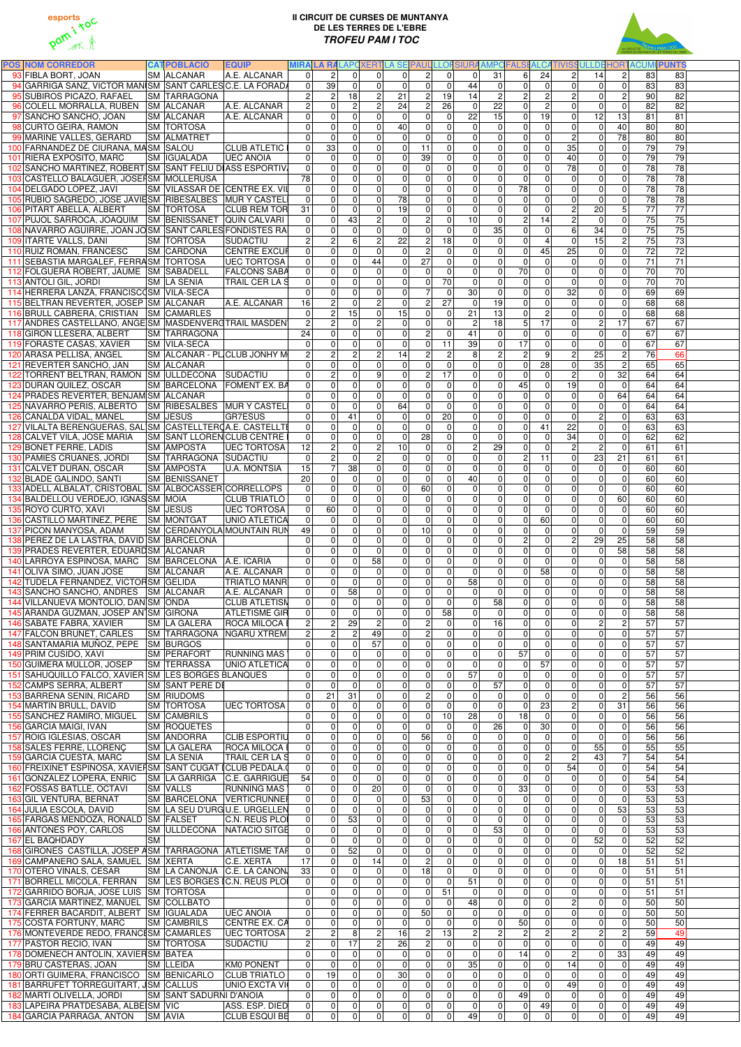# II CIRCUIT DE CURSES DE MUNTANYA DE LES TERRES DE L'EBRE

## *TROFEU PAM I TOC*

| POS | NOM CORREDOR | CAT | POBLACIO | EQUIP | MIRA | LA RA | LAPO | XERT | LA SE | PAUL | LLOR | SIURA | AMPO | FALSE | ALCA | TIVISS | ULLDE | HORT | ACUMU | PUNTS |
|---|---|---|---|---|---|---|---|---|---|---|---|---|---|---|---|---|---|---|---|---|
| 93 | FIBLA BORT, JOAN | SM | ALCANAR | A.E. ALCANAR | 0 | 2 | 0 | 0 | 0 | 2 | 0 | 0 | 31 | 6 | 24 | 2 | 14 | 2 | 83 | 83 |
| 94 | GARRIGA SANZ, VICTOR MANU | SM | SANT CARLES | C.E. LA FORADA | 0 | 39 | 0 | 0 | 0 | 0 | 0 | 44 | 0 | 0 | 0 | 0 | 0 | 0 | 83 | 83 |
| 95 | SUBIROS PICAZO, RAFAEL | SM | TARRAGONA | | 2 | 2 | 18 | 2 | 21 | 2 | 19 | 14 | 2 | 2 | 2 | 2 | 0 | 2 | 90 | 82 |
| 96 | COLELL MORRALLA, RUBEN | SM | ALCANAR | A.E. ALCANAR | 2 | 0 | 2 | 2 | 24 | 2 | 26 | 0 | 22 | 0 | 2 | 0 | 0 | 0 | 82 | 82 |
| 97 | SANCHO SANCHO, JOAN | SM | ALCANAR | A.E. ALCANAR | 0 | 0 | 0 | 0 | 0 | 0 | 0 | 22 | 15 | 0 | 19 | 0 | 12 | 13 | 81 | 81 |
| 98 | CURTO GEIRA, RAMON | SM | TORTOSA | | 0 | 0 | 0 | 0 | 40 | 0 | 0 | 0 | 0 | 0 | 0 | 0 | 0 | 40 | 80 | 80 |
| 99 | MARINE VALLES, GERARD | SM | ALMATRET | | 0 | 0 | 0 | 0 | 0 | 0 | 0 | 0 | 0 | 0 | 0 | 2 | 0 | 78 | 80 | 80 |
| 100 | FARNANDEZ DE CIURANA, MA | SM | SALOU | CLUB ATLETIC | 0 | 33 | 0 | 0 | 0 | 11 | 0 | 0 | 0 | 0 | 0 | 35 | 0 | 0 | 79 | 79 |
| 101 | RIERA EXPOSITO, MARC | SM | IGUALADA | UEC ANOIA | 0 | 0 | 0 | 0 | 0 | 39 | 0 | 0 | 0 | 0 | 0 | 40 | 0 | 0 | 79 | 79 |
| 102 | SANCHO MARTINEZ, ROBERT | SM | SANT FELIU DI | ASS ESPORTIV | 0 | 0 | 0 | 0 | 0 | 0 | 0 | 0 | 0 | 0 | 0 | 78 | 0 | 0 | 78 | 78 |
| 103 | CASTELLO BALAGUER, JOSEP | SM | MOLLERUSA | | 78 | 0 | 0 | 0 | 0 | 0 | 0 | 0 | 0 | 0 | 0 | 0 | 0 | 0 | 78 | 78 |
| 104 | DELGADO LOPEZ, JAVI | SM | VILASSAR DE | CENTRE EX. VIL | 0 | 0 | 0 | 0 | 0 | 0 | 0 | 0 | 0 | 78 | 0 | 0 | 0 | 0 | 78 | 78 |
| 105 | RUBIO SAGREDO, JOSE JAVIE | SM | RIBESALBES | MUR Y CASTELL | 0 | 0 | 0 | 0 | 78 | 0 | 0 | 0 | 0 | 0 | 0 | 0 | 0 | 0 | 78 | 78 |
| 106 | PITART ABELLA, ALBERT | SM | TORTOSA | CLUB REM TOR | 31 | 0 | 0 | 0 | 19 | 0 | 0 | 0 | 0 | 0 | 0 | 2 | 20 | 5 | 77 | 77 |
| 107 | PUJOL SARROCA, JOAQUIM | SM | BENISSANET | QUIN CALVARI | 0 | 0 | 43 | 2 | 0 | 2 | 0 | 10 | 0 | 2 | 14 | 2 | 0 | 0 | 75 | 75 |
| 108 | NAVARRO AGUIRRE, JOAN JO | SM | SANT CARLES | FONDISTES RA | 0 | 0 | 0 | 0 | 0 | 0 | 0 | 0 | 35 | 0 | 0 | 6 | 34 | 0 | 75 | 75 |
| 109 | ITARTE VALLS, DANI | SM | TORTOSA | SUDACTIU | 2 | 2 | 6 | 2 | 22 | 2 | 18 | 0 | 0 | 0 | 4 | 0 | 15 | 2 | 75 | 73 |
| 110 | RUIZ ROMAN, FRANCESC | SM | CARDONA | CENTRE EXCUR | 0 | 0 | 0 | 0 | 0 | 2 | 0 | 0 | 0 | 0 | 45 | 25 | 0 | 0 | 72 | 72 |
| 111 | SEBASTIA MARGALEF, FERRA | SM | TORTOSA | UEC TORTOSA | 0 | 0 | 0 | 44 | 0 | 27 | 0 | 0 | 0 | 0 | 0 | 0 | 0 | 0 | 71 | 71 |
| 112 | FOLGUERA ROBERT, JAUME | SM | SABADELL | FALCONS SABA | 0 | 0 | 0 | 0 | 0 | 0 | 0 | 0 | 0 | 70 | 0 | 0 | 0 | 0 | 70 | 70 |
| 113 | ANTOLI GIL, JORDI | SM | LA SENIA | TRAIL CER LA S | 0 | 0 | 0 | 0 | 0 | 0 | 70 | 0 | 0 | 0 | 0 | 0 | 0 | 0 | 70 | 70 |
| 114 | HERRERA LANZA, FRANCISCO | SM | VILA-SECA | | 0 | 0 | 0 | 0 | 0 | 7 | 0 | 30 | 0 | 0 | 0 | 32 | 0 | 0 | 69 | 69 |
| 115 | BELTRAN REVERTER, JOSEP | SM | ALCANAR | A.E. ALCANAR | 16 | 2 | 0 | 2 | 0 | 2 | 27 | 0 | 19 | 0 | 0 | 0 | 0 | 0 | 68 | 68 |
| 116 | BRULL CABRERA, CRISTIAN | SM | CAMARLES | | 0 | 2 | 15 | 0 | 15 | 0 | 0 | 21 | 13 | 0 | 2 | 0 | 0 | 0 | 68 | 68 |
| 117 | ANDRES CASTELLANO, ANGE | SM | MASDENVERG | TRAIL MASDEN | 2 | 2 | 0 | 2 | 0 | 0 | 0 | 2 | 18 | 5 | 17 | 0 | 2 | 17 | 67 | 67 |
| 118 | GIRON LLESERA, ALBERT | SM | TARRAGONA | | 24 | 0 | 0 | 0 | 0 | 2 | 0 | 41 | 0 | 0 | 0 | 0 | 0 | 0 | 67 | 67 |
| 119 | FORASTE CASAS, XAVIER | SM | VILA-SECA | | 0 | 0 | 0 | 0 | 0 | 0 | 11 | 39 | 0 | 17 | 0 | 0 | 0 | 0 | 67 | 67 |
| 120 | ARASA PELLISA, ANGEL | SM | ALCANAR - PL | CLUB JONHY M | 2 | 2 | 2 | 2 | 14 | 2 | 2 | 8 | 2 | 2 | 9 | 2 | 25 | 2 | 76 | 66 |
| 121 | REVERTER SANCHO, JAN | SM | ALCANAR | | 0 | 0 | 0 | 0 | 0 | 0 | 0 | 0 | 0 | 0 | 28 | 0 | 35 | 2 | 65 | 65 |
| 122 | TORRENT BELTRAN, RAMON | SM | ULLDECONA | SUDACTIU | 0 | 2 | 0 | 9 | 0 | 2 | 17 | 0 | 0 | 0 | 0 | 2 | 0 | 32 | 64 | 64 |
| 123 | DURAN QUILEZ, OSCAR | SM | BARCELONA | FOMENT EX. BA | 0 | 0 | 0 | 0 | 0 | 0 | 0 | 0 | 0 | 45 | 0 | 19 | 0 | 0 | 64 | 64 |
| 124 | PRADES REVERTER, BENJAM | SM | ALCANAR | | 0 | 0 | 0 | 0 | 0 | 0 | 0 | 0 | 0 | 0 | 0 | 0 | 0 | 64 | 64 | 64 |
| 125 | NAVARRO PERIS, ALBERTO | SM | RIBESALBES | MUR Y CASTELL | 0 | 0 | 0 | 0 | 64 | 0 | 0 | 0 | 0 | 0 | 0 | 0 | 0 | 0 | 64 | 64 |
| 126 | CANADA VIDAL, MANEL | SM | JESUS | GR7ESUS | 0 | 0 | 41 | 0 | 0 | 0 | 20 | 0 | 0 | 0 | 0 | 0 | 2 | 0 | 63 | 63 |
| 127 | VILALTA BERENGUERAS, SAL | SM | CASTELLTERC | A.E. CASTELLTE | 0 | 0 | 0 | 0 | 0 | 0 | 0 | 0 | 0 | 0 | 41 | 22 | 0 | 0 | 63 | 63 |
| 128 | CALVET VILA, JOSE MARIA | SM | SANT LLOREN | CLUB CENTRE | 0 | 0 | 0 | 0 | 0 | 28 | 0 | 0 | 0 | 0 | 0 | 34 | 0 | 0 | 62 | 62 |
| 129 | BONET FERRE, LADIS | SM | AMPOSTA | UEC TORTOSA | 12 | 2 | 0 | 2 | 10 | 0 | 0 | 2 | 29 | 0 | 0 | 2 | 2 | 0 | 61 | 61 |
| 130 | PAMIES CRUANES, JORDI | SM | TARRAGONA | SUDACTIU | 0 | 2 | 0 | 2 | 0 | 0 | 0 | 0 | 0 | 2 | 11 | 0 | 23 | 21 | 61 | 61 |
| 131 | CALVET DURAN, OSCAR | SM | AMPOSTA | U.A. MONTSIA | 15 | 7 | 38 | 0 | 0 | 0 | 0 | 0 | 0 | 0 | 0 | 0 | 0 | 0 | 60 | 60 |
| 132 | BLADE GALINDO, SANTI | SM | BENISSANET | | 20 | 0 | 0 | 0 | 0 | 0 | 0 | 40 | 0 | 0 | 0 | 0 | 0 | 0 | 60 | 60 |
| 133 | ADELL ALBALAT, CRISTOBAL | SM | ALBOCASSER | CORRELLOPS | 0 | 0 | 0 | 0 | 0 | 60 | 0 | 0 | 0 | 0 | 0 | 0 | 0 | 0 | 60 | 60 |
| 134 | BALDELLOU VERDEJO, IGNAS | SM | MOIA | CLUB TRIATLO | 0 | 0 | 0 | 0 | 0 | 0 | 0 | 0 | 0 | 0 | 0 | 0 | 0 | 60 | 60 | 60 |
| 135 | ROYO CURTO, XAVI | SM | JESUS | UEC TORTOSA | 0 | 60 | 0 | 0 | 0 | 0 | 0 | 0 | 0 | 0 | 0 | 0 | 0 | 0 | 60 | 60 |
| 136 | CASTILLO MARTINEZ, PERE | SM | MONTGAT | UNIO ATLETICA | 0 | 0 | 0 | 0 | 0 | 0 | 0 | 0 | 0 | 0 | 60 | 0 | 0 | 0 | 60 | 60 |
| 137 | PICON MANYOSA, ADAM | SM | CERDANYOLA | MOUNTAIN RUN | 49 | 0 | 0 | 0 | 0 | 10 | 0 | 0 | 0 | 0 | 0 | 0 | 0 | 0 | 59 | 59 |
| 138 | PEREZ DE LA LASTRA, DAVID | SM | BARCELONA | | 0 | 0 | 0 | 0 | 0 | 0 | 0 | 0 | 0 | 2 | 0 | 2 | 29 | 25 | 58 | 58 |
| 139 | PRADES REVERTER, EDUARD | SM | ALCANAR | | 0 | 0 | 0 | 0 | 0 | 0 | 0 | 0 | 0 | 0 | 0 | 0 | 0 | 58 | 58 | 58 |
| 140 | LARROYA ESPINOSA, MARC | SM | BARCELONA | A.E. ICARIA | 0 | 0 | 0 | 58 | 0 | 0 | 0 | 0 | 0 | 0 | 0 | 0 | 0 | 0 | 58 | 58 |
| 141 | OLIVA SIMO, JUAN JOSE | SM | ALCANAR | A.E. ALCANAR | 0 | 0 | 0 | 0 | 0 | 0 | 0 | 0 | 0 | 0 | 58 | 0 | 0 | 0 | 58 | 58 |
| 142 | TUDELA FERNANDEZ, VICTOR | SM | GELIDA | TRIATLO MANR | 0 | 0 | 0 | 0 | 0 | 0 | 0 | 58 | 0 | 0 | 0 | 0 | 0 | 0 | 58 | 58 |
| 143 | SANCHO SANCHO, ANDRES | SM | ALCANAR | A.E. ALCANAR | 0 | 0 | 58 | 0 | 0 | 0 | 0 | 0 | 0 | 0 | 0 | 0 | 0 | 0 | 58 | 58 |
| 144 | VILLANUEVA MONTOLIO, DAN | SM | ONDA | CLUB ATLETISM | 0 | 0 | 0 | 0 | 0 | 0 | 0 | 0 | 58 | 0 | 0 | 0 | 0 | 0 | 58 | 58 |
| 145 | ARANDA GUZMAN, JOSEP AN | SM | GIRONA | ATLETISME GIR | 0 | 0 | 0 | 0 | 0 | 0 | 58 | 0 | 0 | 0 | 0 | 0 | 0 | 0 | 58 | 58 |
| 146 | SABATE FABRA, XAVIER | SM | LA GALERA | ROCA MILOCA | 2 | 2 | 29 | 2 | 0 | 2 | 0 | 0 | 16 | 0 | 0 | 0 | 2 | 2 | 57 | 57 |
| 147 | FALCON BRUNET, CARLES | SM | TARRAGONA | NGARU XTREM | 2 | 2 | 2 | 49 | 0 | 2 | 0 | 0 | 0 | 0 | 0 | 0 | 0 | 0 | 57 | 57 |
| 148 | SANTAMARIA MUÑOZ, PEPE | SM | BURGOS | | 0 | 0 | 0 | 57 | 0 | 0 | 0 | 0 | 0 | 0 | 0 | 0 | 0 | 0 | 57 | 57 |
| 149 | PRIM CUSIDO, XAVI | SM | PERAFORT | RUNNING MAS | 0 | 0 | 0 | 0 | 0 | 0 | 0 | 0 | 0 | 57 | 0 | 0 | 0 | 0 | 57 | 57 |
| 150 | GUIMERA MULLOR, JOSEP | SM | TERRASSA | UNIO ATLETICA | 0 | 0 | 0 | 0 | 0 | 0 | 0 | 0 | 0 | 0 | 57 | 0 | 0 | 0 | 57 | 57 |
| 151 | SAHUQUILLO FALCO, XAVIER | SM | LES BORGES B | LANQUES | 0 | 0 | 0 | 0 | 0 | 0 | 0 | 57 | 0 | 0 | 0 | 0 | 0 | 0 | 57 | 57 |
| 152 | CAMPS SERRA, ALBERT | SM | SANT PERE DE | | 0 | 0 | 0 | 0 | 0 | 0 | 0 | 0 | 57 | 0 | 0 | 0 | 0 | 0 | 57 | 57 |
| 153 | BARRENA SENIN, RICARD | SM | RIUDOMS | | 0 | 21 | 31 | 0 | 0 | 2 | 0 | 0 | 0 | 0 | 0 | 0 | 0 | 2 | 56 | 56 |
| 154 | MARTIN BRULL, DAVID | SM | TORTOSA | UEC TORTOSA | 0 | 0 | 0 | 0 | 0 | 0 | 0 | 0 | 0 | 0 | 23 | 2 | 0 | 31 | 56 | 56 |
| 155 | SANCHEZ RAMIRO, MIGUEL | SM | CAMBRILS | | 0 | 0 | 0 | 0 | 0 | 0 | 10 | 28 | 0 | 18 | 0 | 0 | 0 | 0 | 56 | 56 |
| 156 | GARCIA MAIGI, IVAN | SM | ROQUETES | | 0 | 0 | 0 | 0 | 0 | 0 | 0 | 0 | 26 | 0 | 30 | 0 | 0 | 0 | 56 | 56 |
| 157 | ROIG IGLESIAS, OSCAR | SM | ANDORRA | CLIB ESPORTIU | 0 | 0 | 0 | 0 | 0 | 56 | 0 | 0 | 0 | 0 | 0 | 0 | 0 | 0 | 56 | 56 |
| 158 | SALES FERRE, LLORENÇ | SM | LA GALERA | ROCA MILOCA | 0 | 0 | 0 | 0 | 0 | 0 | 0 | 0 | 0 | 0 | 0 | 0 | 55 | 0 | 55 | 55 |
| 159 | GARCIA CUESTA, MARC | SM | LA SENIA | TRAIL CER LA S | 0 | 0 | 0 | 0 | 0 | 0 | 0 | 0 | 0 | 0 | 2 | 2 | 43 | 7 | 54 | 54 |
| 160 | FREIXINET ESPINOSA, XAVIER | SM | SANT CUGAT | CLUB PEDALA.C | 0 | 0 | 0 | 0 | 0 | 0 | 0 | 0 | 0 | 0 | 0 | 54 | 0 | 0 | 54 | 54 |
| 161 | GONZALEZ LOPERA, ENRIC | SM | LA GARRIGA | C.E. GARRIGUE | 54 | 0 | 0 | 0 | 0 | 0 | 0 | 0 | 0 | 0 | 0 | 0 | 0 | 0 | 54 | 54 |
| 162 | FOSSAS BATLLE, OCTAVI | SM | VALLS | RUNNING MAS | 0 | 0 | 0 | 20 | 0 | 0 | 0 | 0 | 0 | 33 | 0 | 0 | 0 | 0 | 53 | 53 |
| 163 | GIL VENTURA, BERNAT | SM | BARCELONA | VERTICRUNNER | 0 | 0 | 0 | 0 | 0 | 53 | 0 | 0 | 0 | 0 | 0 | 0 | 0 | 0 | 53 | 53 |
| 164 | JULIA ESCOLA, DAVID | SM | LA SEU D'URG | U.E. URGELLEN | 0 | 0 | 0 | 0 | 0 | 0 | 0 | 0 | 0 | 0 | 0 | 0 | 0 | 53 | 53 | 53 |
| 165 | FARGAS MENDOZA, RONALD | SM | FALSET | C.N. REUS PLO | 0 | 0 | 53 | 0 | 0 | 0 | 0 | 0 | 0 | 0 | 0 | 0 | 0 | 0 | 53 | 53 |
| 166 | ANTONES POY, CARLOS | SM | ULLDECONA | NATACIO SITGE | 0 | 0 | 0 | 0 | 0 | 0 | 0 | 0 | 53 | 0 | 0 | 0 | 0 | 0 | 53 | 53 |
| 167 | EL BAQHDADY | SM | | | 0 | 0 | 0 | 0 | 0 | 0 | 0 | 0 | 0 | 0 | 0 | 0 | 52 | 0 | 52 | 52 |
| 168 | GIRONES CASTILLA, JOSEP A | SM | TARRAGONA | ATLETISME TAR | 0 | 0 | 52 | 0 | 0 | 0 | 0 | 0 | 0 | 0 | 0 | 0 | 0 | 0 | 52 | 52 |
| 169 | CAMPANERO SALA, SAMUEL | SM | XERTA | C.E. XERTA | 17 | 0 | 0 | 14 | 0 | 2 | 0 | 0 | 0 | 0 | 0 | 0 | 0 | 18 | 51 | 51 |
| 170 | OTERO VIÑALS, CESAR | SM | LA CANONJA | C.E. LA CANON | 33 | 0 | 0 | 0 | 0 | 18 | 0 | 0 | 0 | 0 | 0 | 0 | 0 | 0 | 51 | 51 |
| 171 | BORRELL MICOLA, FERRAN | SM | LES BORGES | C.N. REUS PLO | 0 | 0 | 0 | 0 | 0 | 0 | 0 | 51 | 0 | 0 | 0 | 0 | 0 | 0 | 51 | 51 |
| 172 | GARRIDO BORJA, JOSE LUIS | SM | TORTOSA | | 0 | 0 | 0 | 0 | 0 | 0 | 51 | 0 | 0 | 0 | 0 | 0 | 0 | 0 | 51 | 51 |
| 173 | GARCIA MARTINEZ, MANUEL | SM | COLLBATO | | 0 | 0 | 0 | 0 | 0 | 0 | 0 | 48 | 0 | 0 | 0 | 2 | 0 | 0 | 50 | 50 |
| 174 | FERRER BACARDIT, ALBERT | SM | IGUALADA | UEC ANOIA | 0 | 0 | 0 | 0 | 0 | 50 | 0 | 0 | 0 | 0 | 0 | 0 | 0 | 0 | 50 | 50 |
| 175 | COSTA FORTUNY, MARC | SM | CAMBRILS | CENTRE EX. CA | 0 | 0 | 0 | 0 | 0 | 0 | 0 | 0 | 0 | 50 | 0 | 0 | 0 | 0 | 50 | 50 |
| 176 | MONTEVERDE REDO, FRANCE | SM | CAMARLES | UEC TORTOSA | 2 | 2 | 8 | 2 | 16 | 2 | 13 | 2 | 2 | 2 | 2 | 2 | 2 | 2 | 59 | 49 |
| 177 | PASTOR RECIO, IVAN | SM | TORTOSA | SUDACTIU | 2 | 0 | 17 | 2 | 26 | 2 | 0 | 0 | 0 | 0 | 0 | 0 | 0 | 0 | 49 | 49 |
| 178 | DOMENECH ANTOLIN, XAVIER | SM | BATEA | | 0 | 0 | 0 | 0 | 0 | 0 | 0 | 0 | 0 | 14 | 0 | 2 | 0 | 33 | 49 | 49 |
| 179 | BRU CASTERAS, JOAN | SM | LLEIDA | KM0 PONENT | 0 | 0 | 0 | 0 | 0 | 0 | 0 | 35 | 0 | 0 | 0 | 14 | 0 | 0 | 49 | 49 |
| 180 | ORTI GUIMERA, FRANCISCO | SM | BENICARLO | CLUB TRIATLO | 0 | 19 | 0 | 0 | 30 | 0 | 0 | 0 | 0 | 0 | 0 | 0 | 0 | 0 | 49 | 49 |
| 181 | BARRUFET TORREGUITART, J | SM | CALLUS | UNIO EXCTA VI | 0 | 0 | 0 | 0 | 0 | 0 | 0 | 0 | 0 | 0 | 0 | 49 | 0 | 0 | 49 | 49 |
| 182 | MARTI OLIVELLA, JORDI | SM | SANT SADURNI | D'ANOIA | 0 | 0 | 0 | 0 | 0 | 0 | 0 | 0 | 0 | 49 | 0 | 0 | 0 | 0 | 49 | 49 |
| 183 | LAPEIRA PRATDESABA, ALBE | SM | VIC | ASS. ESP. DIED | 0 | 0 | 0 | 0 | 0 | 0 | 0 | 0 | 0 | 0 | 49 | 0 | 0 | 0 | 49 | 49 |
| 184 | GARCIA PARRAGA, ANTON | SM | AVIA | CLUB ESQUI BE | 0 | 0 | 0 | 0 | 0 | 0 | 0 | 49 | 0 | 0 | 0 | 0 | 0 | 0 | 49 | 49 |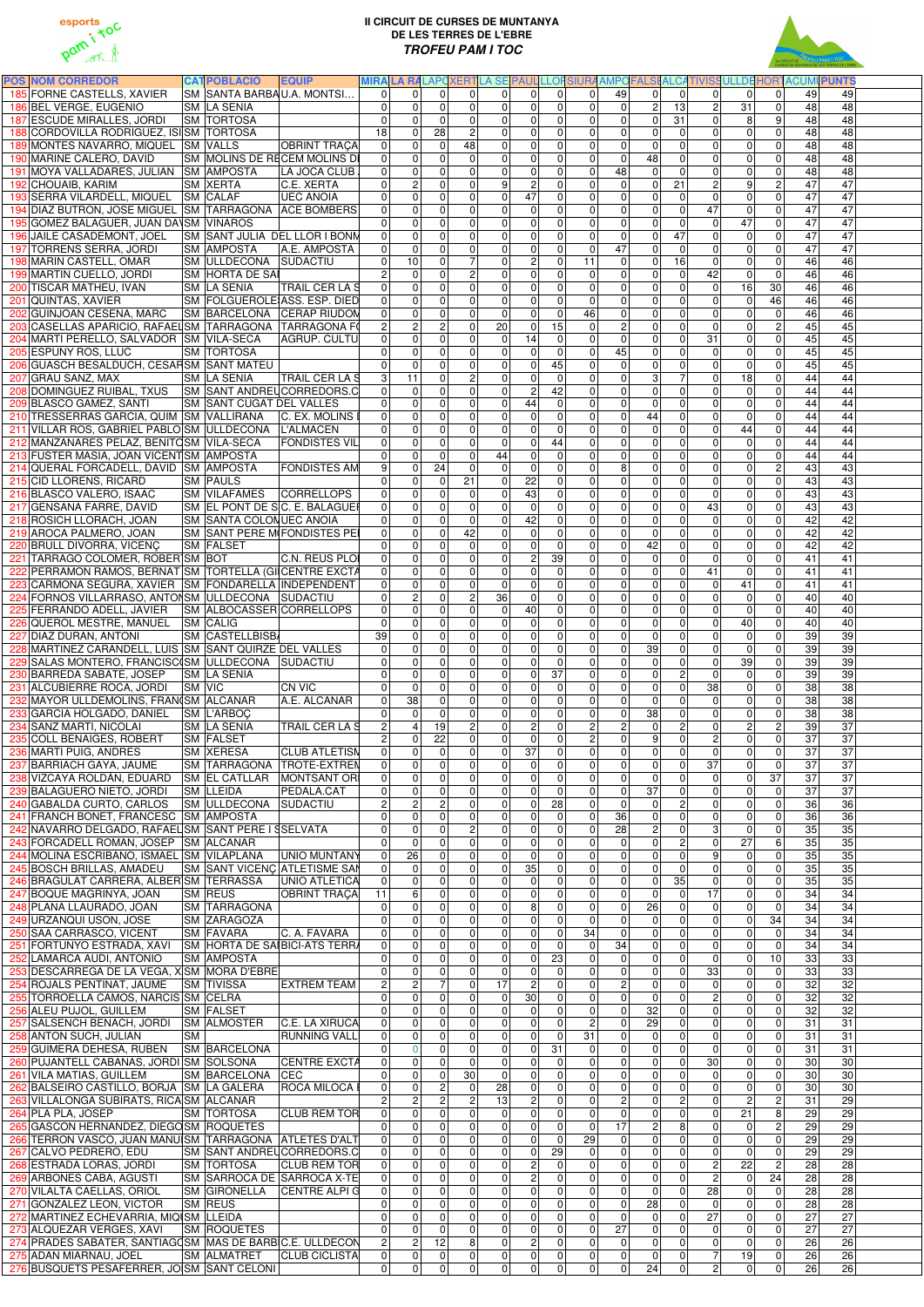# II CIRCUIT DE CURSES DE MUNTANYA DE LES TERRES DE L'EBRE

*TROFEU PAM I TOC*

| POS | NOM CORREDOR | CAT | POBLACIO | EQUIP | MIRA | LA RA | LAPO | XERT | LA SE | PAUL | LLOR | SIURA | AMPO | FALSE | ALCA | TIVISS | ULLDE | HORT | ACUMU | PUNTS |
|---|---|---|---|---|---|---|---|---|---|---|---|---|---|---|---|---|---|---|---|---|
| 185 | FORNE CASTELLS, XAVIER | SM | SANTA BARBA | U.A. MONTSI… | 0 | 0 | 0 | 0 | 0 | 0 | 0 | 0 | 49 | 0 | 0 | 0 | 0 | 0 | 49 | 49 |
| 186 | BEL VERGE, EUGENIO | SM | LA SENIA | | 0 | 0 | 0 | 0 | 0 | 0 | 0 | 0 | 0 | 2 | 13 | 2 | 31 | 0 | 48 | 48 |
| 187 | ESCUDE MIRALLES, JORDI | SM | TORTOSA | | 0 | 0 | 0 | 0 | 0 | 0 | 0 | 0 | 0 | 0 | 31 | 0 | 8 | 9 | 48 | 48 |
| 188 | CORDOVILLA RODRIGUEZ, ISI | SM | TORTOSA | | 18 | 0 | 28 | 2 | 0 | 0 | 0 | 0 | 0 | 0 | 0 | 0 | 0 | 0 | 48 | 48 |
| 189 | MONTES NAVARRO, MIQUEL | SM | VALLS | OBRINT TRAÇA | 0 | 0 | 0 | 48 | 0 | 0 | 0 | 0 | 0 | 0 | 0 | 0 | 0 | 0 | 48 | 48 |
| 190 | MARINE CALERO, DAVID | SM | MOLINS DE RE | CEM MOLINS D | 0 | 0 | 0 | 0 | 0 | 0 | 0 | 0 | 0 | 48 | 0 | 0 | 0 | 0 | 48 | 48 |
| 191 | MOYA VALLADARES, JULIAN | SM | AMPOSTA | LA JOCA CLUB | 0 | 0 | 0 | 0 | 0 | 0 | 0 | 0 | 48 | 0 | 0 | 0 | 0 | 0 | 48 | 48 |
| 192 | CHOUAIB, KARIM | SM | XERTA | C.E. XERTA | 0 | 2 | 0 | 0 | 9 | 2 | 0 | 0 | 0 | 0 | 21 | 2 | 9 | 2 | 47 | 47 |
| 193 | SERRA VILARDELL, MIQUEL | SM | CALAF | UEC ANOIA | 0 | 0 | 0 | 0 | 0 | 47 | 0 | 0 | 0 | 0 | 0 | 0 | 0 | 0 | 47 | 47 |
| 194 | DIAZ BUTRON, JOSE MIGUEL | SM | TARRAGONA | ACE BOMBERS | 0 | 0 | 0 | 0 | 0 | 0 | 0 | 0 | 0 | 0 | 0 | 47 | 0 | 0 | 47 | 47 |
| 195 | GOMEZ BALAGUER, JUAN DA | SM | VINAROS | | 0 | 0 | 0 | 0 | 0 | 0 | 0 | 0 | 0 | 0 | 0 | 0 | 47 | 0 | 47 | 47 |
| 196 | JAILE CASADEMONT, JOEL | SM | SANT JULIA | DEL LLOR I BONM | 0 | 0 | 0 | 0 | 0 | 0 | 0 | 0 | 0 | 0 | 47 | 0 | 0 | 0 | 47 | 47 |
| 197 | TORRENS SERRA, JORDI | SM | AMPOSTA | A.E. AMPOSTA | 0 | 0 | 0 | 0 | 0 | 0 | 0 | 0 | 47 | 0 | 0 | 0 | 0 | 0 | 47 | 47 |
| 198 | MARIN CASTELL, OMAR | SM | ULLDECONA | SUDACTIU | 0 | 10 | 0 | 7 | 0 | 2 | 0 | 11 | 0 | 0 | 16 | 0 | 0 | 0 | 46 | 46 |
| 199 | MARTIN CUELLO, JORDI | SM | HORTA DE SA | | 2 | 0 | 0 | 2 | 0 | 0 | 0 | 0 | 0 | 0 | 0 | 42 | 0 | 0 | 46 | 46 |
| 200 | TISCAR MATHEU, IVAN | SM | LA SENIA | TRAIL CER LA S | 0 | 0 | 0 | 0 | 0 | 0 | 0 | 0 | 0 | 0 | 0 | 0 | 16 | 30 | 46 | 46 |
| 201 | QUINTAS, XAVIER | SM | FOLGUEROLE | ASS. ESP. DIED | 0 | 0 | 0 | 0 | 0 | 0 | 0 | 0 | 0 | 0 | 0 | 0 | 0 | 46 | 46 | 46 |
| 202 | GUINJOAN CESENA, MARC | SM | BARCELONA | CERAP RIUDOM | 0 | 0 | 0 | 0 | 0 | 0 | 0 | 46 | 0 | 0 | 0 | 0 | 0 | 0 | 46 | 46 |
| 203 | CASELLAS APARICIO, RAFAEL | SM | TARRAGONA | TARRAGONA F | 2 | 2 | 2 | 0 | 20 | 0 | 15 | 0 | 2 | 0 | 0 | 0 | 0 | 2 | 45 | 45 |
| 204 | MARTI PERELLO, SALVADOR | SM | VILA-SECA | AGRUP. CULTU | 0 | 0 | 0 | 0 | 0 | 14 | 0 | 0 | 0 | 0 | 0 | 31 | 0 | 0 | 45 | 45 |
| 205 | ESPUNY ROS, LLUC | SM | TORTOSA | | 0 | 0 | 0 | 0 | 0 | 0 | 0 | 0 | 45 | 0 | 0 | 0 | 0 | 0 | 45 | 45 |
| 206 | GUASCH BESALDUCH, CESAR | SM | SANT MATEU | | 0 | 0 | 0 | 0 | 0 | 0 | 45 | 0 | 0 | 0 | 0 | 0 | 0 | 0 | 45 | 45 |
| 207 | GRAU SANZ, MAX | SM | LA SENIA | TRAIL CER LA S | 3 | 11 | 0 | 2 | 0 | 0 | 0 | 0 | 0 | 3 | 7 | 0 | 18 | 0 | 44 | 44 |
| 208 | DOMINGUEZ RUIBAL, TXUS | SM | SANT ANDREU | CORREDORS.C | 0 | 0 | 0 | 0 | 0 | 2 | 42 | 0 | 0 | 0 | 0 | 0 | 0 | 0 | 44 | 44 |
| 209 | BLASCO GAMEZ, SANTI | SM | SANT CUGAT | DEL VALLES | 0 | 0 | 0 | 0 | 0 | 44 | 0 | 0 | 0 | 0 | 0 | 0 | 0 | 0 | 44 | 44 |
| 210 | TRESSERRAS GARCIA, QUIM | SM | VALLIRANA | C. EX. MOLINS | 0 | 0 | 0 | 0 | 0 | 0 | 0 | 0 | 0 | 44 | 0 | 0 | 0 | 0 | 44 | 44 |
| 211 | VILLAR ROS, GABRIEL PABLO | SM | ULLDECONA | L'ALMACEN | 0 | 0 | 0 | 0 | 0 | 0 | 0 | 0 | 0 | 0 | 0 | 0 | 44 | 0 | 44 | 44 |
| 212 | MANZANARES PELAZ, BENITO | SM | VILA-SECA | FONDISTES VIL | 0 | 0 | 0 | 0 | 0 | 0 | 44 | 0 | 0 | 0 | 0 | 0 | 0 | 0 | 44 | 44 |
| 213 | FUSTER MASIA, JOAN VICENT | SM | AMPOSTA | | 0 | 0 | 0 | 0 | 44 | 0 | 0 | 0 | 0 | 0 | 0 | 0 | 0 | 0 | 44 | 44 |
| 214 | QUERAL FORCADELL, DAVID | SM | AMPOSTA | FONDISTES AM | 9 | 0 | 24 | 0 | 0 | 0 | 0 | 0 | 8 | 0 | 0 | 0 | 0 | 2 | 43 | 43 |
| 215 | CID LLORENS, RICARD | SM | PAULS | | 0 | 0 | 0 | 21 | 0 | 22 | 0 | 0 | 0 | 0 | 0 | 0 | 0 | 0 | 43 | 43 |
| 216 | BLASCO VALERO, ISAAC | SM | VILAFAMES | CORRELLOPS | 0 | 0 | 0 | 0 | 0 | 43 | 0 | 0 | 0 | 0 | 0 | 0 | 0 | 0 | 43 | 43 |
| 217 | GENSANA FARRE, DAVID | SM | EL PONT DE S | C. E. BALAGUE | 0 | 0 | 0 | 0 | 0 | 0 | 0 | 0 | 0 | 0 | 0 | 43 | 0 | 0 | 43 | 43 |
| 218 | ROSICH LLORACH, JOAN | SM | SANTA COLOM | UEC ANOIA | 0 | 0 | 0 | 0 | 0 | 42 | 0 | 0 | 0 | 0 | 0 | 0 | 0 | 0 | 42 | 42 |
| 219 | AROCA PALMERO, JOAN | SM | SANT PERE M | FONDISTES PE | 0 | 0 | 0 | 42 | 0 | 0 | 0 | 0 | 0 | 0 | 0 | 0 | 0 | 0 | 42 | 42 |
| 220 | BRULL DIVORRA, VICENÇ | SM | FALSET | | 0 | 0 | 0 | 0 | 0 | 0 | 0 | 0 | 0 | 42 | 0 | 0 | 0 | 0 | 42 | 42 |
| 221 | TARRAGO COLOMER, ROBERT | SM | BOT | C.N. REUS PLO | 0 | 0 | 0 | 0 | 0 | 2 | 39 | 0 | 0 | 0 | 0 | 0 | 0 | 0 | 41 | 41 |
| 222 | PERRAMON RAMOS, BERNAT | SM | TORTELLA (GI | CENTRE EXCTA | 0 | 0 | 0 | 0 | 0 | 0 | 0 | 0 | 0 | 0 | 0 | 41 | 0 | 0 | 41 | 41 |
| 223 | CARMONA SEGURA, XAVIER | SM | FONDARELLA | INDEPENDENT | 0 | 0 | 0 | 0 | 0 | 0 | 0 | 0 | 0 | 0 | 0 | 0 | 41 | 0 | 41 | 41 |
| 224 | FORNOS VILLARRASO, ANTON | SM | ULLDECONA | SUDACTIU | 0 | 2 | 0 | 2 | 36 | 0 | 0 | 0 | 0 | 0 | 0 | 0 | 0 | 0 | 40 | 40 |
| 225 | FERRANDO ADELL, JAVIER | SM | ALBOCASSER | CORRELLOPS | 0 | 0 | 0 | 0 | 0 | 40 | 0 | 0 | 0 | 0 | 0 | 0 | 0 | 0 | 40 | 40 |
| 226 | QUEROL MESTRE, MANUEL | SM | CALIG | | 0 | 0 | 0 | 0 | 0 | 0 | 0 | 0 | 0 | 0 | 0 | 0 | 40 | 0 | 40 | 40 |
| 227 | DIAZ DURAN, ANTONI | SM | CASTELLBISB | | 39 | 0 | 0 | 0 | 0 | 0 | 0 | 0 | 0 | 0 | 0 | 0 | 0 | 0 | 39 | 39 |
| 228 | MARTINEZ CARANDELL, LUIS | SM | SANT QUIRZE | DEL VALLES | 0 | 0 | 0 | 0 | 0 | 0 | 0 | 0 | 0 | 39 | 0 | 0 | 0 | 0 | 39 | 39 |
| 229 | SALAS MONTERO, FRANCISCO | SM | ULLDECONA | SUDACTIU | 0 | 0 | 0 | 0 | 0 | 0 | 0 | 0 | 0 | 0 | 0 | 0 | 39 | 0 | 39 | 39 |
| 230 | BARREDA SABATE, JOSEP | SM | LA SENIA | | 0 | 0 | 0 | 0 | 0 | 0 | 37 | 0 | 0 | 0 | 2 | 0 | 0 | 0 | 39 | 39 |
| 231 | ALCUBIERRE ROCA, JORDI | SM | VIC | CN VIC | 0 | 0 | 0 | 0 | 0 | 0 | 0 | 0 | 0 | 0 | 0 | 38 | 0 | 0 | 38 | 38 |
| 232 | MAYOR ULLDEMOLINS, FRAN | SM | ALCANAR | A.E. ALCANAR | 0 | 38 | 0 | 0 | 0 | 0 | 0 | 0 | 0 | 0 | 0 | 0 | 0 | 0 | 38 | 38 |
| 233 | GARCIA HOLGADO, DANIEL | SM | L'ARBOÇ | | 0 | 0 | 0 | 0 | 0 | 0 | 0 | 0 | 0 | 38 | 0 | 0 | 0 | 0 | 38 | 38 |
| 234 | SANZ MARTI, NICOLAI | SM | LA SENIA | TRAIL CER LA S | 2 | 4 | 19 | 2 | 0 | 2 | 0 | 2 | 2 | 0 | 2 | 0 | 2 | 2 | 39 | 37 |
| 235 | COLL BENAIGES, ROBERT | SM | FALSET | | 2 | 0 | 22 | 0 | 0 | 0 | 0 | 2 | 0 | 9 | 0 | 2 | 0 | 0 | 37 | 37 |
| 236 | MARTI PUIG, ANDRES | SM | XERESA | CLUB ATLETISM | 0 | 0 | 0 | 0 | 0 | 37 | 0 | 0 | 0 | 0 | 0 | 0 | 0 | 0 | 37 | 37 |
| 237 | BARRIACH GAYA, JAUME | SM | TARRAGONA | TROTE-EXTREM | 0 | 0 | 0 | 0 | 0 | 0 | 0 | 0 | 0 | 0 | 0 | 37 | 0 | 0 | 37 | 37 |
| 238 | VIZCAYA ROLDAN, EDUARD | SM | EL CATLLAR | MONTSANT OR | 0 | 0 | 0 | 0 | 0 | 0 | 0 | 0 | 0 | 0 | 0 | 0 | 0 | 37 | 37 | 37 |
| 239 | BALAGUERO NIETO, JORDI | SM | LLEIDA | PEDALA.CAT | 0 | 0 | 0 | 0 | 0 | 0 | 0 | 0 | 0 | 37 | 0 | 0 | 0 | 0 | 37 | 37 |
| 240 | GABALDA CURTO, CARLOS | SM | ULLDECONA | SUDACTIU | 2 | 2 | 2 | 0 | 0 | 0 | 28 | 0 | 0 | 0 | 2 | 0 | 0 | 0 | 36 | 36 |
| 241 | FRANCH BONET, FRANCESC | SM | AMPOSTA | | 0 | 0 | 0 | 0 | 0 | 0 | 0 | 0 | 36 | 0 | 0 | 0 | 0 | 0 | 36 | 36 |
| 242 | NAVARRO DELGADO, RAFAEL | SM | SANT PERE I S | SELVATA | 0 | 0 | 0 | 2 | 0 | 0 | 0 | 0 | 28 | 2 | 0 | 3 | 0 | 0 | 35 | 35 |
| 243 | FORCADELL ROMAN, JOSEP | SM | ALCANAR | | 0 | 0 | 0 | 0 | 0 | 0 | 0 | 0 | 0 | 0 | 2 | 0 | 27 | 6 | 35 | 35 |
| 244 | MOLINA ESCRIBANO, ISMAEL | SM | VILAPLANA | UNIO MUNTANY | 0 | 26 | 0 | 0 | 0 | 0 | 0 | 0 | 0 | 0 | 0 | 9 | 0 | 0 | 35 | 35 |
| 245 | BOSCH BRILLAS, AMADEU | SM | SANT VICENÇ | ATLETISME SAN | 0 | 0 | 0 | 0 | 0 | 35 | 0 | 0 | 0 | 0 | 0 | 0 | 0 | 0 | 35 | 35 |
| 246 | BRAGULAT CARRERA, ALBERT | SM | TERRASSA | UNIO ATLETICA | 0 | 0 | 0 | 0 | 0 | 0 | 0 | 0 | 0 | 0 | 35 | 0 | 0 | 0 | 35 | 35 |
| 247 | BOQUE MAGRINYA, JOAN | SM | REUS | OBRINT TRAÇA | 11 | 6 | 0 | 0 | 0 | 0 | 0 | 0 | 0 | 0 | 0 | 17 | 0 | 0 | 34 | 34 |
| 248 | PLANA LLAURADO, JOAN | SM | TARRAGONA | | 0 | 0 | 0 | 0 | 0 | 8 | 0 | 0 | 0 | 26 | 0 | 0 | 0 | 0 | 34 | 34 |
| 249 | URZANQUI USON, JOSE | SM | ZARAGOZA | | 0 | 0 | 0 | 0 | 0 | 0 | 0 | 0 | 0 | 0 | 0 | 0 | 0 | 34 | 34 | 34 |
| 250 | SAA CARRASCO, VICENT | SM | FAVARA | C. A. FAVARA | 0 | 0 | 0 | 0 | 0 | 0 | 0 | 34 | 0 | 0 | 0 | 0 | 0 | 0 | 34 | 34 |
| 251 | FORTUNYO ESTRADA, XAVI | SM | HORTA DE SA | BICI-ATS TERRA | 0 | 0 | 0 | 0 | 0 | 0 | 0 | 0 | 34 | 0 | 0 | 0 | 0 | 0 | 34 | 34 |
| 252 | LAMARCA AUDI, ANTONIO | SM | AMPOSTA | | 0 | 0 | 0 | 0 | 0 | 0 | 23 | 0 | 0 | 0 | 0 | 0 | 0 | 10 | 33 | 33 |
| 253 | DESCARREGA DE LA VEGA, X | SM | MORA D'EBRE | | 0 | 0 | 0 | 0 | 0 | 0 | 0 | 0 | 0 | 0 | 0 | 33 | 0 | 0 | 33 | 33 |
| 254 | ROJALS PENTINAT, JAUME | SM | TIVISSA | EXTREM TEAM | 2 | 2 | 7 | 0 | 17 | 2 | 0 | 0 | 2 | 0 | 0 | 0 | 0 | 0 | 32 | 32 |
| 255 | TORROELLA CAMOS, NARCIS | SM | CELRA | | 0 | 0 | 0 | 0 | 0 | 30 | 0 | 0 | 0 | 0 | 0 | 2 | 0 | 0 | 32 | 32 |
| 256 | ALEU PUJOL, GUILLEM | SM | FALSET | | 0 | 0 | 0 | 0 | 0 | 0 | 0 | 0 | 0 | 32 | 0 | 0 | 0 | 0 | 32 | 32 |
| 257 | SALSENCH BENACH, JORDI | SM | ALMOSTER | C.E. LA XIRUCA | 0 | 0 | 0 | 0 | 0 | 0 | 0 | 2 | 0 | 29 | 0 | 0 | 0 | 0 | 31 | 31 |
| 258 | ANTON SUCH, JULIAN | SM | | RUNNING VALL | 0 | 0 | 0 | 0 | 0 | 0 | 0 | 31 | 0 | 0 | 0 | 0 | 0 | 0 | 31 | 31 |
| 259 | GUIMERA DEHESA, RUBEN | SM | BARCELONA | | 0 | 0 | 0 | 0 | 0 | 0 | 31 | 0 | 0 | 0 | 0 | 0 | 0 | 0 | 31 | 31 |
| 260 | PUJANTELL CABANAS, JORDI | SM | SOLSONA | CENTRE EXCTA | 0 | 0 | 0 | 0 | 0 | 0 | 0 | 0 | 0 | 0 | 0 | 30 | 0 | 0 | 30 | 30 |
| 261 | VILA MATIAS, GUILLEM | SM | BARCELONA | CEC | 0 | 0 | 0 | 30 | 0 | 0 | 0 | 0 | 0 | 0 | 0 | 0 | 0 | 0 | 30 | 30 |
| 262 | BALSEIRO CASTILLO, BORJA | SM | LA GALERA | ROCA MILOCA | 0 | 0 | 2 | 0 | 28 | 0 | 0 | 0 | 0 | 0 | 0 | 0 | 0 | 0 | 30 | 30 |
| 263 | VILLALONGA SUBIRATS, RICA | SM | ALCANAR | | 2 | 2 | 2 | 2 | 13 | 2 | 0 | 0 | 2 | 0 | 2 | 0 | 2 | 2 | 31 | 29 |
| 264 | PLA PLA, JOSEP | SM | TORTOSA | CLUB REM TOR | 0 | 0 | 0 | 0 | 0 | 0 | 0 | 0 | 0 | 0 | 0 | 0 | 21 | 8 | 29 | 29 |
| 265 | GASCON HERNANDEZ, DIEGO | SM | ROQUETES | | 0 | 0 | 0 | 0 | 0 | 0 | 0 | 0 | 17 | 2 | 8 | 0 | 0 | 2 | 29 | 29 |
| 266 | TERRON VASCO, JUAN MANU | SM | TARRAGONA | ATLETES D'ALT | 0 | 0 | 0 | 0 | 0 | 0 | 0 | 29 | 0 | 0 | 0 | 0 | 0 | 0 | 29 | 29 |
| 267 | CALVO PEDRERO, EDU | SM | SANT ANDREU | CORREDORS.C | 0 | 0 | 0 | 0 | 0 | 0 | 29 | 0 | 0 | 0 | 0 | 0 | 0 | 0 | 29 | 29 |
| 268 | ESTRADA LORAS, JORDI | SM | TORTOSA | CLUB REM TOR | 0 | 0 | 0 | 0 | 0 | 2 | 0 | 0 | 0 | 0 | 0 | 2 | 22 | 2 | 28 | 28 |
| 269 | ARBONES CABA, AGUSTI | SM | SARROCA DE | SARROCA X-TE | 0 | 0 | 0 | 0 | 0 | 2 | 0 | 0 | 0 | 0 | 0 | 2 | 0 | 24 | 28 | 28 |
| 270 | VILALTA CAELLAS, ORIOL | SM | GIRONELLA | CENTRE ALPI G | 0 | 0 | 0 | 0 | 0 | 0 | 0 | 0 | 0 | 0 | 0 | 28 | 0 | 0 | 28 | 28 |
| 271 | GONZALEZ LEON, VICTOR | SM | REUS | | 0 | 0 | 0 | 0 | 0 | 0 | 0 | 0 | 0 | 28 | 0 | 0 | 0 | 0 | 28 | 28 |
| 272 | MARTINEZ ECHEVARRIA, MIQ | SM | LLEIDA | | 0 | 0 | 0 | 0 | 0 | 0 | 0 | 0 | 0 | 0 | 0 | 27 | 0 | 0 | 27 | 27 |
| 273 | ALQUEZAR VERGES, XAVI | SM | ROQUETES | | 0 | 0 | 0 | 0 | 0 | 0 | 0 | 0 | 27 | 0 | 0 | 0 | 0 | 0 | 27 | 27 |
| 274 | PRADES SABATER, SANTIAGO | SM | MAS DE BARB | C.E. ULLDECON | 2 | 2 | 12 | 8 | 0 | 2 | 0 | 0 | 0 | 0 | 0 | 0 | 0 | 0 | 26 | 26 |
| 275 | ADAN MIARNAU, JOEL | SM | ALMATRET | CLUB CICLISTA | 0 | 0 | 0 | 0 | 0 | 0 | 0 | 0 | 0 | 0 | 0 | 7 | 19 | 0 | 26 | 26 |
| 276 | BUSQUETS PESAFERRER, JO | SM | SANT CELONI | | 0 | 0 | 0 | 0 | 0 | 0 | 0 | 0 | 0 | 24 | 0 | 2 | 0 | 0 | 26 | 26 |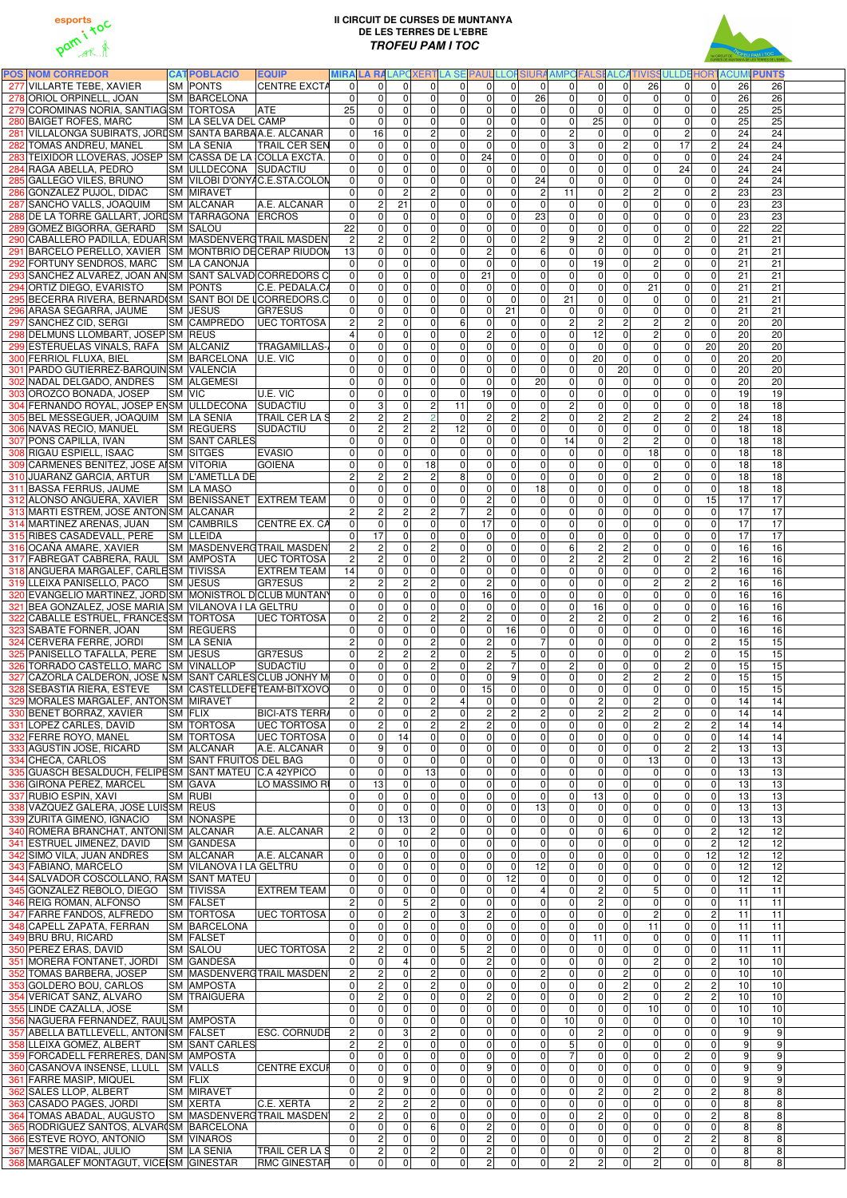# II CIRCUIT DE CURSES DE MUNTANYA DE LES TERRES DE L'EBRE

***TROFEU PAM I TOC***

| POS | NOM CORREDOR | CAT | POBLACIO | EQUIP | MIRA | LA RA | LAPO | XERT | LA SE | PAUL | LLOR | SIURA | AMPO | FALSE | ALCA | TIVISS | ULLDE | HORT | ACUM | PUNTS |
|---|---|---|---|---|---|---|---|---|---|---|---|---|---|---|---|---|---|---|---|---|
| 277 | VILLARTE TEBE, XAVIER | SM | PONTS | CENTRE EXCTA | 0 | 0 | 0 | 0 | 0 | 0 | 0 | 0 | 0 | 0 | 0 | 26 | 0 | 0 | 26 | 26 |
| 278 | ORIOL ORPINELL, JOAN | SM | BARCELONA | | 0 | 0 | 0 | 0 | 0 | 0 | 0 | 26 | 0 | 0 | 0 | 0 | 0 | 0 | 26 | 26 |
| 279 | COROMINAS NORIA, SANTIAG | SM | TORTOSA | ATE | 25 | 0 | 0 | 0 | 0 | 0 | 0 | 0 | 0 | 0 | 0 | 0 | 0 | 0 | 25 | 25 |
| 280 | BAIGET ROFES, MARC | SM | LA SELVA DEL CAMP | | 0 | 0 | 0 | 0 | 0 | 0 | 0 | 0 | 0 | 25 | 0 | 0 | 0 | 0 | 25 | 25 |
| 281 | VILLALONGA SUBIRATS, JORD | SM | SANTA BARBA | A.E. ALCANAR | 0 | 16 | 0 | 2 | 0 | 2 | 0 | 0 | 2 | 0 | 0 | 0 | 2 | 0 | 24 | 24 |
| 282 | TOMAS ANDREU, MANEL | SM | LA SENIA | TRAIL CER SEN | 0 | 0 | 0 | 0 | 0 | 0 | 0 | 0 | 3 | 0 | 2 | 0 | 17 | 2 | 24 | 24 |
| 283 | TEIXIDOR LLOVERAS, JOSEP | SM | CASSA DE LA | COLLA EXCTA. | 0 | 0 | 0 | 0 | 0 | 24 | 0 | 0 | 0 | 0 | 0 | 0 | 0 | 0 | 24 | 24 |
| 284 | RAGA ABELLA, PEDRO | SM | ULLDECONA | SUDACTIU | 0 | 0 | 0 | 0 | 0 | 0 | 0 | 0 | 0 | 0 | 0 | 0 | 24 | 0 | 24 | 24 |
| 285 | GALLEGO VILES, BRUNO | SM | VILOBI D'ONYA | C.E.STA.COLOM | 0 | 0 | 0 | 0 | 0 | 0 | 0 | 24 | 0 | 0 | 0 | 0 | 0 | 0 | 24 | 24 |
| 286 | GONZALEZ PUJOL, DIDAC | SM | MIRAVET | | 0 | 0 | 2 | 2 | 0 | 0 | 0 | 2 | 11 | 0 | 2 | 2 | 0 | 2 | 23 | 23 |
| 287 | SANCHO VALLS, JOAQUIM | SM | ALCANAR | A.E. ALCANAR | 0 | 2 | 21 | 0 | 0 | 0 | 0 | 0 | 0 | 0 | 0 | 0 | 0 | 0 | 23 | 23 |
| 288 | DE LA TORRE GALLART, JORD | SM | TARRAGONA | ERCROS | 0 | 0 | 0 | 0 | 0 | 0 | 0 | 23 | 0 | 0 | 0 | 0 | 0 | 0 | 23 | 23 |
| 289 | GOMEZ BIGORRA, GERARD | SM | SALOU | | 22 | 0 | 0 | 0 | 0 | 0 | 0 | 0 | 0 | 0 | 0 | 0 | 0 | 0 | 22 | 22 |
| 290 | CABALLERO PADILLA, EDUAR | SM | MASDENVERG | TRAIL MASDEN | 2 | 2 | 0 | 2 | 0 | 0 | 0 | 2 | 9 | 2 | 0 | 0 | 2 | 0 | 21 | 21 |
| 291 | BARCELO PERELLO, XAVIER | SM | MONTBRIO DE | CERAP RIUDOM | 13 | 0 | 0 | 0 | 0 | 2 | 0 | 6 | 0 | 0 | 0 | 0 | 0 | 0 | 21 | 21 |
| 292 | FORTUNY SENDROS, MARC | SM | LA CANONJA | | 0 | 0 | 0 | 0 | 0 | 0 | 0 | 0 | 0 | 19 | 0 | 2 | 0 | 0 | 21 | 21 |
| 293 | SANCHEZ ALVAREZ, JOAN AN | SM | SANT SALVAD | CORREDORS C | 0 | 0 | 0 | 0 | 0 | 21 | 0 | 0 | 0 | 0 | 0 | 0 | 0 | 0 | 21 | 21 |
| 294 | ORTIZ DIEGO, EVARISTO | SM | PONTS | C.E. PEDALA.C | 0 | 0 | 0 | 0 | 0 | 0 | 0 | 0 | 0 | 0 | 0 | 21 | 0 | 0 | 21 | 21 |
| 295 | BECERRA RIVERA, BERNARD | SM | SANT BOI DE L | CORREDORS.C | 0 | 0 | 0 | 0 | 0 | 0 | 0 | 0 | 21 | 0 | 0 | 0 | 0 | 0 | 21 | 21 |
| 296 | ARASA SEGARRA, JAUME | SM | JESUS | GR7ESUS | 0 | 0 | 0 | 0 | 0 | 0 | 21 | 0 | 0 | 0 | 0 | 0 | 0 | 0 | 21 | 21 |
| 297 | SANCHEZ CID, SERGI | SM | CAMPREDO | UEC TORTOSA | 2 | 2 | 0 | 0 | 6 | 0 | 0 | 0 | 2 | 2 | 2 | 2 | 2 | 0 | 20 | 20 |
| 298 | DELMUNS LLOMBART, JOSEP | SM | REUS | | 4 | 0 | 0 | 0 | 0 | 2 | 0 | 0 | 0 | 12 | 0 | 2 | 0 | 0 | 20 | 20 |
| 299 | ESTERUELAS VINALS, RAFA | SM | ALCANIZ | TRAGAMILLAS- | 0 | 0 | 0 | 0 | 0 | 0 | 0 | 0 | 0 | 0 | 0 | 0 | 0 | 20 | 20 | 20 |
| 300 | FERRIOL FLUXA, BIEL | SM | BARCELONA | U.E. VIC | 0 | 0 | 0 | 0 | 0 | 0 | 0 | 0 | 0 | 20 | 0 | 0 | 0 | 0 | 20 | 20 |
| 301 | PARDO GUTIERREZ-BARQUIN | SM | VALENCIA | | 0 | 0 | 0 | 0 | 0 | 0 | 0 | 0 | 0 | 0 | 20 | 0 | 0 | 0 | 20 | 20 |
| 302 | NADAL DELGADO, ANDRES | SM | ALGEMESI | | 0 | 0 | 0 | 0 | 0 | 0 | 0 | 20 | 0 | 0 | 0 | 0 | 0 | 0 | 20 | 20 |
| 303 | OROZCO BONADA, JOSEP | SM | VIC | U.E. VIC | 0 | 0 | 0 | 0 | 0 | 19 | 0 | 0 | 0 | 0 | 0 | 0 | 0 | 0 | 19 | 19 |
| 304 | FERNANDO ROYAL, JOSEP EN | SM | ULLDECONA | SUDACTIU | 0 | 3 | 0 | 2 | 11 | 0 | 0 | 0 | 2 | 0 | 0 | 0 | 0 | 0 | 18 | 18 |
| 305 | BEL MESSEGUER, JOAQUIM | SM | LA SENIA | TRAIL CER LA S | 2 | 2 | 2 | 2 | 0 | 2 | 2 | 2 | 0 | 2 | 2 | 2 | 2 | 2 | 24 | 18 |
| 306 | NAVAS RECIO, MANUEL | SM | REGUERS | SUDACTIU | 0 | 2 | 2 | 2 | 12 | 0 | 0 | 0 | 0 | 0 | 0 | 0 | 0 | 0 | 18 | 18 |
| 307 | PONS CAPILLA, IVAN | SM | SANT CARLES | | 0 | 0 | 0 | 0 | 0 | 0 | 0 | 0 | 14 | 0 | 2 | 2 | 0 | 0 | 18 | 18 |
| 308 | RIGAU ESPIELL, ISAAC | SM | SITGES | EVASIO | 0 | 0 | 0 | 0 | 0 | 0 | 0 | 0 | 0 | 0 | 0 | 18 | 0 | 0 | 18 | 18 |
| 309 | CARMENES BENITEZ, JOSE A | SM | VITORIA | GOIENA | 0 | 0 | 0 | 18 | 0 | 0 | 0 | 0 | 0 | 0 | 0 | 0 | 0 | 0 | 18 | 18 |
| 310 | JUARANZ GARCIA, ARTUR | SM | L'AMETLLA DE | | 2 | 2 | 2 | 2 | 8 | 0 | 0 | 0 | 0 | 0 | 0 | 2 | 0 | 0 | 18 | 18 |
| 311 | BASSA FERRUS, JAUME | SM | LA MASO | | 0 | 0 | 0 | 0 | 0 | 0 | 0 | 18 | 0 | 0 | 0 | 0 | 0 | 0 | 18 | 18 |
| 312 | ALONSO ANGUERA, XAVIER | SM | BENISSANET | EXTREM TEAM | 0 | 0 | 0 | 0 | 0 | 2 | 0 | 0 | 0 | 0 | 0 | 0 | 0 | 15 | 17 | 17 |
| 313 | MARTI ESTREM, JOSE ANTON | SM | ALCANAR | | 2 | 2 | 2 | 2 | 7 | 2 | 0 | 0 | 0 | 0 | 0 | 0 | 0 | 0 | 17 | 17 |
| 314 | MARTINEZ ARENAS, JUAN | SM | CAMBRILS | CENTRE EX. CA | 0 | 0 | 0 | 0 | 0 | 17 | 0 | 0 | 0 | 0 | 0 | 0 | 0 | 0 | 17 | 17 |
| 315 | RIBES CASADEVALL, PERE | SM | LLEIDA | | 0 | 17 | 0 | 0 | 0 | 0 | 0 | 0 | 0 | 0 | 0 | 0 | 0 | 0 | 17 | 17 |
| 316 | OCAÑA AMARE, XAVIER | SM | MASDENVERG | TRAIL MASDEN | 2 | 2 | 0 | 2 | 0 | 0 | 0 | 0 | 6 | 2 | 2 | 0 | 0 | 0 | 16 | 16 |
| 317 | FABREGAT CABRERA, RAUL | SM | AMPOSTA | UEC TORTOSA | 2 | 2 | 0 | 0 | 2 | 0 | 0 | 0 | 2 | 2 | 2 | 0 | 2 | 2 | 16 | 16 |
| 318 | ANGUERA MARGALEF, CARLE | SM | TIVISSA | EXTREM TEAM | 14 | 0 | 0 | 0 | 0 | 0 | 0 | 0 | 0 | 0 | 0 | 0 | 0 | 2 | 16 | 16 |
| 319 | LLEIXA PANISELLO, PACO | SM | JESUS | GR7ESUS | 2 | 2 | 2 | 2 | 0 | 2 | 0 | 0 | 0 | 0 | 0 | 2 | 2 | 2 | 16 | 16 |
| 320 | EVANGELIO MARTINEZ, JORD | SM | MONISTROL D | CLUB MUNTANY | 0 | 0 | 0 | 0 | 0 | 16 | 0 | 0 | 0 | 0 | 0 | 0 | 0 | 0 | 16 | 16 |
| 321 | BEA GONZALEZ, JOSE MARIA | SM | VILANOVA I LA GELTRU | | 0 | 0 | 0 | 0 | 0 | 0 | 0 | 0 | 0 | 16 | 0 | 0 | 0 | 0 | 16 | 16 |
| 322 | CABALLE ESTRUEL, FRANCES | SM | TORTOSA | UEC TORTOSA | 0 | 2 | 0 | 2 | 2 | 2 | 0 | 0 | 2 | 2 | 0 | 2 | 0 | 2 | 16 | 16 |
| 323 | SABATE FORNER, JOAN | SM | REGUERS | | 0 | 0 | 0 | 0 | 0 | 0 | 16 | 0 | 0 | 0 | 0 | 0 | 0 | 0 | 16 | 16 |
| 324 | CERVERA FERRE, JORDI | SM | LA SENIA | | 2 | 0 | 0 | 2 | 0 | 2 | 0 | 7 | 0 | 0 | 0 | 0 | 0 | 2 | 15 | 15 |
| 325 | PANISELLO TAFALLA, PERE | SM | JESUS | GR7ESUS | 0 | 2 | 2 | 2 | 0 | 2 | 5 | 0 | 0 | 0 | 0 | 0 | 2 | 0 | 15 | 15 |
| 326 | TORRADO CASTELLO, MARC | SM | VINALLOP | SUDACTIU | 0 | 0 | 0 | 2 | 0 | 2 | 7 | 0 | 2 | 0 | 0 | 0 | 2 | 0 | 15 | 15 |
| 327 | CAZORLA CALDERON, JOSE M | SM | SANT CARLES | CLUB JONHY M | 0 | 0 | 0 | 0 | 0 | 0 | 9 | 0 | 0 | 0 | 2 | 2 | 2 | 0 | 15 | 15 |
| 328 | SEBASTIA RIERA, ESTEVE | SM | CASTELLDEFE | TEAM-BITXOVO | 0 | 0 | 0 | 0 | 0 | 15 | 0 | 0 | 0 | 0 | 0 | 0 | 0 | 0 | 15 | 15 |
| 329 | MORALES MARGALEF, ANTON | SM | MIRAVET | | 2 | 2 | 0 | 2 | 4 | 0 | 0 | 0 | 0 | 2 | 0 | 2 | 0 | 0 | 14 | 14 |
| 330 | BENET BORRAZ, XAVIER | SM | FLIX | BICI-ATS TERR | 0 | 0 | 0 | 2 | 0 | 2 | 2 | 2 | 0 | 2 | 2 | 2 | 0 | 0 | 14 | 14 |
| 331 | LOPEZ CARLES, DAVID | SM | TORTOSA | UEC TORTOSA | 0 | 2 | 0 | 2 | 2 | 2 | 0 | 0 | 0 | 0 | 0 | 2 | 2 | 2 | 14 | 14 |
| 332 | FERRE ROYO, MANEL | SM | TORTOSA | UEC TORTOSA | 0 | 0 | 14 | 0 | 0 | 0 | 0 | 0 | 0 | 0 | 0 | 0 | 0 | 0 | 14 | 14 |
| 333 | AGUSTIN JOSE, RICARD | SM | ALCANAR | A.E. ALCANAR | 0 | 9 | 0 | 0 | 0 | 0 | 0 | 0 | 0 | 0 | 0 | 0 | 2 | 2 | 13 | 13 |
| 334 | CHECA, CARLOS | SM | SANT FRUITOS DEL BAG | | 0 | 0 | 0 | 0 | 0 | 0 | 0 | 0 | 0 | 0 | 0 | 13 | 0 | 0 | 13 | 13 |
| 335 | GUASCH BESALDUCH, FELIPE | SM | SANT MATEU | C.A 42YPICO | 0 | 0 | 0 | 13 | 0 | 0 | 0 | 0 | 0 | 0 | 0 | 0 | 0 | 0 | 13 | 13 |
| 336 | GIRONA PEREZ, MARCEL | SM | GAVA | LO MASSIMO R | 0 | 13 | 0 | 0 | 0 | 0 | 0 | 0 | 0 | 0 | 0 | 0 | 0 | 0 | 13 | 13 |
| 337 | RUBIO ESPIN, XAVI | SM | RUBI | | 0 | 0 | 0 | 0 | 0 | 0 | 0 | 0 | 0 | 13 | 0 | 0 | 0 | 0 | 13 | 13 |
| 338 | VAZQUEZ GALERA, JOSE LUIS | SM | REUS | | 0 | 0 | 0 | 0 | 0 | 0 | 0 | 13 | 0 | 0 | 0 | 0 | 0 | 0 | 13 | 13 |
| 339 | ZURITA GIMENO, IGNACIO | SM | NONASPE | | 0 | 0 | 13 | 0 | 0 | 0 | 0 | 0 | 0 | 0 | 0 | 0 | 0 | 0 | 13 | 13 |
| 340 | ROMERA BRANCHAT, ANTONI | SM | ALCANAR | A.E. ALCANAR | 2 | 0 | 0 | 2 | 0 | 0 | 0 | 0 | 0 | 0 | 6 | 0 | 0 | 2 | 12 | 12 |
| 341 | ESTRUEL JIMENEZ, DAVID | SM | GANDESA | | 0 | 0 | 10 | 0 | 0 | 0 | 0 | 0 | 0 | 0 | 0 | 0 | 0 | 2 | 12 | 12 |
| 342 | SIMO VILA, JUAN ANDRES | SM | ALCANAR | A.E. ALCANAR | 0 | 0 | 0 | 0 | 0 | 0 | 0 | 0 | 0 | 0 | 0 | 0 | 0 | 12 | 12 | 12 |
| 343 | FABIANO, MARCELO | SM | VILANOVA I LA GELTRU | | 0 | 0 | 0 | 0 | 0 | 0 | 0 | 12 | 0 | 0 | 0 | 0 | 0 | 0 | 12 | 12 |
| 344 | SALVADOR COSCOLLANO, RA | SM | SANT MATEU | | 0 | 0 | 0 | 0 | 0 | 0 | 12 | 0 | 0 | 0 | 0 | 0 | 0 | 0 | 12 | 12 |
| 345 | GONZALEZ REBOLO, DIEGO | SM | TIVISSA | EXTREM TEAM | 0 | 0 | 0 | 0 | 0 | 0 | 0 | 4 | 0 | 2 | 0 | 5 | 0 | 0 | 11 | 11 |
| 346 | REIG ROMAN, ALFONSO | SM | FALSET | | 2 | 0 | 5 | 2 | 0 | 0 | 0 | 0 | 0 | 2 | 0 | 0 | 0 | 0 | 11 | 11 |
| 347 | FARRE FANDOS, ALFREDO | SM | TORTOSA | UEC TORTOSA | 0 | 0 | 2 | 0 | 3 | 2 | 0 | 0 | 0 | 0 | 0 | 2 | 0 | 2 | 11 | 11 |
| 348 | CAPELL ZAPATA, FERRAN | SM | BARCELONA | | 0 | 0 | 0 | 0 | 0 | 0 | 0 | 0 | 0 | 0 | 0 | 11 | 0 | 0 | 11 | 11 |
| 349 | BRU BRU, RICARD | SM | FALSET | | 0 | 0 | 0 | 0 | 0 | 0 | 0 | 0 | 0 | 11 | 0 | 0 | 0 | 0 | 11 | 11 |
| 350 | PEREZ ERAS, DAVID | SM | SALOU | UEC TORTOSA | 2 | 2 | 0 | 0 | 5 | 2 | 0 | 0 | 0 | 0 | 0 | 0 | 0 | 0 | 11 | 11 |
| 351 | MORERA FONTANET, JORDI | SM | GANDESA | | 0 | 0 | 4 | 0 | 0 | 2 | 0 | 0 | 0 | 0 | 0 | 2 | 0 | 2 | 10 | 10 |
| 352 | TOMAS BARBERA, JOSEP | SM | MASDENVERG | TRAIL MASDEN | 2 | 2 | 0 | 2 | 0 | 0 | 0 | 2 | 0 | 0 | 2 | 0 | 0 | 0 | 10 | 10 |
| 353 | GOLDERO BOU, CARLOS | SM | AMPOSTA | | 0 | 2 | 0 | 2 | 0 | 0 | 0 | 0 | 0 | 0 | 2 | 0 | 2 | 2 | 10 | 10 |
| 354 | VERICAT SANZ, ALVARO | SM | TRAIGUERA | | 0 | 2 | 0 | 0 | 0 | 2 | 0 | 0 | 0 | 0 | 2 | 0 | 2 | 2 | 10 | 10 |
| 355 | LINDE CAZALLA, JOSE | SM | | | 0 | 0 | 0 | 0 | 0 | 0 | 0 | 0 | 0 | 0 | 0 | 10 | 0 | 0 | 10 | 10 |
| 356 | NAGUERA FERNANDEZ, RAUL | SM | AMPOSTA | | 0 | 0 | 0 | 0 | 0 | 0 | 0 | 0 | 10 | 0 | 0 | 0 | 0 | 0 | 10 | 10 |
| 357 | ABELLA BATLLEVELL, ANTONI | SM | FALSET | ESC. CORNUDE | 2 | 0 | 3 | 2 | 0 | 0 | 0 | 0 | 0 | 2 | 0 | 0 | 0 | 0 | 9 | 9 |
| 358 | LLEIXA GOMEZ, ALBERT | SM | SANT CARLES | | 2 | 2 | 0 | 0 | 0 | 0 | 0 | 0 | 5 | 0 | 0 | 0 | 0 | 0 | 9 | 9 |
| 359 | FORCADELL FERRERES, DANI | SM | AMPOSTA | | 0 | 0 | 0 | 0 | 0 | 0 | 0 | 0 | 7 | 0 | 0 | 0 | 2 | 0 | 9 | 9 |
| 360 | CASANOVA INSENSE, LLULL | SM | VALLS | CENTRE EXCUR | 0 | 0 | 0 | 0 | 0 | 9 | 0 | 0 | 0 | 0 | 0 | 0 | 0 | 0 | 9 | 9 |
| 361 | FARRE MASIP, MIQUEL | SM | FLIX | | 0 | 0 | 9 | 0 | 0 | 0 | 0 | 0 | 0 | 0 | 0 | 0 | 0 | 0 | 9 | 9 |
| 362 | SALES LLOP, ALBERT | SM | MIRAVET | | 0 | 2 | 0 | 0 | 0 | 0 | 0 | 0 | 0 | 2 | 0 | 2 | 0 | 2 | 8 | 8 |
| 363 | CASADO PAGES, JORDI | SM | XERTA | C.E. XERTA | 2 | 2 | 2 | 2 | 0 | 0 | 0 | 0 | 0 | 0 | 0 | 0 | 0 | 0 | 8 | 8 |
| 364 | TOMAS ABADAL, AUGUSTO | SM | MASDENVERG | TRAIL MASDEN | 2 | 2 | 0 | 0 | 0 | 0 | 0 | 0 | 0 | 2 | 0 | 0 | 0 | 2 | 8 | 8 |
| 365 | RODRIGUEZ SANTOS, ALVARO | SM | BARCELONA | | 0 | 0 | 0 | 6 | 0 | 2 | 0 | 0 | 0 | 0 | 0 | 0 | 0 | 0 | 8 | 8 |
| 366 | ESTEVE ROYO, ANTONIO | SM | VINAROS | | 0 | 2 | 0 | 0 | 0 | 2 | 0 | 0 | 0 | 0 | 0 | 0 | 2 | 2 | 8 | 8 |
| 367 | MESTRE VIDAL, JULIO | SM | LA SENIA | TRAIL CER LA S | 0 | 2 | 0 | 2 | 0 | 2 | 0 | 0 | 0 | 0 | 0 | 2 | 0 | 0 | 8 | 8 |
| 368 | MARGALEF MONTAGUT, VICE | SM | GINESTAR | RMC GINESTAR | 0 | 0 | 0 | 0 | 0 | 2 | 0 | 0 | 2 | 2 | 0 | 2 | 0 | 0 | 8 | 8 |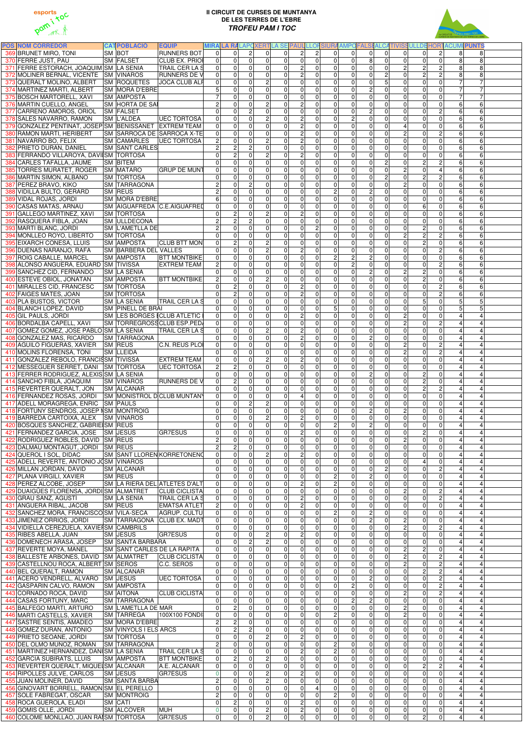# II CIRCUIT DE CURSES DE MUNTANYA DE LES TERRES DE L'EBRE

## *TROFEU PAM I TOC*

| POS | NOM CORREDOR | CAT | POBLACIO | EQUIP | MIRA | LA RA | LAPO | XERT | LA SE | PAUL | LLOR | SIURA | AMPO | FALSE | ALCA | TIVISS | ULLDE | HORT | ACUM | PUNTS |
|---|---|---|---|---|---|---|---|---|---|---|---|---|---|---|---|---|---|---|---|---|
| 369 | BRUNET MIRO, TONI | SM | BOT | RUNNERS BOT | 0 | 0 | 2 | 0 | 0 | 2 | 2 | 0 | 0 | 0 | 0 | 0 | 0 | 2 | 8 | 8 |
| 370 | FERRE JUST, PAU | SM | FALSET | CLUB EX. PRIOR | 0 | 0 | 0 | 0 | 0 | 0 | 0 | 0 | 0 | 8 | 0 | 0 | 0 | 0 | 8 | 8 |
| 371 | FERRE ESTORACH, JOAQUIM | SM | LA SENIA | TRAIL CER LA S | 0 | 0 | 0 | 0 | 0 | 2 | 0 | 0 | 0 | 0 | 0 | 2 | 2 | 2 | 8 | 8 |
| 372 | MOLINER BERNAL, VICENTE | SM | VINAROS | RUNNERS DE V | 0 | 0 | 0 | 0 | 0 | 2 | 0 | 0 | 0 | 0 | 2 | 0 | 2 | 2 | 8 | 8 |
| 373 | QUERALT MOLINO, ALBERT | SM | ROQUETES | JOCA CLUB ALF | 0 | 0 | 0 | 2 | 0 | 0 | 0 | 0 | 0 | 0 | 5 | 0 | 0 | 0 | 7 | 7 |
| 374 | MARTINEZ MARTI, ALBERT | SM | MORA D'EBRE | | 5 | 0 | 0 | 0 | 0 | 0 | 0 | 0 | 0 | 2 | 0 | 0 | 0 | 0 | 7 | 7 |
| 375 | BOSCH MARTORELL, XAVI | SM | AMPOSTA | | 7 | 0 | 0 | 0 | 0 | 0 | 0 | 0 | 0 | 0 | 0 | 0 | 0 | 0 | 7 | 7 |
| 376 | MARTIN CUELLO, ANGEL | SM | HORTA DE SAI | | 2 | 0 | 0 | 2 | 0 | 2 | 0 | 0 | 0 | 0 | 0 | 0 | 0 | 0 | 6 | 6 |
| 377 | CARRENO AMOROS, ORIOL | SM | FALSET | | 0 | 0 | 2 | 0 | 0 | 0 | 0 | 0 | 0 | 2 | 0 | 0 | 0 | 2 | 6 | 6 |
| 378 | SALES NAVARRO, RAMON | SM | L'ALDEA | UEC TORTOSA | 0 | 0 | 0 | 2 | 0 | 2 | 0 | 0 | 2 | 0 | 0 | 0 | 0 | 0 | 6 | 6 |
| 379 | GONZALEZ PENTINAT, JOSEP | SM | BENISSANET | EXTREM TEAM | 0 | 0 | 0 | 0 | 0 | 2 | 0 | 0 | 0 | 0 | 0 | 4 | 0 | 0 | 6 | 6 |
| 380 | RAMON MARTI, HERIBERT | SM | SARROCA DE | SARROCA X-TE | 0 | 0 | 0 | 0 | 0 | 2 | 0 | 0 | 0 | 0 | 0 | 2 | 0 | 2 | 6 | 6 |
| 381 | NAVARRO BO, FELIX | SM | CAMARLES | UEC TORTOSA | 2 | 0 | 0 | 2 | 0 | 2 | 0 | 0 | 0 | 0 | 0 | 0 | 0 | 0 | 6 | 6 |
| 382 | PRIETO DURAN, DANIEL | SM | SANT CARLES | | 2 | 2 | 2 | 0 | 0 | 0 | 0 | 0 | 0 | 0 | 0 | 0 | 0 | 0 | 6 | 6 |
| 383 | FERRANDO VILLAROYA, DAVI | SM | TORTOSA | | 0 | 2 | 0 | 2 | 0 | 2 | 0 | 0 | 0 | 0 | 0 | 0 | 0 | 0 | 6 | 6 |
| 384 | CARLES TAFALLA, JAUME | SM | BITEM | | 0 | 0 | 0 | 0 | 0 | 0 | 0 | 0 | 0 | 0 | 2 | 0 | 2 | 2 | 6 | 6 |
| 385 | TORRES MURATET, ROGER | SM | MATARO | GRUP DE MUNT | 0 | 0 | 0 | 0 | 0 | 0 | 0 | 0 | 0 | 0 | 0 | 2 | 0 | 4 | 6 | 6 |
| 386 | MARTIN SIMON, ALBANO | SM | TORTOSA | | 0 | 0 | 0 | 0 | 0 | 0 | 0 | 0 | 0 | 0 | 2 | 0 | 2 | 2 | 6 | 6 |
| 387 | PEREZ BRAVO, KIKO | SM | TARRAGONA | | 2 | 0 | 2 | 0 | 0 | 0 | 0 | 0 | 0 | 0 | 0 | 2 | 0 | 0 | 6 | 6 |
| 388 | VIDILLA BULTO, GERARD | SM | REUS | | 2 | 0 | 0 | 0 | 0 | 0 | 0 | 2 | 0 | 2 | 0 | 0 | 0 | 0 | 6 | 6 |
| 389 | VIDAL ROJAS, JORDI | SM | MORA D'EBRE | | 6 | 0 | 0 | 0 | 0 | 0 | 0 | 0 | 0 | 0 | 0 | 0 | 0 | 0 | 6 | 6 |
| 390 | CASAS MATAS, ARNAU | SM | AIGUAFREDA | C.E.AIGUAFRED | 0 | 0 | 0 | 0 | 0 | 0 | 0 | 0 | 0 | 0 | 0 | 0 | 6 | 0 | 6 | 6 |
| 391 | GALLEGO MARTINEZ, XAVI | SM | TORTOSA | | 0 | 2 | 0 | 2 | 0 | 2 | 0 | 0 | 0 | 0 | 0 | 0 | 0 | 0 | 6 | 6 |
| 392 | RASQUERA FIBLA, JOAN | SM | ULLDECONA | | 2 | 2 | 2 | 0 | 0 | 0 | 0 | 0 | 0 | 0 | 0 | 0 | 0 | 0 | 6 | 6 |
| 393 | MARTI BLANC, JORDI | SM | L'AMETLLA DE | | 2 | 0 | 0 | 0 | 0 | 0 | 2 | 0 | 0 | 0 | 0 | 0 | 2 | 0 | 6 | 6 |
| 394 | MONLLEO ROYO, LIBERTO | SM | TORTOSA | | 0 | 0 | 0 | 0 | 0 | 0 | 0 | 0 | 0 | 0 | 0 | 2 | 2 | 2 | 6 | 6 |
| 395 | EIXARCH CONESA, LLUIS | SM | AMPOSTA | CLUB BTT MON | 0 | 2 | 0 | 2 | 0 | 0 | 0 | 0 | 0 | 0 | 0 | 0 | 2 | 0 | 6 | 6 |
| 396 | DUENAS NARANJO, RAFA | SM | BARBERA DEL VALLES | | 0 | 0 | 0 | 2 | 0 | 2 | 0 | 0 | 0 | 0 | 0 | 0 | 0 | 2 | 6 | 6 |
| 397 | ROIG CABALLE, MARCEL | SM | AMPOSTA | BTT MONTBIKE | 0 | 0 | 0 | 0 | 0 | 0 | 0 | 2 | 2 | 2 | 0 | 0 | 0 | 0 | 6 | 6 |
| 398 | ALONSO ANGUERA, EDUARD | SM | TIVISSA | EXTREM TEAM | 2 | 0 | 0 | 0 | 0 | 0 | 0 | 0 | 2 | 0 | 0 | 0 | 0 | 2 | 6 | 6 |
| 399 | SANCHEZ CID, FERNANDO | SM | LA SENIA | | 0 | 0 | 0 | 0 | 0 | 0 | 0 | 0 | 0 | 2 | 0 | 2 | 2 | 0 | 6 | 6 |
| 400 | ESTEVE OBIOL, JONATAN | SM | AMPOSTA | BTT MONTBIKE | 2 | 0 | 0 | 2 | 0 | 0 | 0 | 0 | 0 | 0 | 0 | 0 | 2 | 0 | 6 | 6 |
| 401 | MIRALLES CID, FRANCESC | SM | TORTOSA | | 0 | 2 | 0 | 0 | 0 | 2 | 0 | 0 | 0 | 0 | 0 | 0 | 0 | 2 | 6 | 6 |
| 402 | FAIGES MATES, JOAN | SM | TORTOSA | | 0 | 2 | 0 | 0 | 0 | 2 | 0 | 0 | 0 | 0 | 0 | 0 | 0 | 2 | 6 | 6 |
| 403 | PLA BUSTOS, VICTOR | SM | LA SENIA | TRAIL CER LA S | 0 | 0 | 0 | 0 | 0 | 0 | 0 | 0 | 0 | 0 | 0 | 0 | 5 | 0 | 5 | 5 |
| 404 | BLANCH LOPEZ, DAVID | SM | PINELL DE BRAI | | 0 | 0 | 0 | 0 | 0 | 0 | 0 | 5 | 0 | 0 | 0 | 0 | 0 | 0 | 5 | 5 |
| 405 | GIL PAULS, JORDI | SM | LES BORGES D | CLUB ATLETIC | 0 | 0 | 0 | 0 | 0 | 2 | 0 | 0 | 0 | 0 | 0 | 2 | 0 | 0 | 4 | 4 |
| 406 | BORDALBA CAPELL, XAVI | SM | TORREGROSS | CLUB ESP.PED/ | 0 | 0 | 0 | 0 | 0 | 0 | 0 | 0 | 0 | 0 | 0 | 2 | 0 | 2 | 4 | 4 |
| 407 | GOMEZ GOMEZ, JOSE PABLO | SM | LA SENIA | TRAIL CER LA S | 0 | 0 | 0 | 2 | 0 | 2 | 0 | 0 | 0 | 0 | 0 | 0 | 0 | 0 | 4 | 4 |
| 408 | GONZALEZ MAS, RICARDO | SM | TARRAGONA | | 0 | 0 | 0 | 0 | 0 | 2 | 0 | 0 | 0 | 2 | 0 | 0 | 0 | 0 | 4 | 4 |
| 409 | AGUILO FIGUERAS, XAVIER | SM | REUS | C.N. REUS PLO | 0 | 0 | 0 | 0 | 0 | 0 | 0 | 0 | 0 | 0 | 0 | 2 | 0 | 2 | 4 | 4 |
| 410 | MOLINS FLORENSA, TONI | SM | LLEIDA | | 0 | 0 | 0 | 0 | 0 | 0 | 0 | 0 | 0 | 0 | 0 | 2 | 0 | 2 | 4 | 4 |
| 411 | GONZALEZ REBOLO, FRANCIS | SM | TIVISSA | EXTREM TEAM | 0 | 0 | 0 | 2 | 0 | 2 | 0 | 0 | 0 | 0 | 0 | 0 | 0 | 0 | 4 | 4 |
| 412 | MESSEGUER SERRET, DANI | SM | TORTOSA | UEC TORTOSA | 2 | 2 | 0 | 0 | 0 | 0 | 0 | 0 | 0 | 0 | 0 | 0 | 0 | 0 | 4 | 4 |
| 413 | FERRER RODRIGUEZ, ALEXIS | SM | LA SENIA | | 0 | 0 | 0 | 0 | 0 | 0 | 0 | 0 | 0 | 2 | 0 | 0 | 2 | 0 | 4 | 4 |
| 414 | SANCHO FIBLA, JOAQUIM | SM | VINAROS | RUNNERS DE V | 0 | 2 | 0 | 0 | 0 | 0 | 0 | 0 | 0 | 0 | 0 | 0 | 2 | 0 | 4 | 4 |
| 415 | REVERTER QUERALT, JON | SM | ALCANAR | | 0 | 0 | 0 | 0 | 0 | 0 | 0 | 0 | 0 | 0 | 0 | 0 | 2 | 2 | 4 | 4 |
| 416 | FERNANDEZ ROSAS, JORDI | SM | MONISTROL D | CLUB MUNTANY | 0 | 0 | 0 | 0 | 0 | 4 | 0 | 0 | 0 | 0 | 0 | 0 | 0 | 0 | 4 | 4 |
| 417 | ADELL MORAGREGA, ENRIC | SM | PAULS | | 0 | 0 | 2 | 2 | 0 | 0 | 0 | 0 | 0 | 0 | 0 | 0 | 0 | 0 | 4 | 4 |
| 418 | FORTUNY SENDROS, JOSEP M | SM | MONTROIG | | 0 | 0 | 0 | 0 | 0 | 0 | 0 | 0 | 0 | 2 | 0 | 2 | 0 | 0 | 4 | 4 |
| 419 | BARREDA CARTOIXA, ALEX | SM | VINAROS | | 0 | 0 | 0 | 2 | 0 | 2 | 0 | 0 | 0 | 0 | 0 | 0 | 0 | 0 | 4 | 4 |
| 420 | BOSQUES SANCHEZ, GABRIEL | SM | REUS | | 0 | 0 | 0 | 0 | 0 | 0 | 0 | 2 | 0 | 2 | 0 | 0 | 0 | 0 | 4 | 4 |
| 421 | FERNANDEZ GARCIA, JOSE | SM | JESUS | GR7ESUS | 0 | 0 | 0 | 0 | 0 | 2 | 0 | 0 | 0 | 0 | 0 | 0 | 2 | 0 | 4 | 4 |
| 422 | RODRIGUEZ ROBLES, DAVID | SM | REUS | | 2 | 0 | 0 | 0 | 0 | 0 | 0 | 0 | 0 | 0 | 0 | 2 | 0 | 0 | 4 | 4 |
| 423 | DALMAU MONTAGUT, JORDI | SM | REUS | | 2 | 2 | 0 | 0 | 0 | 0 | 0 | 0 | 0 | 0 | 0 | 0 | 0 | 0 | 4 | 4 |
| 424 | QUEROL I SOL, DIDAC | SM | SANT LLOREN | KORRETONENC | 0 | 0 | 0 | 2 | 0 | 2 | 0 | 0 | 0 | 0 | 0 | 0 | 0 | 0 | 4 | 4 |
| 425 | ADELL REVERTE, ANTONIO J | SM | VINAROS | | 0 | 0 | 0 | 0 | 0 | 0 | 0 | 0 | 0 | 0 | 0 | 0 | 4 | 0 | 4 | 4 |
| 426 | MILLAN JORDAN, DAVID | SM | ALCANAR | | 0 | 0 | 0 | 0 | 0 | 0 | 0 | 0 | 0 | 0 | 2 | 0 | 0 | 2 | 4 | 4 |
| 427 | PLANA VIRGILI, XAVIER | SM | REUS | | 0 | 0 | 0 | 0 | 0 | 0 | 0 | 2 | 0 | 2 | 0 | 0 | 0 | 0 | 4 | 4 |
| 428 | PEREZ ALCOBE, JOSEP | SM | LA RIERA DEL | ATLETES D'ALT | 0 | 0 | 0 | 0 | 0 | 2 | 0 | 2 | 0 | 0 | 0 | 0 | 0 | 0 | 4 | 4 |
| 429 | DUAIGÜES FLORENSA, JORDI | SM | ALMATRET | CLUB CICLISTA | 0 | 0 | 0 | 0 | 0 | 0 | 0 | 0 | 0 | 0 | 0 | 2 | 0 | 2 | 4 | 4 |
| 430 | GRAU SANZ, AGUSTI | SM | LA SENIA | TRAIL CER LA S | 0 | 0 | 0 | 0 | 0 | 2 | 0 | 0 | 0 | 0 | 0 | 0 | 0 | 2 | 4 | 4 |
| 431 | ANGUERA RIBAL, JACOB | SM | REUS | EMATSA ATLET | 2 | 0 | 0 | 0 | 0 | 2 | 0 | 0 | 0 | 0 | 0 | 0 | 0 | 0 | 4 | 4 |
| 432 | SANCHEZ MORA, FRANCISCO | SM | VILA-SECA | AGRUP. CULTU | 0 | 0 | 0 | 0 | 0 | 0 | 0 | 2 | 0 | 2 | 0 | 0 | 0 | 0 | 4 | 4 |
| 433 | JIMENEZ ORRIOS, JORDI | SM | TARRAGONA | CLUB EX. MADT | 0 | 0 | 0 | 0 | 0 | 0 | 0 | 0 | 0 | 2 | 0 | 2 | 0 | 0 | 4 | 4 |
| 434 | VIDIELLA CEREZUELA, XAVIER | SM | CAMBRILS | | 0 | 0 | 0 | 0 | 0 | 0 | 0 | 0 | 0 | 0 | 0 | 2 | 0 | 2 | 4 | 4 |
| 435 | RIBES ABELLA, JUAN | SM | JESUS | GR7ESUS | 0 | 0 | 0 | 2 | 0 | 2 | 0 | 0 | 0 | 0 | 0 | 0 | 0 | 0 | 4 | 4 |
| 436 | DOMENECH ARASA, JOSEP | SM | SANTA BARBARA | | 0 | 0 | 2 | 2 | 0 | 0 | 0 | 0 | 0 | 0 | 0 | 0 | 0 | 0 | 4 | 4 |
| 437 | REVERTE MOYA, MANEL | SM | SANT CARLES DE LA RAPITA | | 0 | 0 | 0 | 0 | 0 | 0 | 0 | 0 | 0 | 0 | 0 | 2 | 2 | 0 | 4 | 4 |
| 438 | BALLESTE ARBONES, DAVID | SM | ALMATRET | CLUB CICLISTA | 0 | 0 | 0 | 0 | 0 | 0 | 0 | 0 | 0 | 0 | 0 | 2 | 0 | 2 | 4 | 4 |
| 439 | CASTELLNOU ROCA, ALBERT | SM | SEROS | C.C. SEROS | 0 | 0 | 0 | 0 | 0 | 0 | 0 | 0 | 0 | 0 | 0 | 2 | 0 | 2 | 4 | 4 |
| 440 | BEL QUERALT, RAMON | SM | ALCANAR | | 0 | 0 | 0 | 0 | 0 | 0 | 0 | 0 | 0 | 0 | 0 | 0 | 2 | 2 | 4 | 4 |
| 441 | ACERO VENDRELL, ALVARO | SM | JESUS | UEC TORTOSA | 0 | 0 | 0 | 0 | 0 | 0 | 0 | 0 | 0 | 2 | 0 | 0 | 0 | 2 | 4 | 4 |
| 442 | GASPARIN CALVO, RAMON | SM | AMPOSTA | | 0 | 0 | 0 | 0 | 0 | 0 | 0 | 0 | 2 | 0 | 0 | 0 | 0 | 2 | 4 | 4 |
| 443 | CORNADO ROCA, DAVID | SM | AITONA | CLUB CICLISTA | 0 | 0 | 0 | 0 | 0 | 0 | 0 | 0 | 0 | 0 | 0 | 2 | 0 | 2 | 4 | 4 |
| 444 | CASAS FORTUNY, MARC | SM | TARRAGONA | | 0 | 0 | 0 | 0 | 0 | 0 | 0 | 0 | 2 | 2 | 0 | 0 | 0 | 0 | 4 | 4 |
| 445 | BALFEGO MARTI, ARTURO | SM | L'AMETLLA DE MAR | | 0 | 2 | 0 | 0 | 0 | 0 | 0 | 0 | 0 | 0 | 0 | 2 | 0 | 0 | 4 | 4 |
| 446 | MARTI CASTELLS, XAVIER | SM | TARREGA | 100X100 FONDI | 0 | 0 | 0 | 0 | 0 | 0 | 0 | 2 | 0 | 0 | 0 | 2 | 0 | 0 | 4 | 4 |
| 447 | SASTRE SENTIS, AMADEO | SM | MORA D'EBRE | | 2 | 2 | 0 | 0 | 0 | 0 | 0 | 0 | 0 | 0 | 0 | 0 | 0 | 0 | 4 | 4 |
| 448 | GOMEZ DURAN, ANTONIO | SM | VINYOLS I ELS ARCS | | 0 | 2 | 2 | 0 | 0 | 0 | 0 | 0 | 0 | 0 | 0 | 0 | 0 | 0 | 4 | 4 |
| 449 | PRIETO SEOANE, JORDI | SM | TORTOSA | | 0 | 0 | 0 | 2 | 0 | 2 | 0 | 0 | 0 | 0 | 0 | 0 | 0 | 0 | 4 | 4 |
| 450 | DEL OLMO MUÑOZ, ROMAN | SM | TARRAGONA | | 2 | 0 | 0 | 0 | 0 | 0 | 0 | 2 | 0 | 0 | 0 | 0 | 0 | 0 | 4 | 4 |
| 451 | MARTINEZ HERNANDEZ, DANI | SM | LA SENIA | TRAIL CER LA S | 0 | 0 | 0 | 0 | 0 | 2 | 0 | 2 | 0 | 0 | 0 | 0 | 0 | 0 | 4 | 4 |
| 452 | GARCIA SUBIRATS, LLUIS | SM | AMPOSTA | BTT MONTBIKE | 0 | 2 | 0 | 2 | 0 | 0 | 0 | 0 | 0 | 0 | 0 | 0 | 0 | 0 | 4 | 4 |
| 453 | REVERTER QUERALT, MIQUEL | SM | ALCANAR | A.E. ALCANAR | 0 | 0 | 0 | 0 | 0 | 0 | 0 | 0 | 0 | 0 | 0 | 0 | 2 | 2 | 4 | 4 |
| 454 | RIPOLLES JULVE, CARLOS | SM | JESUS | GR7ESUS | 0 | 0 | 0 | 2 | 0 | 2 | 0 | 0 | 0 | 0 | 0 | 0 | 0 | 0 | 4 | 4 |
| 455 | JUAN MOLINER, DAVID | SM | SANTA BARBA | | 2 | 0 | 0 | 2 | 0 | 0 | 0 | 0 | 0 | 0 | 0 | 0 | 0 | 0 | 4 | 4 |
| 456 | GINOVART BORRELL, RAMON | SM | EL PERELLO | | 0 | 0 | 0 | 0 | 0 | 0 | 4 | 0 | 0 | 0 | 0 | 0 | 0 | 0 | 4 | 4 |
| 457 | SOLE FABREGAT, OSCAR | SM | MONTROIG | | 2 | 0 | 0 | 0 | 0 | 0 | 0 | 2 | 0 | 0 | 0 | 0 | 0 | 0 | 4 | 4 |
| 458 | ROCA GUEROLA, ELADI | SM | CATI | | 0 | 2 | 0 | 0 | 0 | 2 | 0 | 0 | 0 | 0 | 0 | 0 | 0 | 0 | 4 | 4 |
| 459 | GOMIS OLLE, JORDI | SM | ALCOVER | MUH | 0 | 0 | 0 | 2 | 0 | 2 | 0 | 0 | 0 | 0 | 0 | 0 | 0 | 0 | 4 | 4 |
| 460 | COLOME MONLLAO, JUAN RA | SM | TORTOSA | GR7ESUS | 0 | 0 | 0 | 2 | 0 | 0 | 0 | 0 | 0 | 0 | 0 | 0 | 2 | 0 | 4 | 4 |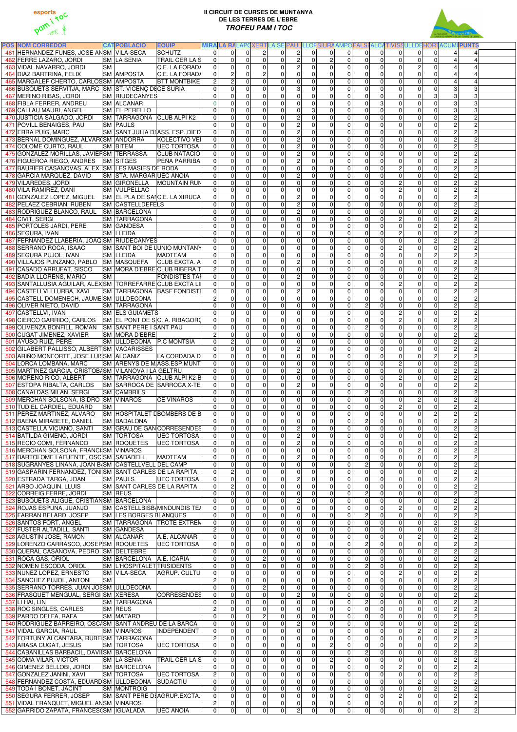# II CIRCUIT DE CURSES DE MUNTANYA DE LES TERRES DE L'EBRE

***TROFEU PAM I TOC***

| POS | NOM CORREDOR | CAT | POBLACIO | EQUIP | MIRA | LA RA | LAPO | XERT | LA SE | PAUL | LLOR | SIURA | AMPO | FALSE | ALCA | TIVISS | ULLDE | HORT | ACUM | PUNTS |
|---|---|---|---|---|---|---|---|---|---|---|---|---|---|---|---|---|---|---|---|---|
| 461 | HERNANDEZ FUNES, JOSE AN | SM | VILA-SECA | SCHUTZ | 0 | 0 | 0 | 2 | 0 | 2 | 0 | 0 | 0 | 0 | 0 | 0 | 0 | 0 | 4 | 4 |
| 462 | FERRE LAZARO, JORDI | SM | LA SENIA | TRAIL CER LA S | 0 | 0 | 0 | 0 | 0 | 2 | 0 | 2 | 0 | 0 | 0 | 0 | 0 | 0 | 4 | 4 |
| 463 | VIDAL NAVARRO, JORDI | SM | | C.E. LA FORAD | 0 | 0 | 0 | 0 | 0 | 2 | 0 | 0 | 0 | 0 | 0 | 0 | 2 | 0 | 4 | 4 |
| 464 | DIAZ BARTRINA, FELIX | SM | AMPOSTA | C.E. LA FORAD | 0 | 2 | 0 | 2 | 0 | 0 | 0 | 0 | 0 | 0 | 0 | 0 | 0 | 0 | 4 | 4 |
| 465 | MARGALEF CHERTO, CARLOS | SM | AMPOSTA | BTT MONTBIKE | 2 | 2 | 0 | 0 | 0 | 0 | 0 | 0 | 0 | 0 | 0 | 0 | 0 | 0 | 4 | 4 |
| 466 | BUSQUETS SERVITJA, MARC | SM | ST. VICENÇ DE | CE SURIA | 0 | 0 | 0 | 0 | 0 | 3 | 0 | 0 | 0 | 0 | 0 | 0 | 0 | 0 | 3 | 3 |
| 467 | MERINO RIBAS, JORDI | SM | RIUDECANYES | | 0 | 0 | 0 | 0 | 0 | 0 | 0 | 0 | 0 | 0 | 0 | 0 | 0 | 3 | 3 | 3 |
| 468 | FIBLA FERRER, ANDREU | SM | ALCANAR | | 0 | 0 | 0 | 0 | 0 | 0 | 0 | 0 | 0 | 0 | 3 | 0 | 0 | 0 | 3 | 3 |
| 469 | CALLAU MAURI, ANGEL | SM | EL PERELLO | | 0 | 0 | 0 | 0 | 0 | 0 | 3 | 0 | 0 | 0 | 0 | 0 | 0 | 0 | 3 | 3 |
| 470 | JUSTICIA SALGADO, JORDI | SM | TARRAGONA | CLUB ALPI K2 | 0 | 0 | 0 | 0 | 0 | 2 | 0 | 0 | 0 | 0 | 0 | 0 | 0 | 0 | 2 | 2 |
| 471 | POVILL BENAIGES, PAU | SM | PAULS | | 0 | 0 | 0 | 0 | 0 | 2 | 0 | 0 | 0 | 0 | 0 | 0 | 0 | 0 | 2 | 2 |
| 472 | ERRA PUIG, MARC | SM | SANT JULIA DE | ASS. ESP. DIED | 0 | 0 | 0 | 0 | 0 | 2 | 0 | 0 | 0 | 0 | 0 | 0 | 0 | 0 | 2 | 2 |
| 473 | BERNAL DOMINGUEZ, ALVARO | SM | ANDORRA | KOLECTIVO VE | 0 | 0 | 0 | 0 | 0 | 2 | 0 | 0 | 0 | 0 | 0 | 0 | 0 | 0 | 2 | 2 |
| 474 | COLOME CURTO, RAUL | SM | BITEM | UEC TORTOSA | 0 | 0 | 0 | 0 | 0 | 2 | 0 | 0 | 0 | 0 | 0 | 0 | 0 | 0 | 2 | 2 |
| 475 | GONZALEZ MORILLAS, JAVIER | SM | TERRASSA | CLUB NATACIO | 0 | 0 | 0 | 0 | 0 | 2 | 0 | 0 | 0 | 0 | 0 | 0 | 0 | 0 | 2 | 2 |
| 476 | FIGUEROA RIEGO, ANDRES | SM | SITGES | PENA PARRIBA | 0 | 0 | 0 | 0 | 0 | 2 | 0 | 0 | 0 | 0 | 0 | 0 | 0 | 0 | 2 | 2 |
| 477 | BAURIER CASANOVAS, ALEX | SM | LES MASIES DE RODA | | 0 | 0 | 0 | 0 | 0 | 0 | 0 | 0 | 0 | 0 | 0 | 2 | 0 | 0 | 2 | 2 |
| 478 | GARCIA MARQUEZ, DAVID | SM | STA. MARGAR | UEC ANOIA | 0 | 0 | 0 | 0 | 0 | 2 | 0 | 0 | 0 | 0 | 0 | 0 | 0 | 0 | 2 | 2 |
| 479 | VILAREDES, JORDI | SM | GIRONELLA | MOUNTAIN RUN | 0 | 0 | 0 | 0 | 0 | 0 | 0 | 0 | 0 | 0 | 0 | 2 | 0 | 0 | 2 | 2 |
| 480 | VILA RAMIREZ, DANI | SM | VULPELLAC | | 0 | 0 | 0 | 0 | 0 | 0 | 0 | 0 | 0 | 0 | 0 | 2 | 0 | 0 | 2 | 2 |
| 481 | GONZALEZ LOPEZ, MIGUEL | SM | EL PLA DE SA | C.E. LA XIRUCA | 0 | 0 | 0 | 0 | 0 | 2 | 0 | 0 | 0 | 0 | 0 | 0 | 0 | 0 | 2 | 2 |
| 482 | PELAEZ CEBRIAN, RUBEN | SM | CASTELLDEFELS | | 0 | 0 | 0 | 0 | 0 | 2 | 0 | 0 | 0 | 0 | 0 | 0 | 0 | 0 | 2 | 2 |
| 483 | RODRIGUEZ BLANCO, RAUL | SM | BARCELONA | | 0 | 0 | 0 | 0 | 0 | 2 | 0 | 0 | 0 | 0 | 0 | 0 | 0 | 0 | 2 | 2 |
| 484 | CIVIT, SERGI | SM | TARRAGONA | | 0 | 0 | 0 | 0 | 0 | 0 | 0 | 0 | 0 | 0 | 0 | 2 | 0 | 0 | 2 | 2 |
| 485 | PORTOLES JARDI, PERE | SM | GANDESA | | 0 | 0 | 0 | 0 | 0 | 0 | 0 | 0 | 0 | 0 | 0 | 0 | 0 | 2 | 2 | 2 |
| 486 | SEGURA, IVAN | SM | LLEIDA | | 0 | 0 | 0 | 0 | 0 | 0 | 0 | 0 | 0 | 0 | 0 | 2 | 0 | 0 | 2 | 2 |
| 487 | FERNANDEZ LLABERIA, JOAQ | SM | RIUDECANYES | | 0 | 0 | 0 | 0 | 0 | 0 | 0 | 0 | 0 | 0 | 0 | 0 | 0 | 2 | 2 | 2 |
| 488 | SERRANO ROCA, ISAAC | SM | SANT BOI DE L | UNIO MUNTANY | 0 | 0 | 0 | 0 | 0 | 0 | 0 | 0 | 0 | 0 | 0 | 2 | 0 | 0 | 2 | 2 |
| 489 | SEGURA PUJOL, IVAN | SM | LLEIDA | MADTEAM | 0 | 0 | 0 | 0 | 0 | 0 | 0 | 0 | 0 | 0 | 0 | 0 | 0 | 2 | 2 | 2 |
| 490 | VILLAJOS PUNZANO, PABLO | SM | MASQUEFA | CLUB EXCTA. A | 0 | 0 | 0 | 0 | 0 | 2 | 0 | 0 | 0 | 0 | 0 | 0 | 0 | 0 | 2 | 2 |
| 491 | CASADO ARRUFAT, SISCO | SM | MORA D'EBRE | CLUB RIBERA T | 2 | 0 | 0 | 0 | 0 | 0 | 0 | 0 | 0 | 0 | 0 | 0 | 0 | 0 | 2 | 2 |
| 492 | BADIA LLORENS, MARIO | SM | | FONDISTES TA | 0 | 0 | 0 | 0 | 0 | 2 | 0 | 0 | 0 | 0 | 0 | 0 | 0 | 0 | 2 | 2 |
| 493 | SANTALLUSIA AGUILAR, ALEX | SM | TORREFARRE | CLUB EXCTA LI | 0 | 0 | 0 | 0 | 0 | 0 | 0 | 0 | 0 | 0 | 0 | 2 | 0 | 0 | 2 | 2 |
| 494 | CASTELLVI LLURBA, XAVI | SM | TARRAGONA | BASF FONDIST | 0 | 0 | 0 | 0 | 0 | 2 | 0 | 0 | 0 | 0 | 0 | 0 | 0 | 0 | 2 | 2 |
| 495 | CASTELL DOMENECH, JAUME | SM | ULLDECONA | | 2 | 0 | 0 | 0 | 0 | 0 | 0 | 0 | 0 | 0 | 0 | 0 | 0 | 0 | 2 | 2 |
| 496 | OLIVER NIETO, DAVID | SM | TARRAGONA | | 0 | 0 | 0 | 0 | 0 | 0 | 0 | 0 | 0 | 2 | 0 | 0 | 0 | 0 | 2 | 2 |
| 497 | CASTELLVI, IVAN | SM | ELS GUIAMETS | | 0 | 0 | 0 | 0 | 0 | 0 | 0 | 0 | 0 | 0 | 0 | 2 | 0 | 0 | 2 | 2 |
| 498 | CIERCO GARRIDO, CARLOS | SM | EL PONT DE S | C. A. RIBAGOR | 0 | 0 | 0 | 0 | 0 | 0 | 0 | 0 | 0 | 0 | 0 | 2 | 0 | 0 | 2 | 2 |
| 499 | OLIVENZA BONFILL, ROMAN | SM | SANT PERE I SANT PAU | | 0 | 0 | 0 | 0 | 0 | 0 | 0 | 0 | 0 | 2 | 0 | 0 | 0 | 0 | 2 | 2 |
| 500 | CUGAT JIMENEZ, XAVIER | SM | MORA D'EBRE | | 2 | 0 | 0 | 0 | 0 | 0 | 0 | 0 | 0 | 0 | 0 | 0 | 0 | 0 | 2 | 2 |
| 501 | AYUSO RUIZ, PERE | SM | ULLDECONA | P.C MONTSIA | 0 | 2 | 0 | 0 | 0 | 0 | 0 | 0 | 0 | 0 | 0 | 0 | 0 | 0 | 2 | 2 |
| 502 | GILABERT PALLISSO, ALBERT | SM | VACARISSES | | 0 | 0 | 0 | 0 | 0 | 2 | 0 | 0 | 0 | 0 | 0 | 0 | 0 | 0 | 2 | 2 |
| 503 | ARIÑO MONFORTE, JOSE LUIS | SM | ALCANIZ | LA CORDADA D | 0 | 0 | 0 | 0 | 0 | 0 | 0 | 0 | 0 | 0 | 0 | 0 | 0 | 2 | 2 | 2 |
| 504 | LORCA LOMBANA, MARC | SM | ARENYS DE M | ASS.ESP.MUNT | 0 | 0 | 0 | 0 | 0 | 0 | 0 | 0 | 0 | 0 | 0 | 2 | 0 | 0 | 2 | 2 |
| 505 | MARTINEZ GARCIA, CRISTOBA | SM | VILANOVA I LA GELTRU | | 0 | 0 | 0 | 0 | 0 | 2 | 0 | 0 | 0 | 0 | 0 | 0 | 0 | 0 | 2 | 2 |
| 506 | MORENO RICO, ALBERT | SM | TARRAGONA | CLUB ALPI K2-B | 0 | 0 | 0 | 0 | 0 | 0 | 0 | 0 | 0 | 0 | 0 | 2 | 0 | 0 | 2 | 2 |
| 507 | ESTOPA RIBALTA, CARLOS | SM | SARROCA DE | SARROCA X-TE | 0 | 0 | 0 | 0 | 0 | 2 | 0 | 0 | 0 | 0 | 0 | 0 | 0 | 0 | 2 | 2 |
| 508 | CANALDAS MILAN, SERGI | SM | CAMBRILS | | 0 | 0 | 0 | 0 | 0 | 0 | 0 | 0 | 0 | 2 | 0 | 0 | 0 | 0 | 2 | 2 |
| 509 | MERCHAN SOLSONA, ISIDRO | SM | VINAROS | CE VINAROS | 0 | 0 | 0 | 0 | 0 | 0 | 0 | 0 | 0 | 0 | 0 | 0 | 2 | 0 | 2 | 2 |
| 510 | TUDIEL CARDIEL, EDUARD | SM | | | 0 | 0 | 0 | 0 | 0 | 0 | 0 | 0 | 0 | 0 | 0 | 2 | 0 | 0 | 2 | 2 |
| 511 | PEREZ MARTINEZ, ALVARO | SM | HOSPITALET D | BOMBERS DE B | 0 | 0 | 0 | 0 | 0 | 0 | 0 | 0 | 0 | 0 | 0 | 0 | 0 | 2 | 2 | 2 |
| 512 | BAENA MIRABETE, DANIEL | SM | BADALONA | | 0 | 0 | 0 | 0 | 0 | 0 | 0 | 0 | 0 | 2 | 0 | 0 | 0 | 0 | 2 | 2 |
| 513 | CASTELLA VICIANO, SANTI | SM | GRAU DE GAN | CORRESENDES | 0 | 0 | 0 | 0 | 0 | 2 | 0 | 0 | 0 | 0 | 0 | 0 | 0 | 0 | 2 | 2 |
| 514 | BATILDA GIMENO, JORDI | SM | TORTOSA | UEC TORTOSA | 0 | 0 | 0 | 0 | 0 | 2 | 0 | 0 | 0 | 0 | 0 | 0 | 0 | 0 | 2 | 2 |
| 515 | RECIO COMI, FERNANDO | SM | ROQUETES | UEC TORTOSA | 0 | 0 | 0 | 0 | 0 | 2 | 0 | 0 | 0 | 0 | 0 | 0 | 0 | 0 | 2 | 2 |
| 516 | MERCHAN SOLSONA, FRANCI | SM | VINAROS | | 0 | 0 | 0 | 0 | 0 | 0 | 0 | 0 | 0 | 0 | 0 | 0 | 2 | 0 | 2 | 2 |
| 517 | BARTOLOME LAFUENTE, OSC | SM | SABADELL | MADTEAM | 0 | 0 | 0 | 0 | 0 | 2 | 0 | 0 | 0 | 0 | 0 | 0 | 0 | 0 | 2 | 2 |
| 518 | SUGRANYES LINANA, JOAN B | SM | CASTELLVELL DEL CAMP | | 0 | 0 | 0 | 0 | 0 | 0 | 0 | 0 | 0 | 2 | 0 | 0 | 0 | 0 | 2 | 2 |
| 519 | GASPARIN FERNANDEZ, TONI | SM | SANT CARLES DE LA RAPITA | | 0 | 2 | 0 | 0 | 0 | 0 | 0 | 0 | 0 | 0 | 0 | 0 | 0 | 0 | 2 | 2 |
| 520 | ESTRADA TARGA, JOAN | SM | PAULS | UEC TORTOSA | 0 | 0 | 0 | 0 | 0 | 2 | 0 | 0 | 0 | 0 | 0 | 0 | 0 | 0 | 2 | 2 |
| 521 | ARBO JOAQUIN, LLUIS | SM | SANT CARLES DE LA RAPITA | | 0 | 2 | 0 | 0 | 0 | 0 | 0 | 0 | 0 | 0 | 0 | 0 | 0 | 0 | 2 | 2 |
| 522 | CORREIG FERRE, JORDI | SM | REUS | | 0 | 0 | 0 | 0 | 0 | 0 | 0 | 0 | 0 | 2 | 0 | 0 | 0 | 0 | 2 | 2 |
| 523 | BUSQUETS ALIGUE, CRISTIAN | SM | BARCELONA | | 0 | 0 | 0 | 0 | 0 | 2 | 0 | 0 | 0 | 0 | 0 | 0 | 0 | 0 | 2 | 2 |
| 524 | ROJAS ESPUNA, JUANJO | SM | CASTELLBISB | MINDUNDIS TE | 0 | 0 | 0 | 0 | 0 | 0 | 0 | 0 | 0 | 0 | 0 | 2 | 0 | 0 | 2 | 2 |
| 525 | FARRAN BELARD, JOSEP | SM | LES BORGES BLANQUES | | 0 | 0 | 0 | 0 | 0 | 0 | 0 | 0 | 0 | 2 | 0 | 0 | 0 | 0 | 2 | 2 |
| 526 | SANTOS FORT, ANGEL | SM | TARRAGONA | TROTE EXTREM | 0 | 0 | 0 | 0 | 0 | 0 | 0 | 0 | 0 | 0 | 0 | 0 | 0 | 2 | 2 | 2 |
| 527 | FUSTER ALTADILL, SANTI | SM | GANDESA | | 2 | 0 | 0 | 0 | 0 | 0 | 0 | 0 | 0 | 0 | 0 | 0 | 0 | 0 | 2 | 2 |
| 528 | AGUSTIN JOSE, RAMON | SM | ALCANAR | A.E. ALCANAR | 0 | 0 | 0 | 0 | 0 | 0 | 0 | 0 | 0 | 0 | 0 | 0 | 2 | 0 | 2 | 2 |
| 529 | LORENZO CARRASCO, JOSEP | SM | ROQUETES | UEC TORTOSA | 0 | 0 | 0 | 0 | 0 | 0 | 0 | 0 | 0 | 2 | 0 | 0 | 0 | 0 | 2 | 2 |
| 530 | QUERAL CASANOVA, PEDRO | SM | DELTEBRE | | 0 | 0 | 0 | 0 | 0 | 0 | 0 | 0 | 0 | 0 | 0 | 0 | 0 | 2 | 2 | 2 |
| 531 | ROCA GAS, ORIOL | SM | BARCELONA | A.E. ICARIA | 0 | 0 | 0 | 2 | 0 | 0 | 0 | 0 | 0 | 0 | 0 | 0 | 0 | 0 | 2 | 2 |
| 532 | NOMEN ESCODA, ORIOL | SM | L'HOSPITALET | TRISIDENTS | 0 | 0 | 0 | 0 | 0 | 0 | 0 | 0 | 0 | 2 | 0 | 0 | 0 | 0 | 2 | 2 |
| 533 | NUNEZ LOPEZ, ERNESTO | SM | VILA-SECA | AGRUP. CULTU | 0 | 0 | 0 | 0 | 0 | 0 | 0 | 0 | 0 | 0 | 0 | 2 | 0 | 0 | 2 | 2 |
| 534 | SANCHEZ PUJOL, ANTONI | SM | | | 2 | 0 | 0 | 0 | 0 | 0 | 0 | 0 | 0 | 0 | 0 | 0 | 0 | 0 | 2 | 2 |
| 535 | SERRANO TORRES, JUAN JOS | SM | ULLDECONA | | 0 | 0 | 0 | 2 | 0 | 0 | 0 | 0 | 0 | 0 | 0 | 0 | 0 | 0 | 2 | 2 |
| 536 | FRASQUET MENGUAL, SERGI | SM | XERESA | CORRESENDES | 0 | 0 | 0 | 0 | 0 | 2 | 0 | 0 | 0 | 0 | 0 | 0 | 0 | 0 | 2 | 2 |
| 537 | LI HAI, LIN | SM | TARRAGONA | | 0 | 0 | 0 | 0 | 0 | 0 | 0 | 0 | 0 | 2 | 0 | 0 | 0 | 0 | 2 | 2 |
| 538 | ROC SINGLES, CARLES | SM | REUS | | 2 | 0 | 0 | 0 | 0 | 0 | 0 | 0 | 0 | 0 | 0 | 0 | 0 | 0 | 2 | 2 |
| 539 | PARDO DELFA, RAFA | SM | MATARO | | 0 | 0 | 0 | 2 | 0 | 0 | 0 | 0 | 0 | 0 | 0 | 0 | 0 | 0 | 2 | 2 |
| 540 | RODRIGUEZ BARREIRO, OSCA | SM | SANT ANDREU DE LA BARCA | | 0 | 0 | 0 | 0 | 0 | 2 | 0 | 0 | 0 | 0 | 0 | 0 | 0 | 0 | 2 | 2 |
| 541 | VIDAL GARCIA, RAUL | SM | VINAROS | INDEPENDENT | 0 | 0 | 0 | 0 | 0 | 0 | 0 | 0 | 0 | 0 | 0 | 0 | 2 | 0 | 2 | 2 |
| 542 | FORTUNY ALCANTARA, RUBE | SM | TARRAGONA | | 2 | 0 | 0 | 0 | 0 | 0 | 0 | 0 | 0 | 0 | 0 | 0 | 0 | 0 | 2 | 2 |
| 543 | ARASA CUGAT, JESUS | SM | TORTOSA | UEC TORTOSA | 0 | 0 | 0 | 0 | 0 | 0 | 0 | 2 | 0 | 0 | 0 | 0 | 0 | 0 | 2 | 2 |
| 544 | CABANILLAS BARBACIL, DAVI | SM | BARCELONA | | 0 | 0 | 0 | 0 | 0 | 0 | 0 | 0 | 0 | 2 | 0 | 0 | 0 | 0 | 2 | 2 |
| 545 | COMA VILAR, VICTOR | SM | LA SENIA | TRAIL CER LA S | 0 | 0 | 0 | 0 | 0 | 0 | 0 | 2 | 0 | 0 | 0 | 0 | 0 | 0 | 2 | 2 |
| 546 | GIMENEZ BELLOBI, JORDI | SM | BARCELONA | | 0 | 0 | 0 | 0 | 0 | 0 | 0 | 0 | 0 | 0 | 0 | 2 | 0 | 0 | 2 | 2 |
| 547 | GONZALEZ JANINI, XAVI | SM | TORTOSA | UEC TORTOSA | 2 | 0 | 0 | 0 | 0 | 0 | 0 | 0 | 0 | 0 | 0 | 0 | 0 | 0 | 2 | 2 |
| 548 | FERNANDEZ COSTA, EDUARD | SM | ULLDECONA | SUDACTIU | 0 | 0 | 0 | 0 | 0 | 0 | 0 | 0 | 0 | 0 | 0 | 0 | 2 | 0 | 2 | 2 |
| 549 | TODA I BONET, JACINT | SM | MONTROIG | | 0 | 0 | 0 | 0 | 0 | 0 | 0 | 0 | 0 | 0 | 0 | 0 | 0 | 2 | 2 | 2 |
| 550 | SEGURA FERRER, JOSEP | SM | SANT PERE DE | AGRUP.EXCTA. | 0 | 0 | 0 | 0 | 0 | 0 | 0 | 0 | 0 | 0 | 0 | 2 | 0 | 0 | 2 | 2 |
| 551 | VIDAL FRANQUET, MIGUEL AN | SM | VINAROS | | 2 | 0 | 0 | 0 | 0 | 0 | 0 | 0 | 0 | 0 | 0 | 0 | 0 | 0 | 2 | 2 |
| 552 | GARRIDO ZAPATA, FRANCESC | SM | IGUALADA | UEC ANOIA | 0 | 0 | 0 | 0 | 0 | 2 | 0 | 0 | 0 | 0 | 0 | 0 | 0 | 0 | 2 | 2 |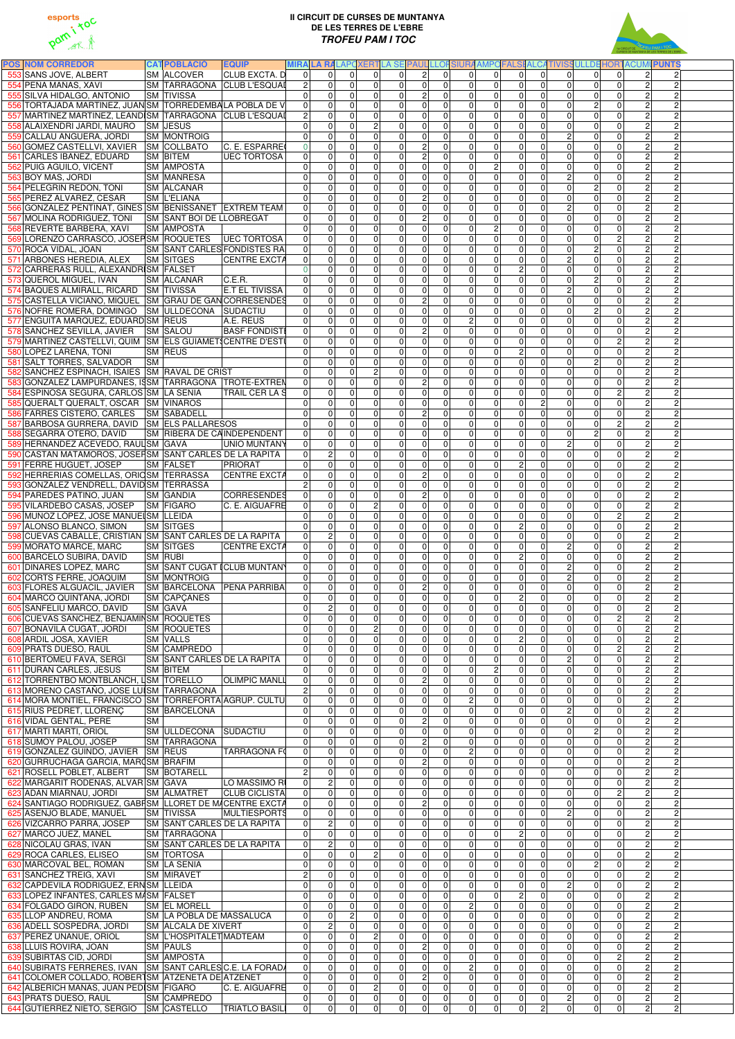# II CIRCUIT DE CURSES DE MUNTANYA DE LES TERRES DE L'EBRE

## *TROFEU PAM I TOC*

| POS | NOM CORREDOR | CAT | POBLACIO | EQUIP | MIRA | LA RA | LAPO | XERT | LA SE | PAUL | LLOR | SIURA | AMPO | FALSE | ALCA | TIVISS | ULLDE | HORT | ACUMU | PUNTS |
|---|---|---|---|---|---|---|---|---|---|---|---|---|---|---|---|---|---|---|---|---|
| 553 | SANS JOVE, ALBERT | SM | ALCOVER | CLUB EXCTA. D | 0 | 0 | 0 | 0 | 0 | 2 | 0 | 0 | 0 | 0 | 0 | 0 | 0 | 0 | 2 | 2 |
| 554 | PENA MANAS, XAVI | SM | TARRAGONA | CLUB L'ESQUAI | 2 | 0 | 0 | 0 | 0 | 0 | 0 | 0 | 0 | 0 | 0 | 0 | 0 | 0 | 2 | 2 |
| 555 | SILVA HIDALGO, ANTONIO | SM | TIVISSA | | 0 | 0 | 0 | 0 | 0 | 2 | 0 | 0 | 0 | 0 | 0 | 0 | 0 | 0 | 2 | 2 |
| 556 | TORTAJADA MARTINEZ, JUAN | SM | TORREDEMBA | LA POBLA DE V | 0 | 0 | 0 | 0 | 0 | 0 | 0 | 0 | 0 | 0 | 0 | 0 | 2 | 0 | 2 | 2 |
| 557 | MARTINEZ MARTINEZ, LEANDI | SM | TARRAGONA | CLUB L'ESQUAI | 2 | 0 | 0 | 0 | 0 | 0 | 0 | 0 | 0 | 0 | 0 | 0 | 0 | 0 | 2 | 2 |
| 558 | ALAIXENDRI JARDI, MAURO | SM | JESUS | | 0 | 0 | 0 | 2 | 0 | 0 | 0 | 0 | 0 | 0 | 0 | 0 | 0 | 0 | 2 | 2 |
| 559 | CALLAU ANGUERA, JORDI | SM | MONTROIG | | 0 | 0 | 0 | 0 | 0 | 0 | 0 | 0 | 0 | 0 | 0 | 2 | 0 | 0 | 2 | 2 |
| 560 | GOMEZ CASTELLVI, XAVIER | SM | COLLBATO | C. E. ESPARRE | 0 | 0 | 0 | 0 | 0 | 2 | 0 | 0 | 0 | 0 | 0 | 0 | 0 | 0 | 2 | 2 |
| 561 | CARLES IBANEZ, EDUARD | SM | BITEM | UEC TORTOSA | 0 | 0 | 0 | 0 | 0 | 2 | 0 | 0 | 0 | 0 | 0 | 0 | 0 | 0 | 2 | 2 |
| 562 | PUIG AGUILO, VICENT | SM | AMPOSTA | | 0 | 0 | 0 | 0 | 0 | 0 | 0 | 0 | 2 | 0 | 0 | 0 | 0 | 0 | 2 | 2 |
| 563 | BOY MAS, JORDI | SM | MANRESA | | 0 | 0 | 0 | 0 | 0 | 0 | 0 | 0 | 0 | 0 | 0 | 2 | 0 | 0 | 2 | 2 |
| 564 | PELEGRIN REDON, TONI | SM | ALCANAR | | 0 | 0 | 0 | 0 | 0 | 0 | 0 | 0 | 0 | 0 | 0 | 0 | 2 | 0 | 2 | 2 |
| 565 | PEREZ ALVAREZ, CESAR | SM | L'ELIANA | | 0 | 0 | 0 | 0 | 0 | 2 | 0 | 0 | 0 | 0 | 0 | 0 | 0 | 0 | 2 | 2 |
| 566 | GONZALEZ PENTINAT, GINES | SM | BENISSANET | EXTREM TEAM | 0 | 0 | 0 | 0 | 0 | 0 | 0 | 0 | 0 | 0 | 0 | 2 | 0 | 0 | 2 | 2 |
| 567 | MOLINA RODRIGUEZ, TONI | SM | SANT BOI DE LLOBREGAT | | 0 | 0 | 0 | 0 | 0 | 2 | 0 | 0 | 0 | 0 | 0 | 0 | 0 | 0 | 2 | 2 |
| 568 | REVERTE BARBERA, XAVI | SM | AMPOSTA | | 0 | 0 | 0 | 0 | 0 | 0 | 0 | 0 | 2 | 0 | 0 | 0 | 0 | 0 | 2 | 2 |
| 569 | LORENZO CARRASCO, JOSEP | SM | ROQUETES | UEC TORTOSA | 0 | 0 | 0 | 0 | 0 | 0 | 0 | 0 | 0 | 0 | 0 | 0 | 0 | 2 | 2 | 2 |
| 570 | ROCA VIDAL, JOAN | SM | SANT CARLES | FONDISTES RA | 0 | 0 | 0 | 0 | 0 | 0 | 0 | 0 | 0 | 0 | 0 | 0 | 2 | 0 | 2 | 2 |
| 571 | ARBONES HEREDIA, ALEX | SM | SITGES | CENTRE EXCTA | 0 | 0 | 0 | 0 | 0 | 0 | 0 | 0 | 0 | 0 | 0 | 2 | 0 | 0 | 2 | 2 |
| 572 | CARRERAS RULL, ALEXANDRI | SM | FALSET | | 0 | 0 | 0 | 0 | 0 | 0 | 0 | 0 | 0 | 2 | 0 | 0 | 0 | 0 | 2 | 2 |
| 573 | QUEROL MIGUEL, IVAN | SM | ALCANAR | C.E.R. | 0 | 0 | 0 | 0 | 0 | 0 | 0 | 0 | 0 | 0 | 0 | 0 | 2 | 0 | 2 | 2 |
| 574 | BAQUES ALMIRALL, RICARD | SM | TIVISSA | E.T EL TIVISSA | 0 | 0 | 0 | 0 | 0 | 0 | 0 | 0 | 0 | 0 | 0 | 2 | 0 | 0 | 2 | 2 |
| 575 | CASTELLA VICIANO, MIQUEL | SM | GRAU DE GAN | CORRESENDES | 0 | 0 | 0 | 0 | 0 | 2 | 0 | 0 | 0 | 0 | 0 | 0 | 0 | 0 | 2 | 2 |
| 576 | NOFRE ROMERA, DOMINGO | SM | ULLDECONA | SUDACTIU | 0 | 0 | 0 | 0 | 0 | 0 | 0 | 0 | 0 | 0 | 0 | 0 | 2 | 0 | 2 | 2 |
| 577 | ENGUITA MARQUEZ, EDUARD | SM | REUS | A.E. REUS | 0 | 0 | 0 | 0 | 0 | 0 | 0 | 2 | 0 | 0 | 0 | 0 | 0 | 0 | 2 | 2 |
| 578 | SANCHEZ SEVILLA, JAVIER | SM | SALOU | BASF FONDISTI | 0 | 0 | 0 | 0 | 0 | 2 | 0 | 0 | 0 | 0 | 0 | 0 | 0 | 0 | 2 | 2 |
| 579 | MARTINEZ CASTELLVI, QUIM | SM | ELS GUIAMETS | CENTRE D'ESTU | 0 | 0 | 0 | 0 | 0 | 0 | 0 | 0 | 0 | 0 | 0 | 0 | 0 | 2 | 2 | 2 |
| 580 | LOPEZ LARENA, TONI | SM | REUS | | 0 | 0 | 0 | 0 | 0 | 0 | 0 | 0 | 0 | 2 | 0 | 0 | 0 | 0 | 2 | 2 |
| 581 | SALT TORRES, SALVADOR | SM | | | 0 | 0 | 0 | 0 | 0 | 0 | 0 | 0 | 0 | 0 | 0 | 0 | 2 | 0 | 2 | 2 |
| 582 | SANCHEZ ESPINACH, ISAIES | SM | RAVAL DE CRIST | | 0 | 0 | 0 | 2 | 0 | 0 | 0 | 0 | 0 | 0 | 0 | 0 | 0 | 0 | 2 | 2 |
| 583 | GONZALEZ LAMPURDANES, IS | SM | TARRAGONA | TROTE-EXTREM | 0 | 0 | 0 | 0 | 0 | 2 | 0 | 0 | 0 | 0 | 0 | 0 | 0 | 0 | 2 | 2 |
| 584 | ESPINOSA SEGURA, CARLOS | SM | LA SENIA | TRAIL CER LA S | 0 | 0 | 0 | 0 | 0 | 0 | 0 | 0 | 0 | 0 | 0 | 0 | 0 | 2 | 2 | 2 |
| 585 | QUERALT QUERALT, OSCAR | SM | VINAROS | | 0 | 0 | 0 | 0 | 0 | 0 | 0 | 0 | 0 | 0 | 2 | 0 | 0 | 0 | 2 | 2 |
| 586 | FARRES CISTERO, CARLES | SM | SABADELL | | 0 | 0 | 0 | 0 | 0 | 2 | 0 | 0 | 0 | 0 | 0 | 0 | 0 | 0 | 2 | 2 |
| 587 | BARBOSA GURRERA, DAVID | SM | ELS PALLARESOS | | 0 | 0 | 0 | 0 | 0 | 0 | 0 | 0 | 0 | 0 | 0 | 0 | 0 | 2 | 2 | 2 |
| 588 | SEGARRA OTERO, DAVID | SM | RIBERA DE CA | INDEPENDENT | 0 | 0 | 0 | 0 | 0 | 0 | 0 | 0 | 0 | 0 | 0 | 0 | 2 | 0 | 2 | 2 |
| 589 | HERNANDEZ ACEVEDO, RAUL | SM | GAVA | UNIO MUNTANY | 0 | 0 | 0 | 0 | 0 | 0 | 0 | 0 | 0 | 0 | 0 | 2 | 0 | 0 | 2 | 2 |
| 590 | CASTAN MATAMOROS, JOSEP | SM | SANT CARLES DE LA RAPITA | | 0 | 2 | 0 | 0 | 0 | 0 | 0 | 0 | 0 | 0 | 0 | 0 | 0 | 0 | 2 | 2 |
| 591 | FERRE HUGUET, JOSEP | SM | FALSET | PRIORAT | 0 | 0 | 0 | 0 | 0 | 0 | 0 | 0 | 0 | 2 | 0 | 0 | 0 | 0 | 2 | 2 |
| 592 | HERRERIAS COMELLAS, ORIO | SM | TERRASSA | CENTRE EXCTA | 0 | 0 | 0 | 0 | 0 | 2 | 0 | 0 | 0 | 0 | 0 | 0 | 0 | 0 | 2 | 2 |
| 593 | GONZALEZ VENDRELL, DAVID | SM | TERRASSA | | 2 | 0 | 0 | 0 | 0 | 0 | 0 | 0 | 0 | 0 | 0 | 0 | 0 | 0 | 2 | 2 |
| 594 | PAREDES PATINO, JUAN | SM | GANDIA | CORRESENDES | 0 | 0 | 0 | 0 | 0 | 2 | 0 | 0 | 0 | 0 | 0 | 0 | 0 | 0 | 2 | 2 |
| 595 | VILARDEBO CASAS, JOSEP | SM | FIGARO | C. E. AIGUAFRE | 0 | 0 | 0 | 2 | 0 | 0 | 0 | 0 | 0 | 0 | 0 | 0 | 0 | 0 | 2 | 2 |
| 596 | MUÑOZ LOPEZ, JOSE MANUEL | SM | LLEIDA | | 0 | 0 | 0 | 0 | 0 | 0 | 0 | 0 | 0 | 0 | 0 | 0 | 0 | 2 | 2 | 2 |
| 597 | ALONSO BLANCO, SIMON | SM | SITGES | | 0 | 0 | 0 | 0 | 0 | 0 | 0 | 0 | 0 | 2 | 0 | 0 | 0 | 0 | 2 | 2 |
| 598 | CUEVAS CABALLE, CRISTIAN | SM | SANT CARLES DE LA RAPITA | | 0 | 2 | 0 | 0 | 0 | 0 | 0 | 0 | 0 | 0 | 0 | 0 | 0 | 0 | 2 | 2 |
| 599 | MORATO MARCE, MARC | SM | SITGES | CENTRE EXCTA | 0 | 0 | 0 | 0 | 0 | 0 | 0 | 0 | 0 | 0 | 0 | 2 | 0 | 0 | 2 | 2 |
| 600 | BARCELO SUBIRA, DAVID | SM | RUBI | | 0 | 0 | 0 | 0 | 0 | 0 | 0 | 0 | 0 | 2 | 0 | 0 | 0 | 0 | 2 | 2 |
| 601 | DINARES LOPEZ, MARC | SM | SANT CUGAT | CLUB MUNTANY | 0 | 0 | 0 | 0 | 0 | 0 | 0 | 0 | 0 | 0 | 0 | 2 | 0 | 0 | 2 | 2 |
| 602 | CORTS FERRE, JOAQUIM | SM | MONTROIG | | 0 | 0 | 0 | 0 | 0 | 0 | 0 | 0 | 0 | 0 | 0 | 2 | 0 | 0 | 2 | 2 |
| 603 | FLORES ALGUACIL, JAVIER | SM | BARCELONA | PENA PARRIBA | 0 | 0 | 0 | 0 | 0 | 2 | 0 | 0 | 0 | 0 | 0 | 0 | 0 | 0 | 2 | 2 |
| 604 | MARCO QUINTANA, JORDI | SM | CAPÇANES | | 0 | 0 | 0 | 0 | 0 | 0 | 0 | 0 | 0 | 2 | 0 | 0 | 0 | 0 | 2 | 2 |
| 605 | SANFELIU MARCO, DAVID | SM | GAVA | | 0 | 2 | 0 | 0 | 0 | 0 | 0 | 0 | 0 | 0 | 0 | 0 | 0 | 0 | 2 | 2 |
| 606 | CUEVAS SANCHEZ, BENJAMIN | SM | ROQUETES | | 0 | 0 | 0 | 0 | 0 | 0 | 0 | 0 | 0 | 0 | 0 | 0 | 0 | 2 | 2 | 2 |
| 607 | BONAVILA CUGAT, JORDI | SM | ROQUETES | | 0 | 0 | 0 | 2 | 0 | 0 | 0 | 0 | 0 | 0 | 0 | 0 | 0 | 0 | 2 | 2 |
| 608 | ARDIL JOSA, XAVIER | SM | VALLS | | 0 | 0 | 0 | 0 | 0 | 0 | 0 | 0 | 0 | 2 | 0 | 0 | 0 | 0 | 2 | 2 |
| 609 | PRATS DUESO, RAUL | SM | CAMPREDO | | 0 | 0 | 0 | 0 | 0 | 0 | 0 | 0 | 0 | 0 | 0 | 0 | 0 | 2 | 2 | 2 |
| 610 | BERTOMEU FAVA, SERGI | SM | SANT CARLES DE LA RAPITA | | 0 | 0 | 0 | 0 | 0 | 0 | 0 | 0 | 0 | 0 | 0 | 2 | 0 | 0 | 2 | 2 |
| 611 | DURAN CARLES, JESUS | SM | BITEM | | 0 | 0 | 0 | 0 | 0 | 0 | 0 | 0 | 2 | 0 | 0 | 0 | 0 | 0 | 2 | 2 |
| 612 | TORRENTBO MONTBLANCH, L | SM | TORELLO | OLIMPIC MANLL | 0 | 0 | 0 | 0 | 0 | 2 | 0 | 0 | 0 | 0 | 0 | 0 | 0 | 0 | 2 | 2 |
| 613 | MORENO CASTAÑO, JOSE LUI | SM | TARRAGONA | | 2 | 0 | 0 | 0 | 0 | 0 | 0 | 0 | 0 | 0 | 0 | 0 | 0 | 0 | 2 | 2 |
| 614 | MORA MONTIEL, FRANCISCO | SM | TORREFORTA | AGRUP. CULTU | 0 | 0 | 0 | 0 | 0 | 0 | 0 | 2 | 0 | 0 | 0 | 0 | 0 | 0 | 2 | 2 |
| 615 | RIUS PEDRET, LLORENÇ | SM | BARCELONA | | 0 | 0 | 0 | 0 | 0 | 0 | 0 | 0 | 0 | 0 | 0 | 2 | 0 | 0 | 2 | 2 |
| 616 | VIDAL GENTAL, PERE | SM | | | 0 | 0 | 0 | 0 | 0 | 2 | 0 | 0 | 0 | 0 | 0 | 0 | 0 | 0 | 2 | 2 |
| 617 | MARTI MARTI, ORIOL | SM | ULLDECONA | SUDACTIU | 0 | 0 | 0 | 0 | 0 | 0 | 0 | 0 | 0 | 0 | 0 | 0 | 2 | 0 | 2 | 2 |
| 618 | SUMOY PALOU, JOSEP | SM | TARRAGONA | | 0 | 0 | 0 | 0 | 0 | 2 | 0 | 0 | 0 | 0 | 0 | 0 | 0 | 0 | 2 | 2 |
| 619 | GONZALEZ GUINDO, JAVIER | SM | REUS | TARRAGONA F | 0 | 0 | 0 | 0 | 0 | 0 | 0 | 2 | 0 | 0 | 0 | 0 | 0 | 0 | 2 | 2 |
| 620 | GURRUCHAGA GARCIA, MARC | SM | BRAFIM | | 0 | 0 | 0 | 0 | 0 | 2 | 0 | 0 | 0 | 0 | 0 | 0 | 0 | 0 | 2 | 2 |
| 621 | ROSELL POBLET, ALBERT | SM | BOTARELL | | 2 | 0 | 0 | 0 | 0 | 0 | 0 | 0 | 0 | 0 | 0 | 0 | 0 | 0 | 2 | 2 |
| 622 | MARGARIT RODENAS, ALVAR | SM | GAVA | LO MASSIMO R | 0 | 2 | 0 | 0 | 0 | 0 | 0 | 0 | 0 | 0 | 0 | 0 | 0 | 0 | 2 | 2 |
| 623 | ADAN MIARNAU, JORDI | SM | ALMATRET | CLUB CICLISTA | 0 | 0 | 0 | 0 | 0 | 0 | 0 | 0 | 0 | 0 | 0 | 0 | 0 | 2 | 2 | 2 |
| 624 | SANTIAGO RODRIGUEZ, GABR | SM | LLORET DE MA | CENTRE EXCTA | 0 | 0 | 0 | 0 | 0 | 2 | 0 | 0 | 0 | 0 | 0 | 0 | 0 | 0 | 2 | 2 |
| 625 | ASENJO BLADE, MANUEL | SM | TIVISSA | MULTIESPORTS | 0 | 0 | 0 | 0 | 0 | 0 | 0 | 0 | 0 | 0 | 0 | 2 | 0 | 0 | 2 | 2 |
| 626 | VIZCARRO PARRA, JOSEP | SM | SANT CARLES DE LA RAPITA | | 0 | 2 | 0 | 0 | 0 | 0 | 0 | 0 | 0 | 0 | 0 | 0 | 0 | 0 | 2 | 2 |
| 627 | MARCO JUEZ, MANEL | SM | TARRAGONA | | 0 | 0 | 0 | 0 | 0 | 0 | 0 | 0 | 0 | 2 | 0 | 0 | 0 | 0 | 2 | 2 |
| 628 | NICOLAU GRAS, IVAN | SM | SANT CARLES DE LA RAPITA | | 0 | 2 | 0 | 0 | 0 | 0 | 0 | 0 | 0 | 0 | 0 | 0 | 0 | 0 | 2 | 2 |
| 629 | ROCA CARLES, ELISEO | SM | TORTOSA | | 0 | 0 | 0 | 2 | 0 | 0 | 0 | 0 | 0 | 0 | 0 | 0 | 0 | 0 | 2 | 2 |
| 630 | MARCOVAL BEL, ROMAN | SM | LA SENIA | | 0 | 0 | 0 | 0 | 0 | 0 | 0 | 0 | 0 | 0 | 0 | 0 | 2 | 0 | 2 | 2 |
| 631 | SANCHEZ TREIG, XAVI | SM | MIRAVET | | 2 | 0 | 0 | 0 | 0 | 0 | 0 | 0 | 0 | 0 | 0 | 0 | 0 | 0 | 2 | 2 |
| 632 | CAPDEVILA RODRIGUEZ, ERN | SM | LLEIDA | | 0 | 0 | 0 | 0 | 0 | 0 | 0 | 0 | 0 | 0 | 0 | 2 | 0 | 0 | 2 | 2 |
| 633 | LOPEZ INFANTES, CARLES M | SM | FALSET | | 0 | 0 | 0 | 0 | 0 | 0 | 0 | 0 | 0 | 2 | 0 | 0 | 0 | 0 | 2 | 2 |
| 634 | FOLGADO GIRON, RUBEN | SM | EL MORELL | | 0 | 0 | 0 | 0 | 0 | 0 | 0 | 2 | 0 | 0 | 0 | 0 | 0 | 0 | 2 | 2 |
| 635 | LLOP ANDREU, ROMA | SM | LA POBLA DE MASSALUCA | | 0 | 0 | 2 | 0 | 0 | 0 | 0 | 0 | 0 | 0 | 0 | 0 | 0 | 0 | 2 | 2 |
| 636 | ADELL SOSPEDRA, JORDI | SM | ALCALA DE XIVERT | | 0 | 2 | 0 | 0 | 0 | 0 | 0 | 0 | 0 | 0 | 0 | 0 | 0 | 0 | 2 | 2 |
| 637 | PEREZ UNANUE, ORIOL | SM | L'HOSPITALET | MADTEAM | 0 | 0 | 0 | 2 | 0 | 0 | 0 | 0 | 0 | 0 | 0 | 0 | 0 | 0 | 2 | 2 |
| 638 | LLUIS ROVIRA, JOAN | SM | PAULS | | 0 | 0 | 0 | 0 | 0 | 2 | 0 | 0 | 0 | 0 | 0 | 0 | 0 | 0 | 2 | 2 |
| 639 | SUBIRTAS CID, JORDI | SM | AMPOSTA | | 0 | 0 | 0 | 0 | 0 | 0 | 0 | 0 | 0 | 0 | 0 | 0 | 0 | 2 | 2 | 2 |
| 640 | SUBIRATS FERRERES, IVAN | SM | SANT CARLES | C.E. LA FORADA | 0 | 0 | 0 | 0 | 0 | 0 | 0 | 2 | 0 | 0 | 0 | 0 | 0 | 0 | 2 | 2 |
| 641 | COLOMER COLLADO, ROBERT | SM | ATZENETA DE | ATZENET | 0 | 0 | 0 | 0 | 0 | 2 | 0 | 0 | 0 | 0 | 0 | 0 | 0 | 0 | 2 | 2 |
| 642 | ALBERICH MANAS, JUAN PEDI | SM | FIGARO | C. E. AIGUAFRE | 0 | 0 | 0 | 2 | 0 | 0 | 0 | 0 | 0 | 0 | 0 | 0 | 0 | 0 | 2 | 2 |
| 643 | PRATS DUESO, RAUL | SM | CAMPREDO | | 0 | 0 | 0 | 0 | 0 | 0 | 0 | 0 | 0 | 0 | 0 | 2 | 0 | 0 | 2 | 2 |
| 644 | GUTIERREZ NIETO, SERGIO | SM | CASTELLO | TRIATLO BASILI | 0 | 0 | 0 | 0 | 0 | 0 | 0 | 0 | 0 | 0 | 2 | 0 | 0 | 0 | 2 | 2 |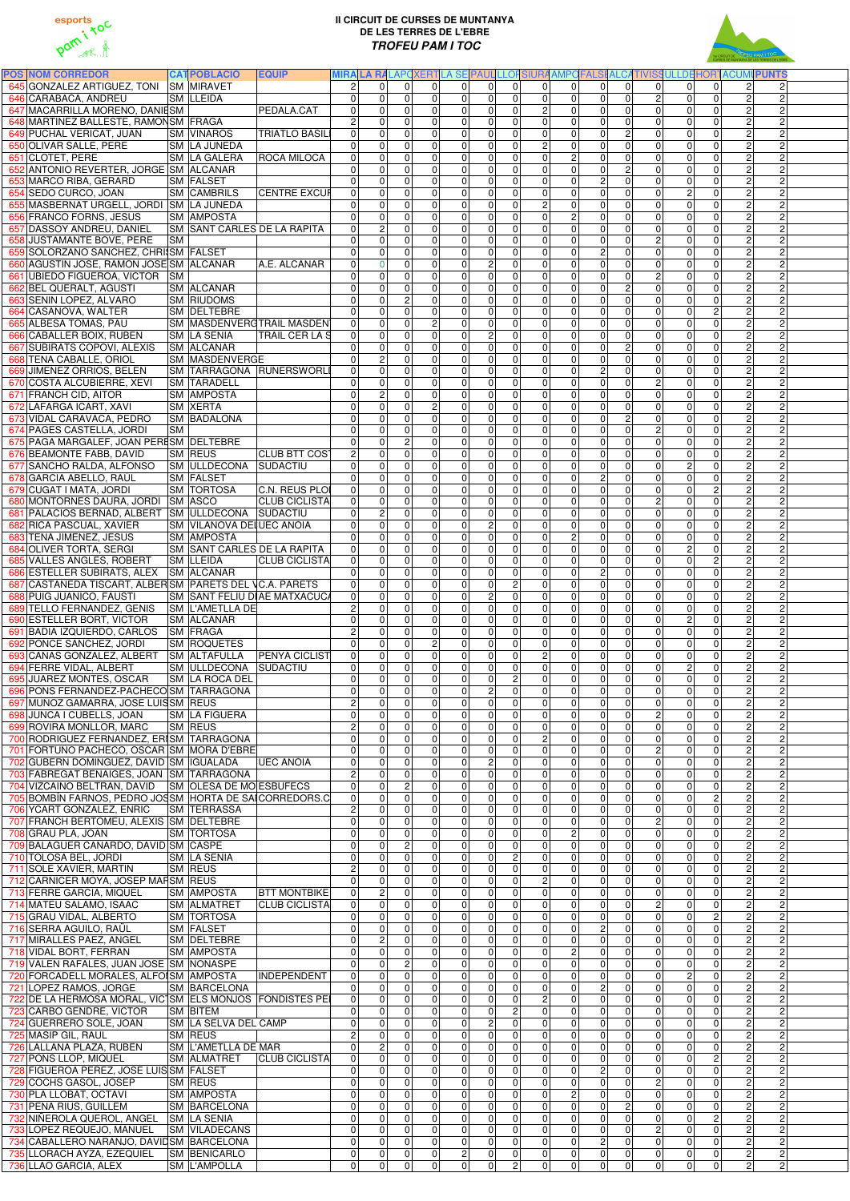**II CIRCUIT DE CURSES DE MUNTANYA DE LES TERRES DE L'EBRE**
***TROFEU PAM I TOC***

| POS | NOM CORREDOR | CAT | POBLACIO | EQUIP | MIRA | LA RA | LAPO | XERT | LA SE | PAUL | LLOR | SIURA | AMPO | FALSE | ALCA | TIVISS | ULLDE | HORT | ACUM | PUNTS |
|---|---|---|---|---|---|---|---|---|---|---|---|---|---|---|---|---|---|---|---|---|
| 645 | GONZALEZ ARTIGUEZ, TONI | SM | MIRAVET | | 2 | 0 | 0 | 0 | 0 | 0 | 0 | 0 | 0 | 0 | 0 | 0 | 0 | 0 | 2 | 2 |
| 646 | CARABACA, ANDREU | SM | LLEIDA | | 0 | 0 | 0 | 0 | 0 | 0 | 0 | 0 | 0 | 0 | 0 | 2 | 0 | 0 | 2 | 2 |
| 647 | MACARRILLA MORENO, DANIE | SM | | PEDALA.CAT | 0 | 0 | 0 | 0 | 0 | 0 | 0 | 2 | 0 | 0 | 0 | 0 | 0 | 0 | 2 | 2 |
| 648 | MARTINEZ BALLESTE, RAMON | SM | FRAGA | | 2 | 0 | 0 | 0 | 0 | 0 | 0 | 0 | 0 | 0 | 0 | 0 | 0 | 0 | 2 | 2 |
| 649 | PUCHAL VERICAT, JUAN | SM | VINAROS | TRIATLO BASIL | 0 | 0 | 0 | 0 | 0 | 0 | 0 | 0 | 0 | 0 | 2 | 0 | 0 | 0 | 2 | 2 |
| 650 | OLIVAR SALLE, PERE | SM | LA JUNEDA | | 0 | 0 | 0 | 0 | 0 | 0 | 0 | 2 | 0 | 0 | 0 | 0 | 0 | 0 | 2 | 2 |
| 651 | CLOTET, PERE | SM | LA GALERA | ROCA MILOCA | 0 | 0 | 0 | 0 | 0 | 0 | 0 | 0 | 2 | 0 | 0 | 0 | 0 | 0 | 2 | 2 |
| 652 | ANTONIO REVERTER, JORGE | SM | ALCANAR | | 0 | 0 | 0 | 0 | 0 | 0 | 0 | 0 | 0 | 0 | 2 | 0 | 0 | 0 | 2 | 2 |
| 653 | MARCO RIBA, GERARD | SM | FALSET | | 0 | 0 | 0 | 0 | 0 | 0 | 0 | 0 | 0 | 2 | 0 | 0 | 0 | 0 | 2 | 2 |
| 654 | SEDO CURCO, JOAN | SM | CAMBRILS | CENTRE EXCUF | 0 | 0 | 0 | 0 | 0 | 0 | 0 | 0 | 0 | 0 | 0 | 0 | 2 | 0 | 2 | 2 |
| 655 | MASBERNAT URGELL, JORDI | SM | LA JUNEDA | | 0 | 0 | 0 | 0 | 0 | 0 | 0 | 2 | 0 | 0 | 0 | 0 | 0 | 0 | 2 | 2 |
| 656 | FRANCO FORNS, JESUS | SM | AMPOSTA | | 0 | 0 | 0 | 0 | 0 | 0 | 0 | 0 | 2 | 0 | 0 | 0 | 0 | 0 | 2 | 2 |
| 657 | DASSOY ANDREU, DANIEL | SM | SANT CARLES DE LA RAPITA | | 0 | 2 | 0 | 0 | 0 | 0 | 0 | 0 | 0 | 0 | 0 | 0 | 0 | 0 | 2 | 2 |
| 658 | JUSTAMANTE BOVE, PERE | SM | | | 0 | 0 | 0 | 0 | 0 | 0 | 0 | 0 | 0 | 0 | 0 | 2 | 0 | 0 | 2 | 2 |
| 659 | SOLORZANO SANCHEZ, CHRI | SM | FALSET | | 0 | 0 | 0 | 0 | 0 | 0 | 0 | 0 | 0 | 2 | 0 | 0 | 0 | 0 | 2 | 2 |
| 660 | AGUSTIN JOSE, RAMON JOSE | SM | ALCANAR | A.E. ALCANAR | 0 | 0 | 0 | 0 | 0 | 2 | 0 | 0 | 0 | 0 | 0 | 0 | 0 | 0 | 2 | 2 |
| 661 | UBIEDO FIGUEROA, VICTOR | SM | | | 0 | 0 | 0 | 0 | 0 | 0 | 0 | 0 | 0 | 0 | 0 | 2 | 0 | 0 | 2 | 2 |
| 662 | BEL QUERALT, AGUSTI | SM | ALCANAR | | 0 | 0 | 0 | 0 | 0 | 0 | 0 | 0 | 0 | 0 | 2 | 0 | 0 | 0 | 2 | 2 |
| 663 | SENIN LOPEZ, ALVARO | SM | RIUDOMS | | 0 | 0 | 2 | 0 | 0 | 0 | 0 | 0 | 0 | 0 | 0 | 0 | 0 | 0 | 2 | 2 |
| 664 | CASANOVA, WALTER | SM | DELTEBRE | | 0 | 0 | 0 | 0 | 0 | 0 | 0 | 0 | 0 | 0 | 0 | 0 | 0 | 2 | 2 | 2 |
| 665 | ALBESA TOMAS, PAU | SM | MASDENVERG | TRAIL MASDEN | 0 | 0 | 0 | 2 | 0 | 0 | 0 | 0 | 0 | 0 | 0 | 0 | 0 | 0 | 2 | 2 |
| 666 | CABALLER BOIX, RUBEN | SM | LA SENIA | TRAIL CER LA S | 0 | 0 | 0 | 0 | 0 | 2 | 0 | 0 | 0 | 0 | 0 | 0 | 0 | 0 | 2 | 2 |
| 667 | SUBIRATS COPOVI, ALEXIS | SM | ALCANAR | | 0 | 0 | 0 | 0 | 0 | 0 | 0 | 0 | 0 | 0 | 2 | 0 | 0 | 0 | 2 | 2 |
| 668 | TENA CABALLE, ORIOL | SM | MASDENVERGE | | 0 | 2 | 0 | 0 | 0 | 0 | 0 | 0 | 0 | 0 | 0 | 0 | 0 | 0 | 2 | 2 |
| 669 | JIMENEZ ORRIOS, BELEN | SM | TARRAGONA | RUNERSWORLI | 0 | 0 | 0 | 0 | 0 | 0 | 0 | 0 | 0 | 2 | 0 | 0 | 0 | 0 | 2 | 2 |
| 670 | COSTA ALCUBIERRE, XEVI | SM | TARADELL | | 0 | 0 | 0 | 0 | 0 | 0 | 0 | 0 | 0 | 0 | 0 | 2 | 0 | 0 | 2 | 2 |
| 671 | FRANCH CID, AITOR | SM | AMPOSTA | | 0 | 2 | 0 | 0 | 0 | 0 | 0 | 0 | 0 | 0 | 0 | 0 | 0 | 0 | 2 | 2 |
| 672 | LAFARGA ICART, XAVI | SM | XERTA | | 0 | 0 | 0 | 2 | 0 | 0 | 0 | 0 | 0 | 0 | 0 | 0 | 0 | 0 | 2 | 2 |
| 673 | VIDAL CARAVACA, PEDRO | SM | BADALONA | | 0 | 0 | 0 | 0 | 0 | 0 | 0 | 0 | 0 | 0 | 2 | 0 | 0 | 0 | 2 | 2 |
| 674 | PAGES CASTELLA, JORDI | SM | | | 0 | 0 | 0 | 0 | 0 | 0 | 0 | 0 | 0 | 0 | 0 | 2 | 0 | 0 | 2 | 2 |
| 675 | PAGA MARGALEF, JOAN PERE | SM | DELTEBRE | | 0 | 0 | 2 | 0 | 0 | 0 | 0 | 0 | 0 | 0 | 0 | 0 | 0 | 0 | 2 | 2 |
| 676 | BEAMONTE FABB, DAVID | SM | REUS | CLUB BTT COS | 2 | 0 | 0 | 0 | 0 | 0 | 0 | 0 | 0 | 0 | 0 | 0 | 0 | 0 | 2 | 2 |
| 677 | SANCHO RALDA, ALFONSO | SM | ULLDECONA | SUDACTIU | 0 | 0 | 0 | 0 | 0 | 0 | 0 | 0 | 0 | 0 | 0 | 0 | 2 | 0 | 2 | 2 |
| 678 | GARCIA ABELLO, RAUL | SM | FALSET | | 0 | 0 | 0 | 0 | 0 | 0 | 0 | 0 | 0 | 2 | 0 | 0 | 0 | 0 | 2 | 2 |
| 679 | CUGAT I MATA, JORDI | SM | TORTOSA | C.N. REUS PLO | 0 | 0 | 0 | 0 | 0 | 0 | 0 | 0 | 0 | 0 | 0 | 0 | 0 | 2 | 2 | 2 |
| 680 | MONTORNES DAURA, JORDI | SM | ASCO | CLUB CICLISTA | 0 | 0 | 0 | 0 | 0 | 0 | 0 | 0 | 0 | 0 | 0 | 2 | 0 | 0 | 2 | 2 |
| 681 | PALACIOS BERNAD, ALBERT | SM | ULLDECONA | SUDACTIU | 0 | 2 | 0 | 0 | 0 | 0 | 0 | 0 | 0 | 0 | 0 | 0 | 0 | 0 | 2 | 2 |
| 682 | RICA PASCUAL, XAVIER | SM | VILANOVA DEL | UEC ANOIA | 0 | 0 | 0 | 0 | 0 | 2 | 0 | 0 | 0 | 0 | 0 | 0 | 0 | 0 | 2 | 2 |
| 683 | TENA JIMENEZ, JESUS | SM | AMPOSTA | | 0 | 0 | 0 | 0 | 0 | 0 | 0 | 0 | 2 | 0 | 0 | 0 | 0 | 0 | 2 | 2 |
| 684 | OLIVER TORTA, SERGI | SM | SANT CARLES DE LA RAPITA | | 0 | 0 | 0 | 0 | 0 | 0 | 0 | 0 | 0 | 0 | 0 | 0 | 2 | 0 | 2 | 2 |
| 685 | VALLES ANGLES, ROBERT | SM | LLEIDA | CLUB CICLISTA | 0 | 0 | 0 | 0 | 0 | 0 | 0 | 0 | 0 | 0 | 0 | 0 | 0 | 2 | 2 | 2 |
| 686 | ESTELLER SUBIRATS, ALEX | SM | ALCANAR | | 0 | 0 | 0 | 0 | 0 | 0 | 0 | 0 | 0 | 0 | 2 | 0 | 0 | 0 | 2 | 2 |
| 687 | CASTANEDA TISCART, ALBER | SM | PARETS DEL V | C.A. PARETS | 0 | 0 | 0 | 0 | 0 | 0 | 2 | 0 | 0 | 0 | 0 | 0 | 0 | 0 | 2 | 2 |
| 688 | PUIG JUANICO, FAUSTI | SM | SANT FELIU D | AE MATXACUC | 0 | 0 | 0 | 0 | 0 | 2 | 0 | 0 | 0 | 0 | 0 | 0 | 0 | 0 | 2 | 2 |
| 689 | TELLO FERNANDEZ, GENIS | SM | L'AMETLLA DE | | 2 | 0 | 0 | 0 | 0 | 0 | 0 | 0 | 0 | 0 | 0 | 0 | 0 | 0 | 2 | 2 |
| 690 | ESTELLER BORT, VICTOR | SM | ALCANAR | | 0 | 0 | 0 | 0 | 0 | 0 | 0 | 0 | 0 | 0 | 0 | 0 | 2 | 0 | 2 | 2 |
| 691 | BADIA IZQUIERDO, CARLOS | SM | FRAGA | | 2 | 0 | 0 | 0 | 0 | 0 | 0 | 0 | 0 | 0 | 0 | 0 | 0 | 0 | 2 | 2 |
| 692 | PONCE SANCHEZ, JORDI | SM | ROQUETES | | 0 | 0 | 0 | 2 | 0 | 0 | 0 | 0 | 0 | 0 | 0 | 0 | 0 | 0 | 2 | 2 |
| 693 | CANAS GONZALEZ, ALBERT | SM | ALTAFULLA | PENYA CICLIST | 0 | 0 | 0 | 0 | 0 | 0 | 0 | 2 | 0 | 0 | 0 | 0 | 0 | 0 | 2 | 2 |
| 694 | FERRE VIDAL, ALBERT | SM | ULLDECONA | SUDACTIU | 0 | 0 | 0 | 0 | 0 | 0 | 0 | 0 | 0 | 0 | 0 | 0 | 2 | 0 | 2 | 2 |
| 695 | JUAREZ MONTES, OSCAR | SM | LA ROCA DEL | | 0 | 0 | 0 | 0 | 0 | 0 | 2 | 0 | 0 | 0 | 0 | 0 | 0 | 0 | 2 | 2 |
| 696 | PONS FERNANDEZ-PACHECO | SM | TARRAGONA | | 0 | 0 | 0 | 0 | 0 | 2 | 0 | 0 | 0 | 0 | 0 | 0 | 0 | 0 | 2 | 2 |
| 697 | MUNOZ GAMARRA, JOSE LUIS | SM | REUS | | 2 | 0 | 0 | 0 | 0 | 0 | 0 | 0 | 0 | 0 | 0 | 0 | 0 | 0 | 2 | 2 |
| 698 | JUNCA I CUBELLS, JOAN | SM | LA FIGUERA | | 0 | 0 | 0 | 0 | 0 | 0 | 0 | 0 | 0 | 0 | 0 | 2 | 0 | 0 | 2 | 2 |
| 699 | ROVIRA MONLLOR, MARC | SM | REUS | | 2 | 0 | 0 | 0 | 0 | 0 | 0 | 0 | 0 | 0 | 0 | 0 | 0 | 0 | 2 | 2 |
| 700 | RODRIGUEZ FERNANDEZ, ER | SM | TARRAGONA | | 0 | 0 | 0 | 0 | 0 | 0 | 0 | 2 | 0 | 0 | 0 | 0 | 0 | 0 | 2 | 2 |
| 701 | FORTUNO PACHECO, OSCAR | SM | MORA D'EBRE | | 0 | 0 | 0 | 0 | 0 | 0 | 0 | 0 | 0 | 0 | 0 | 2 | 0 | 0 | 2 | 2 |
| 702 | GUBERN DOMINGUEZ, DAVID | SM | IGUALADA | UEC ANOIA | 0 | 0 | 0 | 0 | 0 | 2 | 0 | 0 | 0 | 0 | 0 | 0 | 0 | 0 | 2 | 2 |
| 703 | FABREGAT BENAIGES, JOAN | SM | TARRAGONA | | 2 | 0 | 0 | 0 | 0 | 0 | 0 | 0 | 0 | 0 | 0 | 0 | 0 | 0 | 2 | 2 |
| 704 | VIZCAINO BELTRAN, DAVID | SM | OLESA DE MO | ESBUFECS | 0 | 0 | 2 | 0 | 0 | 0 | 0 | 0 | 0 | 0 | 0 | 0 | 0 | 0 | 2 | 2 |
| 705 | BOMBIN FARNOS, PEDRO JOS | SM | HORTA DE SA | CORREDORS.C | 0 | 0 | 0 | 0 | 0 | 0 | 0 | 0 | 0 | 0 | 0 | 0 | 0 | 2 | 2 | 2 |
| 706 | YCART GONZALEZ, ENRIC | SM | TERRASSA | | 2 | 0 | 0 | 0 | 0 | 0 | 0 | 0 | 0 | 0 | 0 | 0 | 0 | 0 | 2 | 2 |
| 707 | FRANCH BERTOMEU, ALEXIS | SM | DELTEBRE | | 0 | 0 | 0 | 0 | 0 | 0 | 0 | 0 | 0 | 0 | 0 | 2 | 0 | 0 | 2 | 2 |
| 708 | GRAU PLA, JOAN | SM | TORTOSA | | 0 | 0 | 0 | 0 | 0 | 0 | 0 | 0 | 2 | 0 | 0 | 0 | 0 | 0 | 2 | 2 |
| 709 | BALAGUER CANARDO, DAVID | SM | CASPE | | 0 | 0 | 2 | 0 | 0 | 0 | 0 | 0 | 0 | 0 | 0 | 0 | 0 | 0 | 2 | 2 |
| 710 | TOLOSA BEL, JORDI | SM | LA SENIA | | 0 | 0 | 0 | 0 | 0 | 0 | 2 | 0 | 0 | 0 | 0 | 0 | 0 | 0 | 2 | 2 |
| 711 | SOLE XAVIER, MARTIN | SM | REUS | | 2 | 0 | 0 | 0 | 0 | 0 | 0 | 0 | 0 | 0 | 0 | 0 | 0 | 0 | 2 | 2 |
| 712 | CARNICER MOYA, JOSEP MAR | SM | REUS | | 0 | 0 | 0 | 0 | 0 | 0 | 0 | 2 | 0 | 0 | 0 | 0 | 0 | 0 | 2 | 2 |
| 713 | FERRE GARCIA, MIQUEL | SM | AMPOSTA | BTT MONTBIKE | 0 | 2 | 0 | 0 | 0 | 0 | 0 | 0 | 0 | 0 | 0 | 0 | 0 | 0 | 2 | 2 |
| 714 | MATEU SALAMO, ISAAC | SM | ALMATRET | CLUB CICLISTA | 0 | 0 | 0 | 0 | 0 | 0 | 0 | 0 | 0 | 0 | 0 | 2 | 0 | 0 | 2 | 2 |
| 715 | GRAU VIDAL, ALBERTO | SM | TORTOSA | | 0 | 0 | 0 | 0 | 0 | 0 | 0 | 0 | 0 | 0 | 0 | 0 | 0 | 2 | 2 | 2 |
| 716 | SERRA AGUILO, RAÜL | SM | FALSET | | 0 | 0 | 0 | 0 | 0 | 0 | 0 | 0 | 0 | 2 | 0 | 0 | 0 | 0 | 2 | 2 |
| 717 | MIRALLES PAEZ, ANGEL | SM | DELTEBRE | | 0 | 2 | 0 | 0 | 0 | 0 | 0 | 0 | 0 | 0 | 0 | 0 | 0 | 0 | 2 | 2 |
| 718 | VIDAL BORT, FERRAN | SM | AMPOSTA | | 0 | 0 | 0 | 0 | 0 | 0 | 0 | 0 | 2 | 0 | 0 | 0 | 0 | 0 | 2 | 2 |
| 719 | VALEN RAFALES, JUAN JOSE | SM | NONASPE | | 0 | 0 | 2 | 0 | 0 | 0 | 0 | 0 | 0 | 0 | 0 | 0 | 0 | 0 | 2 | 2 |
| 720 | FORCADELL MORALES, ALFO | SM | AMPOSTA | INDEPENDENT | 0 | 0 | 0 | 0 | 0 | 0 | 0 | 0 | 0 | 0 | 0 | 0 | 2 | 0 | 2 | 2 |
| 721 | LOPEZ RAMOS, JORGE | SM | BARCELONA | | 0 | 0 | 0 | 0 | 0 | 0 | 0 | 0 | 0 | 2 | 0 | 0 | 0 | 0 | 2 | 2 |
| 722 | DE LA HERMOSA MORAL, VIC | SM | ELS MONJOS | FONDISTES PE | 0 | 0 | 0 | 0 | 0 | 0 | 0 | 2 | 0 | 0 | 0 | 0 | 0 | 0 | 2 | 2 |
| 723 | CARBO GENDRE, VICTOR | SM | BITEM | | 0 | 0 | 0 | 0 | 0 | 0 | 2 | 0 | 0 | 0 | 0 | 0 | 0 | 0 | 2 | 2 |
| 724 | GUERRERO SOLE, JOAN | SM | LA SELVA DEL CAMP | | 0 | 0 | 0 | 0 | 0 | 2 | 0 | 0 | 0 | 0 | 0 | 0 | 0 | 0 | 2 | 2 |
| 725 | MASIP GIL, RAUL | SM | REUS | | 2 | 0 | 0 | 0 | 0 | 0 | 0 | 0 | 0 | 0 | 0 | 0 | 0 | 0 | 2 | 2 |
| 726 | LALLANA PLAZA, RUBEN | SM | L'AMETLLA DE MAR | | 0 | 2 | 0 | 0 | 0 | 0 | 0 | 0 | 0 | 0 | 0 | 0 | 0 | 0 | 2 | 2 |
| 727 | PONS LLOP, MIQUEL | SM | ALMATRET | CLUB CICLISTA | 0 | 0 | 0 | 0 | 0 | 0 | 0 | 0 | 0 | 0 | 0 | 0 | 0 | 2 | 2 | 2 |
| 728 | FIGUEROA PEREZ, JOSE LUIS | SM | FALSET | | 0 | 0 | 0 | 0 | 0 | 0 | 0 | 0 | 0 | 2 | 0 | 0 | 0 | 0 | 2 | 2 |
| 729 | COCHS GASOL, JOSEP | SM | REUS | | 0 | 0 | 0 | 0 | 0 | 0 | 0 | 0 | 0 | 0 | 0 | 2 | 0 | 0 | 2 | 2 |
| 730 | PLA LLOBAT, OCTAVI | SM | AMPOSTA | | 0 | 0 | 0 | 0 | 0 | 0 | 0 | 0 | 2 | 0 | 0 | 0 | 0 | 0 | 2 | 2 |
| 731 | PENA RIUS, GUILLEM | SM | BARCELONA | | 0 | 0 | 0 | 0 | 0 | 0 | 0 | 0 | 0 | 0 | 2 | 0 | 0 | 0 | 2 | 2 |
| 732 | NIÑEROLA QUEROL, ANGEL | SM | LA SENIA | | 0 | 0 | 0 | 0 | 0 | 0 | 0 | 0 | 0 | 0 | 0 | 0 | 0 | 2 | 2 | 2 |
| 733 | LOPEZ REQUEJO, MANUEL | SM | VILADECANS | | 0 | 0 | 0 | 0 | 0 | 0 | 0 | 0 | 0 | 0 | 0 | 2 | 0 | 0 | 2 | 2 |
| 734 | CABALLERO NARANJO, DAVID | SM | BARCELONA | | 0 | 0 | 0 | 0 | 0 | 0 | 0 | 0 | 0 | 2 | 0 | 0 | 0 | 0 | 2 | 2 |
| 735 | LLORACH AYZA, EZEQUIEL | SM | BENICARLO | | 0 | 0 | 0 | 0 | 2 | 0 | 0 | 0 | 0 | 0 | 0 | 0 | 0 | 0 | 2 | 2 |
| 736 | LLAO GARCIA, ALEX | SM | L'AMPOLLA | | 0 | 0 | 0 | 0 | 0 | 0 | 2 | 0 | 0 | 0 | 0 | 0 | 0 | 0 | 2 | 2 |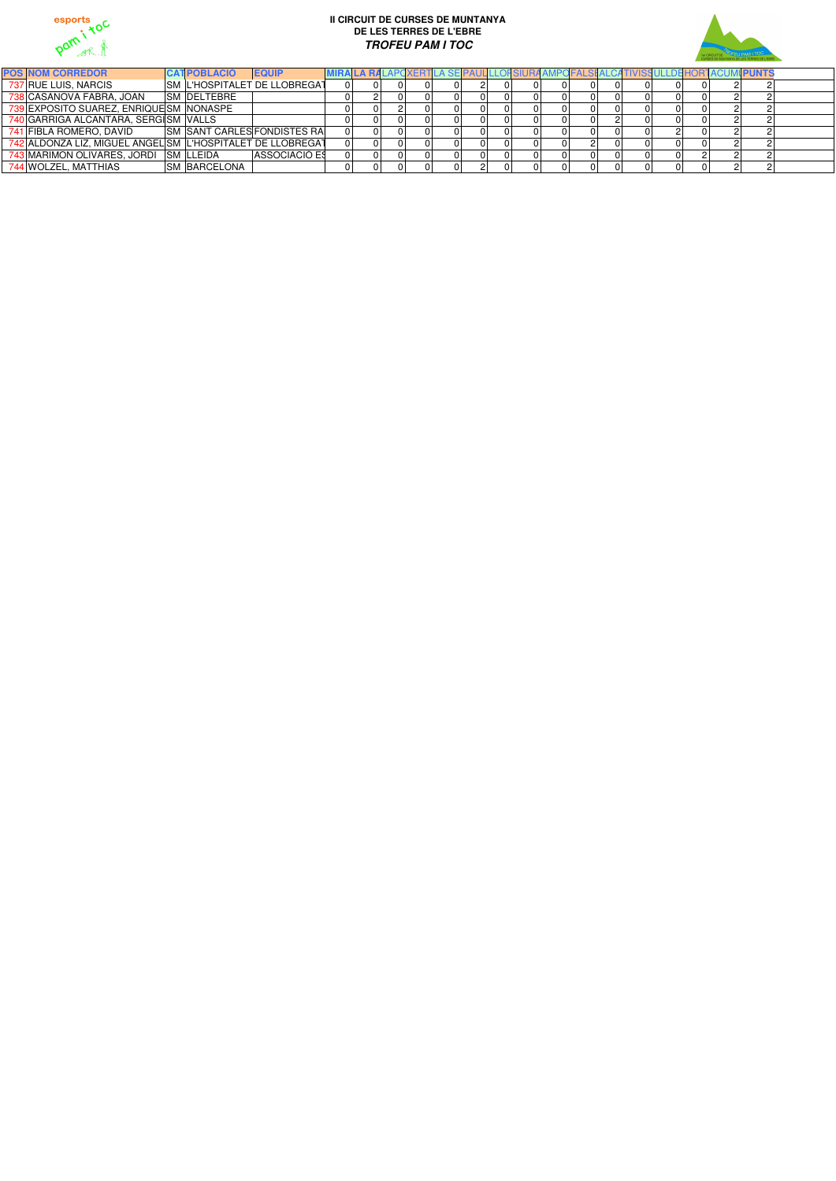**II CIRCUIT DE CURSES DE MUNTANYA**
**DE LES TERRES DE L'EBRE**
***TROFEU PAM I TOC***

| POS | NOM CORREDOR | CAT | POBLACIO | EQUIP | MIRA | LA RA | LAPO | XERT | LA SE | PAUL | LLOR | SIURA | AMPO | FALSE | ALCA | TIVISS | ULLDE | HORT | ACUMU | PUNTS |
|---|---|---|---|---|---|---|---|---|---|---|---|---|---|---|---|---|---|---|---|---|
| 737 | RUE LUIS, NARCIS | SM | L'HOSPITALET DE LLOBREGAT | | 0 | 0 | 0 | 0 | 0 | 2 | 0 | 0 | 0 | 0 | 0 | 0 | 0 | 0 | 2 | 2 |
| 738 | CASANOVA FABRA, JOAN | SM | DELTEBRE | | 0 | 2 | 0 | 0 | 0 | 0 | 0 | 0 | 0 | 0 | 0 | 0 | 0 | 0 | 2 | 2 |
| 739 | EXPOSITO SUAREZ, ENRIQUE | SM | NONASPE | | 0 | 0 | 2 | 0 | 0 | 0 | 0 | 0 | 0 | 0 | 0 | 0 | 0 | 0 | 2 | 2 |
| 740 | GARRIGA ALCANTARA, SERGI | SM | VALLS | | 0 | 0 | 0 | 0 | 0 | 0 | 0 | 0 | 0 | 0 | 2 | 0 | 0 | 0 | 2 | 2 |
| 741 | FIBLA ROMERO, DAVID | SM | SANT CARLES | FONDISTES RA | 0 | 0 | 0 | 0 | 0 | 0 | 0 | 0 | 0 | 0 | 0 | 0 | 2 | 0 | 2 | 2 |
| 742 | ALDONZA LIZ, MIGUEL ANGEL | SM | L'HOSPITALET DE LLOBREGAT | | 0 | 0 | 0 | 0 | 0 | 0 | 0 | 0 | 0 | 2 | 0 | 0 | 0 | 0 | 2 | 2 |
| 743 | MARIMON OLIVARES, JORDI | SM | LLEIDA | ASSOCIACIO ES | 0 | 0 | 0 | 0 | 0 | 0 | 0 | 0 | 0 | 0 | 0 | 0 | 0 | 2 | 2 | 2 |
| 744 | WOLZEL, MATTHIAS | SM | BARCELONA | | 0 | 0 | 0 | 0 | 0 | 2 | 0 | 0 | 0 | 0 | 0 | 0 | 0 | 0 | 2 | 2 |